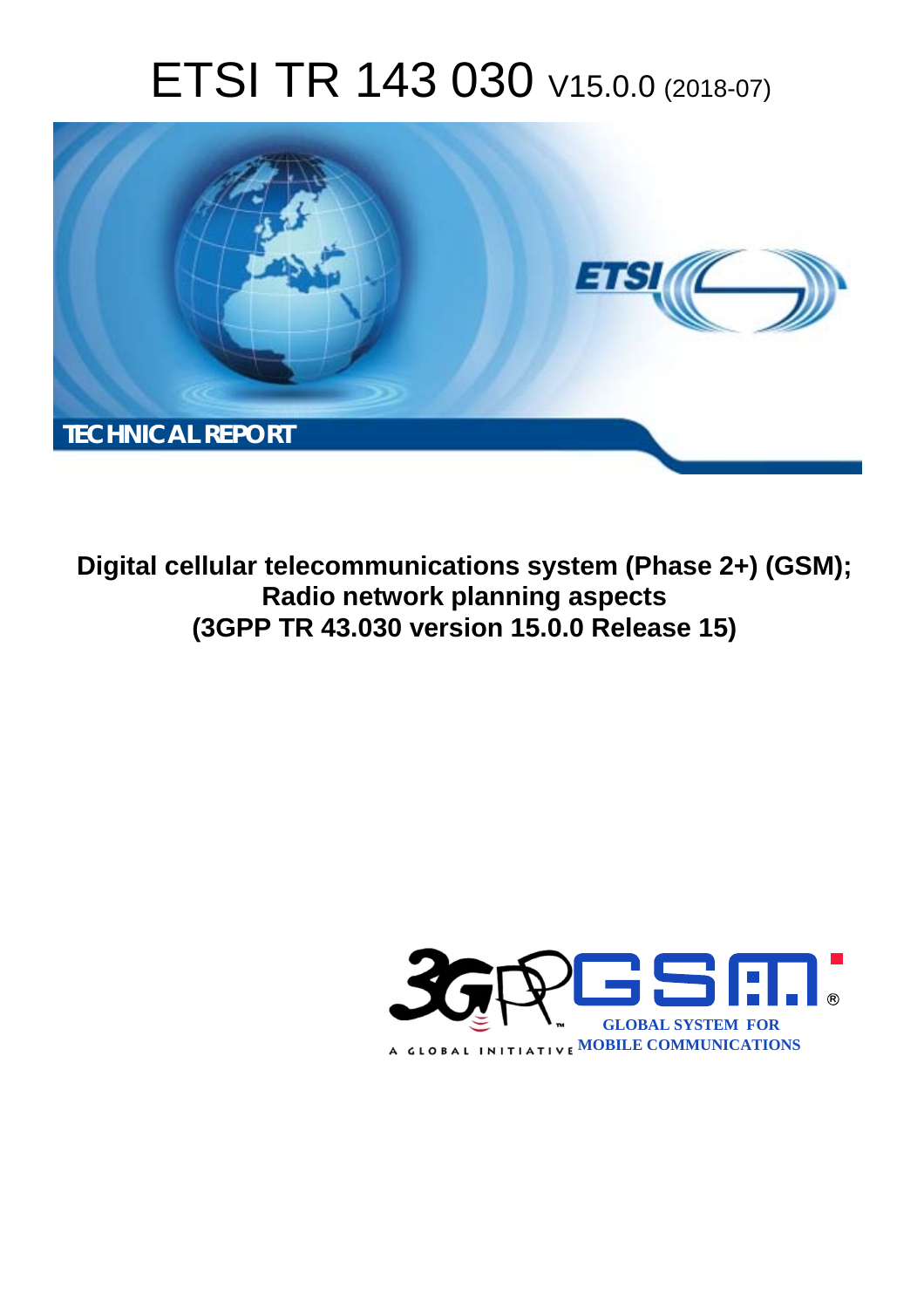# ETSI TR 143 030 V15.0.0 (2018-07)

TECHNICAL REPORT

**Digital cellular telecommunications system (Phase 2+) (GSM); Radio network planning aspects (3GPP TR 43.030 version 15.0.0 Release 15)**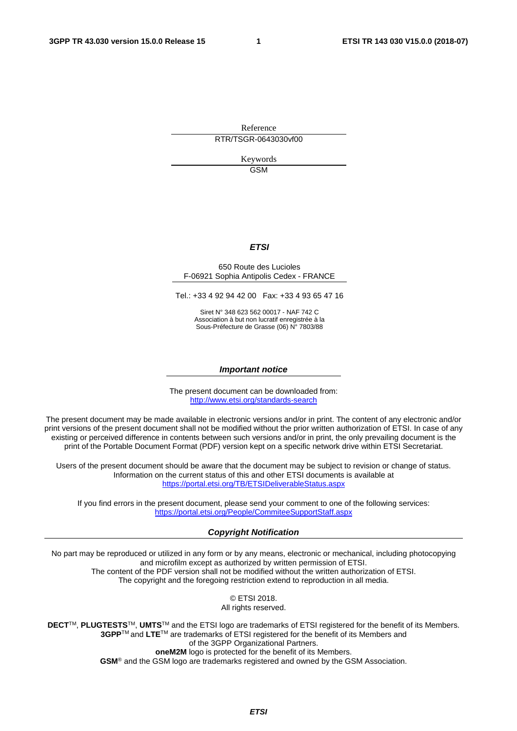Reference

RTR/TSGR-0643030vf00

Keywords

GSM

***ETSI***

650 Route des Lucioles
F-06921 Sophia Antipolis Cedex - FRANCE

Tel.: +33 4 92 94 42 00   Fax: +33 4 93 65 47 16

Siret N° 348 623 562 00017 - NAF 742 C
Association à but non lucratif enregistrée à la
Sous-Préfecture de Grasse (06) N° 7803/88

***Important notice***

The present document can be downloaded from:
http://www.etsi.org/standards-search

The present document may be made available in electronic versions and/or in print. The content of any electronic and/or print versions of the present document shall not be modified without the prior written authorization of ETSI. In case of any existing or perceived difference in contents between such versions and/or in print, the only prevailing document is the print of the Portable Document Format (PDF) version kept on a specific network drive within ETSI Secretariat.

Users of the present document should be aware that the document may be subject to revision or change of status. Information on the current status of this and other ETSI documents is available at
https://portal.etsi.org/TB/ETSIDeliverableStatus.aspx

If you find errors in the present document, please send your comment to one of the following services:
https://portal.etsi.org/People/CommiteeSupportStaff.aspx

***Copyright Notification***

No part may be reproduced or utilized in any form or by any means, electronic or mechanical, including photocopying and microfilm except as authorized by written permission of ETSI.
The content of the PDF version shall not be modified without the written authorization of ETSI.
The copyright and the foregoing restriction extend to reproduction in all media.

© ETSI 2018.
All rights reserved.

**DECT**™, **PLUGTESTS**™, **UMTS**™ and the ETSI logo are trademarks of ETSI registered for the benefit of its Members.
**3GPP**™ and **LTE**™ are trademarks of ETSI registered for the benefit of its Members and
of the 3GPP Organizational Partners.
**oneM2M** logo is protected for the benefit of its Members.
**GSM**® and the GSM logo are trademarks registered and owned by the GSM Association.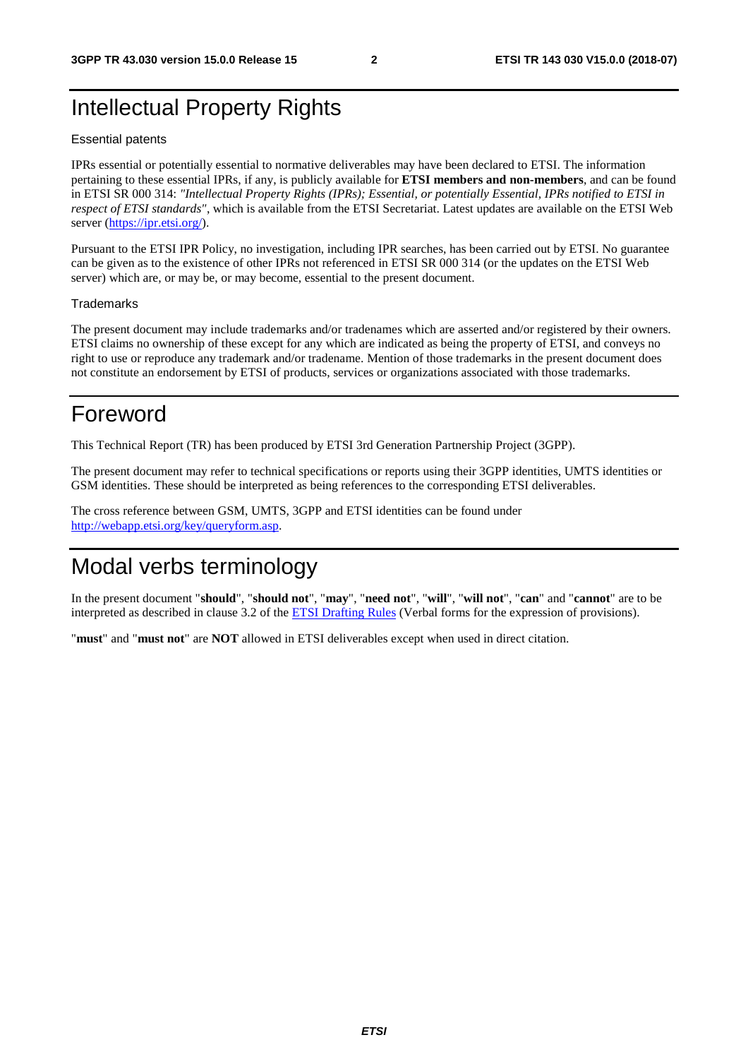# Intellectual Property Rights

Essential patents

IPRs essential or potentially essential to normative deliverables may have been declared to ETSI. The information pertaining to these essential IPRs, if any, is publicly available for **ETSI members and non-members**, and can be found in ETSI SR 000 314: *"Intellectual Property Rights (IPRs); Essential, or potentially Essential, IPRs notified to ETSI in respect of ETSI standards"*, which is available from the ETSI Secretariat. Latest updates are available on the ETSI Web server (https://ipr.etsi.org/).

Pursuant to the ETSI IPR Policy, no investigation, including IPR searches, has been carried out by ETSI. No guarantee can be given as to the existence of other IPRs not referenced in ETSI SR 000 314 (or the updates on the ETSI Web server) which are, or may be, or may become, essential to the present document.

Trademarks

The present document may include trademarks and/or tradenames which are asserted and/or registered by their owners. ETSI claims no ownership of these except for any which are indicated as being the property of ETSI, and conveys no right to use or reproduce any trademark and/or tradename. Mention of those trademarks in the present document does not constitute an endorsement by ETSI of products, services or organizations associated with those trademarks.

# Foreword

This Technical Report (TR) has been produced by ETSI 3rd Generation Partnership Project (3GPP).

The present document may refer to technical specifications or reports using their 3GPP identities, UMTS identities or GSM identities. These should be interpreted as being references to the corresponding ETSI deliverables.

The cross reference between GSM, UMTS, 3GPP and ETSI identities can be found under http://webapp.etsi.org/key/queryform.asp.

# Modal verbs terminology

In the present document "**should**", "**should not**", "**may**", "**need not**", "**will**", "**will not**", "**can**" and "**cannot**" are to be interpreted as described in clause 3.2 of the ETSI Drafting Rules (Verbal forms for the expression of provisions).

"**must**" and "**must not**" are **NOT** allowed in ETSI deliverables except when used in direct citation.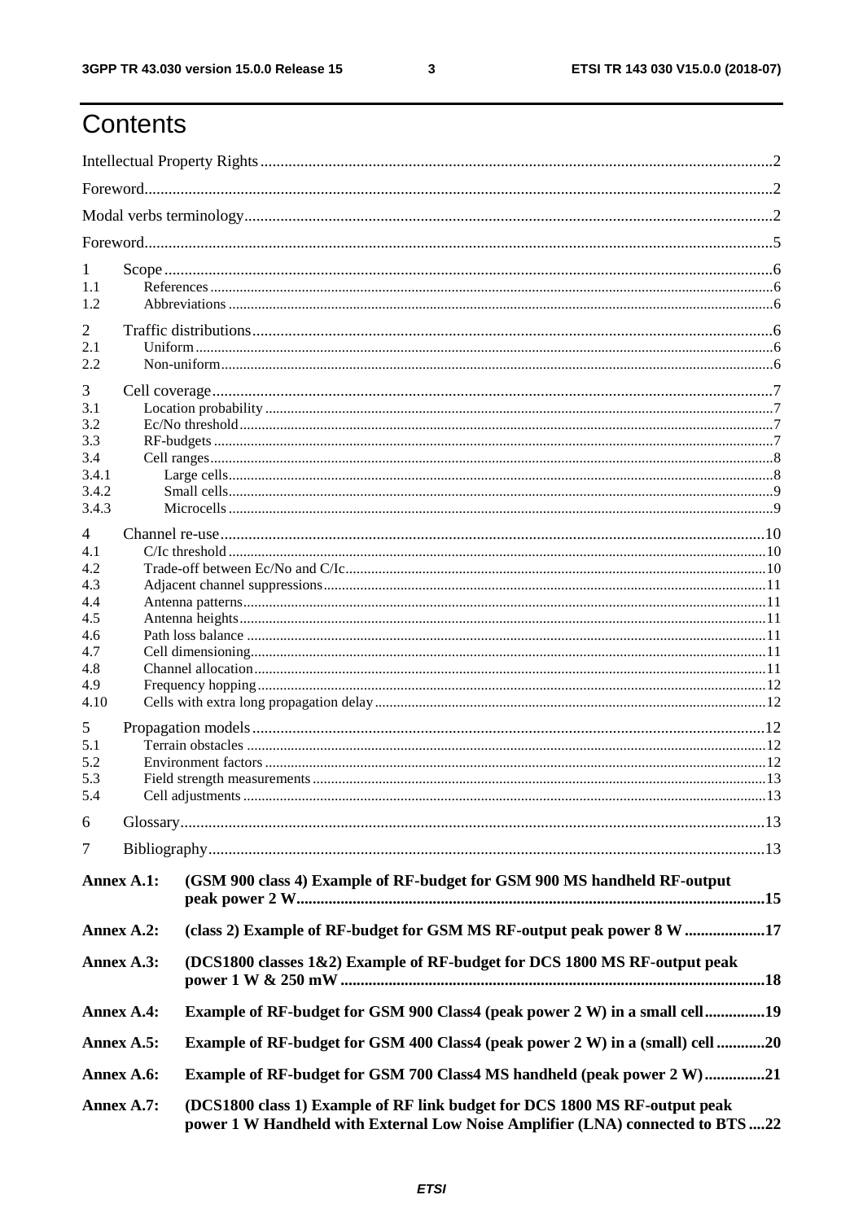# Contents

Intellectual Property Rights ..... 2

Foreword ..... 2

Modal verbs terminology ..... 2

Foreword ..... 5

1 Scope ..... 6

1.1 References ..... 6

1.2 Abbreviations ..... 6

2 Traffic distributions ..... 6

2.1 Uniform ..... 6

2.2 Non-uniform ..... 6

3 Cell coverage ..... 7

3.1 Location probability ..... 7

3.2 Ec/No threshold ..... 7

3.3 RF-budgets ..... 7

3.4 Cell ranges ..... 8

3.4.1 Large cells ..... 8

3.4.2 Small cells ..... 9

3.4.3 Microcells ..... 9

4 Channel re-use ..... 10

4.1 C/Ic threshold ..... 10

4.2 Trade-off between Ec/No and C/Ic ..... 10

4.3 Adjacent channel suppressions ..... 11

4.4 Antenna patterns ..... 11

4.5 Antenna heights ..... 11

4.6 Path loss balance ..... 11

4.7 Cell dimensioning ..... 11

4.8 Channel allocation ..... 11

4.9 Frequency hopping ..... 12

4.10 Cells with extra long propagation delay ..... 12

5 Propagation models ..... 12

5.1 Terrain obstacles ..... 12

5.2 Environment factors ..... 12

5.3 Field strength measurements ..... 13

5.4 Cell adjustments ..... 13

6 Glossary ..... 13

7 Bibliography ..... 13

**Annex A.1: (GSM 900 class 4) Example of RF-budget for GSM 900 MS handheld RF-output peak power 2 W ..... 15**

**Annex A.2: (class 2) Example of RF-budget for GSM MS RF-output peak power 8 W ..... 17**

**Annex A.3: (DCS1800 classes 1&2) Example of RF-budget for DCS 1800 MS RF-output peak power 1 W & 250 mW ..... 18**

**Annex A.4: Example of RF-budget for GSM 900 Class4 (peak power 2 W) in a small cell ..... 19**

**Annex A.5: Example of RF-budget for GSM 400 Class4 (peak power 2 W) in a (small) cell ..... 20**

**Annex A.6: Example of RF-budget for GSM 700 Class4 MS handheld (peak power 2 W) ..... 21**

**Annex A.7: (DCS1800 class 1) Example of RF link budget for DCS 1800 MS RF-output peak power 1 W Handheld with External Low Noise Amplifier (LNA) connected to BTS ..... 22**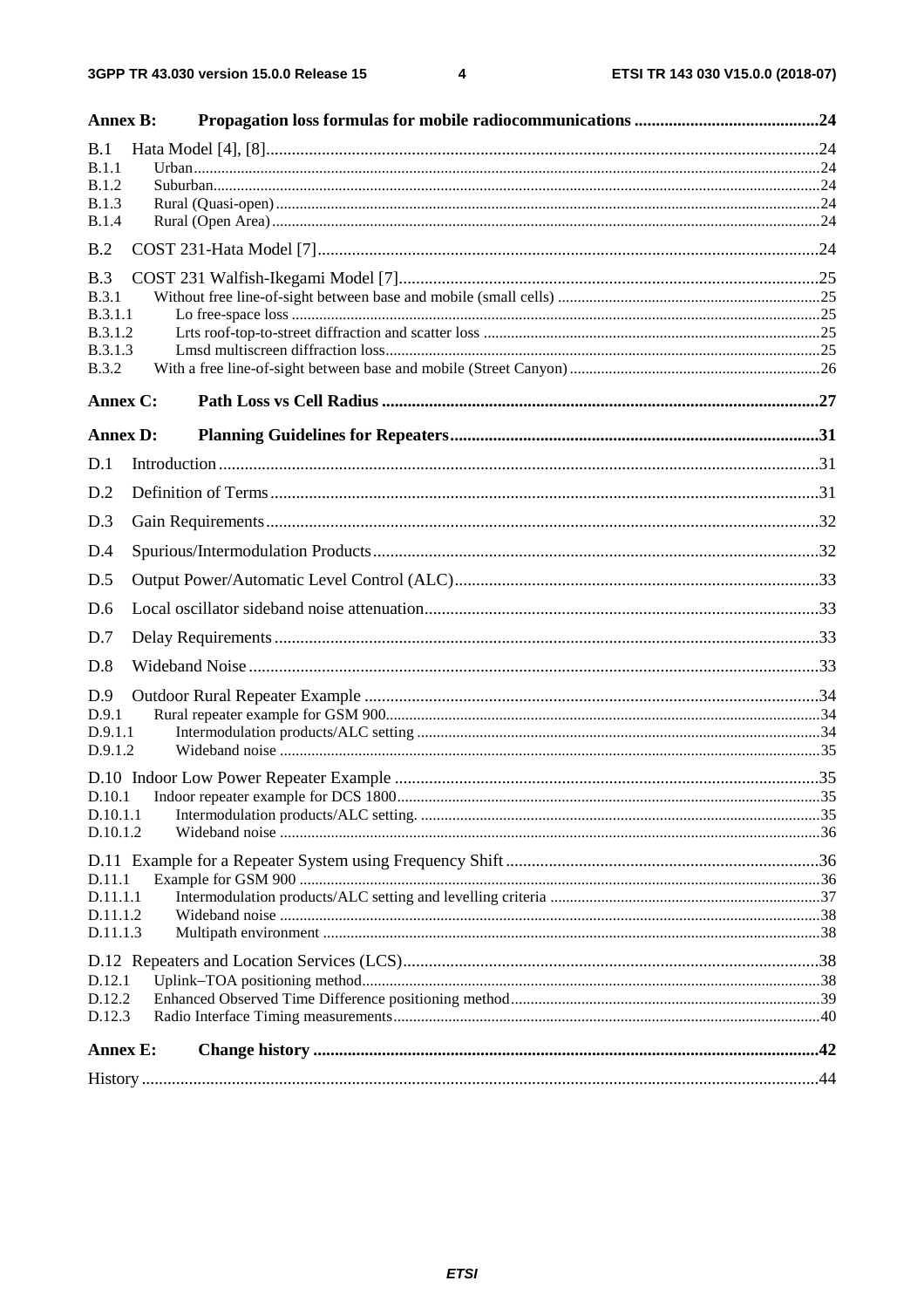Annex B: Propagation loss formulas for mobile radiocommunications ..........................................24

B.1 Hata Model [4], [8]................................................................................................................24
B.1.1 Urban...............................................................................................................................24
B.1.2 Suburban..........................................................................................................................24
B.1.3 Rural (Quasi-open)..........................................................................................................24
B.1.4 Rural (Open Area)...........................................................................................................24

B.2 COST 231-Hata Model [7]...................................................................................................24

B.3 COST 231 Walfish-Ikegami Model [7]................................................................................25
B.3.1 Without free line-of-sight between base and mobile (small cells) ..................................25
B.3.1.1 Lo free-space loss ..........................................................................................................25
B.3.1.2 Lrts roof-top-to-street diffraction and scatter loss .........................................................25
B.3.1.3 Lmsd multiscreen diffraction loss..................................................................................25
B.3.2 With a free line-of-sight between base and mobile (Street Canyon)................................26

Annex C: Path Loss vs Cell Radius .....................................................................................27

Annex D: Planning Guidelines for Repeaters......................................................................31

D.1 Introduction..........................................................................................................................31

D.2 Definition of Terms..............................................................................................................31

D.3 Gain Requirements...............................................................................................................32

D.4 Spurious/Intermodulation Products.......................................................................................32

D.5 Output Power/Automatic Level Control (ALC)...................................................................33

D.6 Local oscillator sideband noise attenuation..........................................................................33

D.7 Delay Requirements.............................................................................................................33

D.8 Wideband Noise...................................................................................................................33

D.9 Outdoor Rural Repeater Example .........................................................................................34
D.9.1 Rural repeater example for GSM 900..............................................................................34
D.9.1.1 Intermodulation products/ALC setting ..........................................................................34
D.9.1.2 Wideband noise .............................................................................................................35

D.10 Indoor Low Power Repeater Example ................................................................................35
D.10.1 Indoor repeater example for DCS 1800..........................................................................35
D.10.1.1 Intermodulation products/ALC setting. ........................................................................35
D.10.1.2 Wideband noise ...........................................................................................................36

D.11 Example for a Repeater System using Frequency Shift.......................................................36
D.11.1 Example for GSM 900 ....................................................................................................36
D.11.1.1 Intermodulation products/ALC setting and levelling criteria ........................................37
D.11.1.2 Wideband noise ...........................................................................................................38
D.11.1.3 Multipath environment ................................................................................................38

D.12 Repeaters and Location Services (LCS)...............................................................................38
D.12.1 Uplink–TOA positioning method....................................................................................38
D.12.2 Enhanced Observed Time Difference positioning method..............................................39
D.12.3 Radio Interface Timing measurements............................................................................40

Annex E: Change history ....................................................................................................42

History .........................................................................................................................................44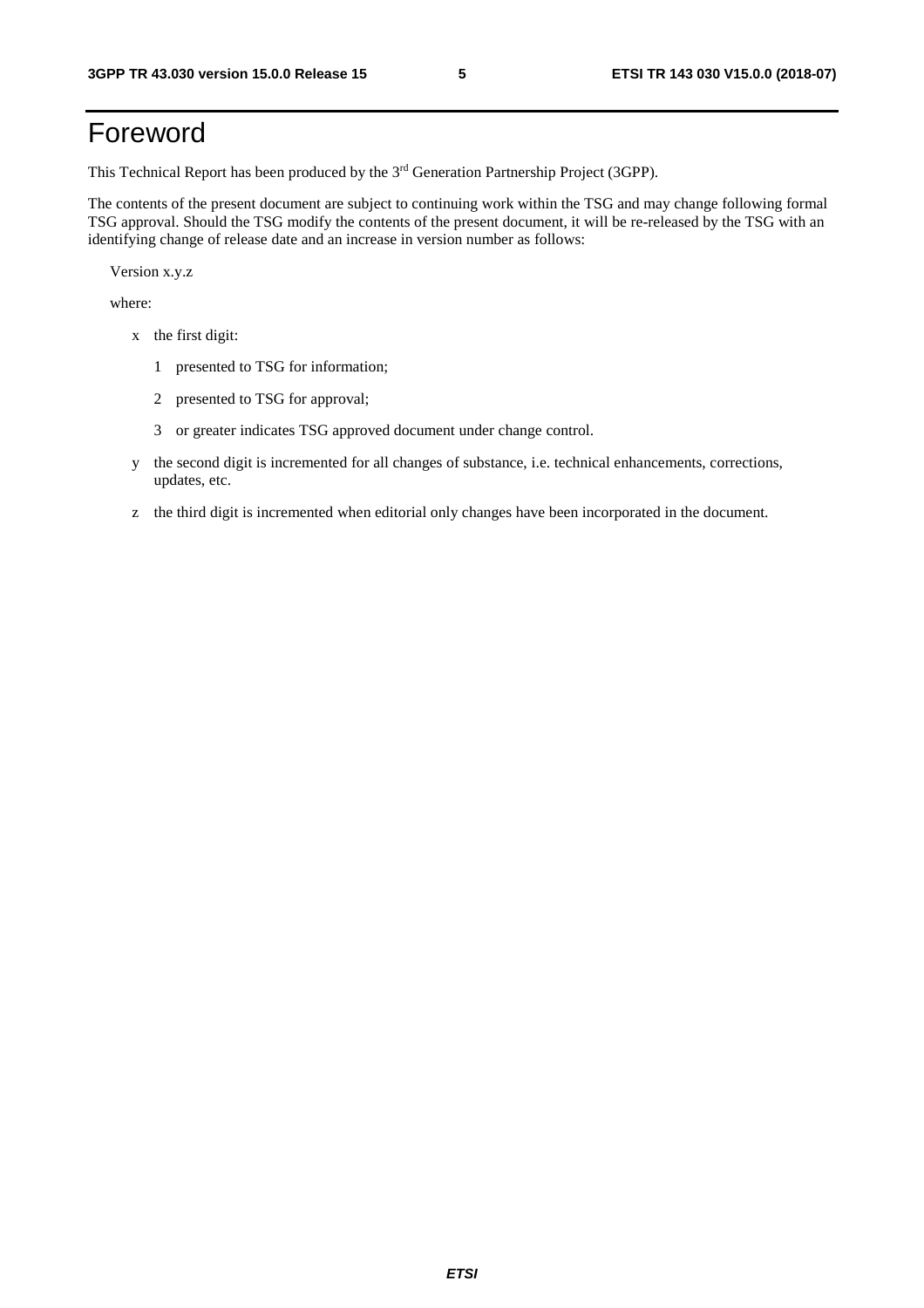# Foreword

This Technical Report has been produced by the 3rd Generation Partnership Project (3GPP).

The contents of the present document are subject to continuing work within the TSG and may change following formal TSG approval. Should the TSG modify the contents of the present document, it will be re-released by the TSG with an identifying change of release date and an increase in version number as follows:

Version x.y.z

where:

- x the first digit:
  - 1 presented to TSG for information;
  - 2 presented to TSG for approval;
  - 3 or greater indicates TSG approved document under change control.
- y the second digit is incremented for all changes of substance, i.e. technical enhancements, corrections, updates, etc.
- z the third digit is incremented when editorial only changes have been incorporated in the document.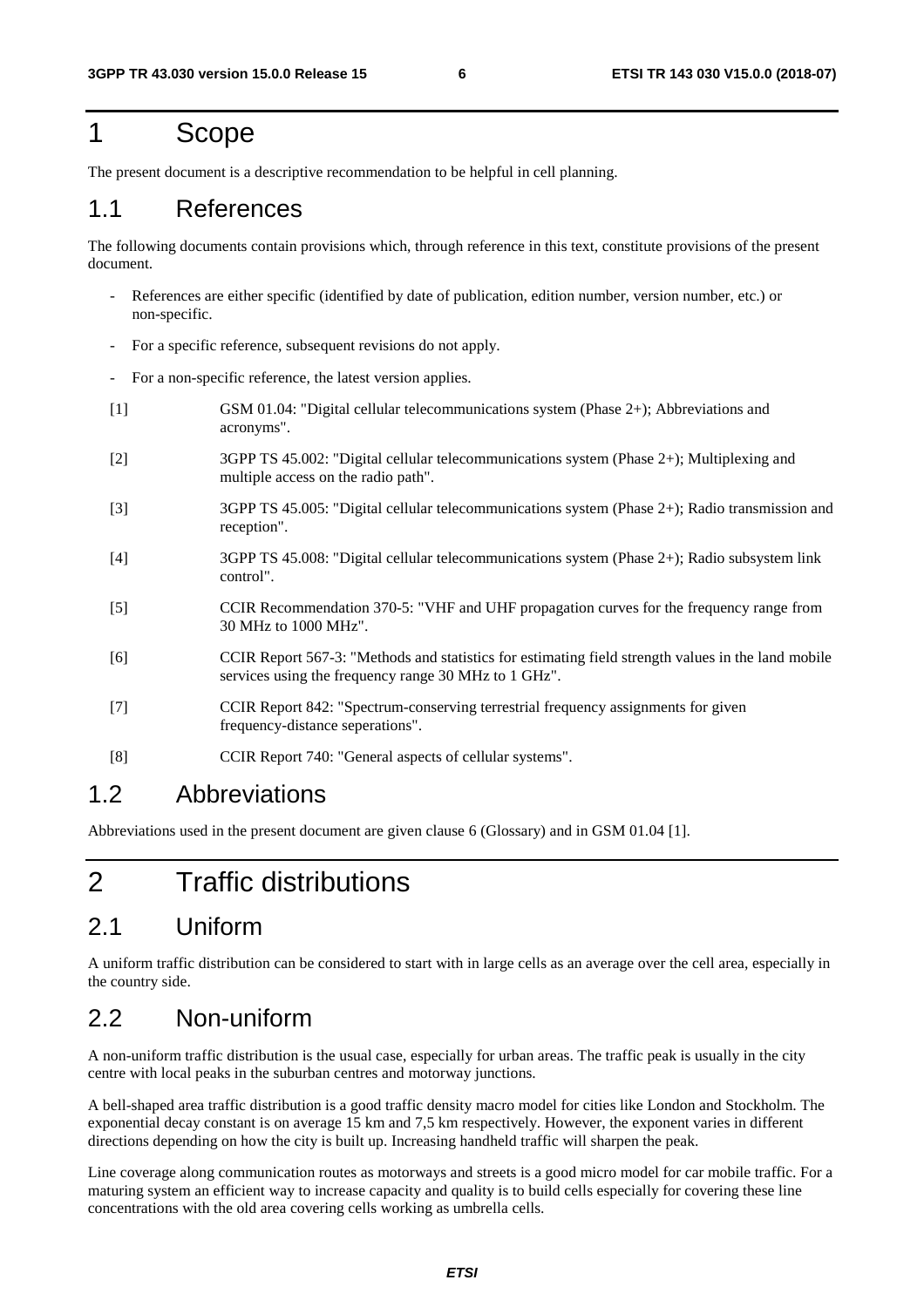# 1 Scope

The present document is a descriptive recommendation to be helpful in cell planning.

## 1.1 References

The following documents contain provisions which, through reference in this text, constitute provisions of the present document.

- References are either specific (identified by date of publication, edition number, version number, etc.) or non-specific.
- For a specific reference, subsequent revisions do not apply.
- For a non-specific reference, the latest version applies.

[1] GSM 01.04: "Digital cellular telecommunications system (Phase 2+); Abbreviations and acronyms".

[2] 3GPP TS 45.002: "Digital cellular telecommunications system (Phase 2+); Multiplexing and multiple access on the radio path".

[3] 3GPP TS 45.005: "Digital cellular telecommunications system (Phase 2+); Radio transmission and reception".

[4] 3GPP TS 45.008: "Digital cellular telecommunications system (Phase 2+); Radio subsystem link control".

[5] CCIR Recommendation 370-5: "VHF and UHF propagation curves for the frequency range from 30 MHz to 1000 MHz".

[6] CCIR Report 567-3: "Methods and statistics for estimating field strength values in the land mobile services using the frequency range 30 MHz to 1 GHz".

[7] CCIR Report 842: "Spectrum-conserving terrestrial frequency assignments for given frequency-distance seperations".

[8] CCIR Report 740: "General aspects of cellular systems".

## 1.2 Abbreviations

Abbreviations used in the present document are given clause 6 (Glossary) and in GSM 01.04 [1].

# 2 Traffic distributions

## 2.1 Uniform

A uniform traffic distribution can be considered to start with in large cells as an average over the cell area, especially in the country side.

## 2.2 Non-uniform

A non-uniform traffic distribution is the usual case, especially for urban areas. The traffic peak is usually in the city centre with local peaks in the suburban centres and motorway junctions.

A bell-shaped area traffic distribution is a good traffic density macro model for cities like London and Stockholm. The exponential decay constant is on average 15 km and 7,5 km respectively. However, the exponent varies in different directions depending on how the city is built up. Increasing handheld traffic will sharpen the peak.

Line coverage along communication routes as motorways and streets is a good micro model for car mobile traffic. For a maturing system an efficient way to increase capacity and quality is to build cells especially for covering these line concentrations with the old area covering cells working as umbrella cells.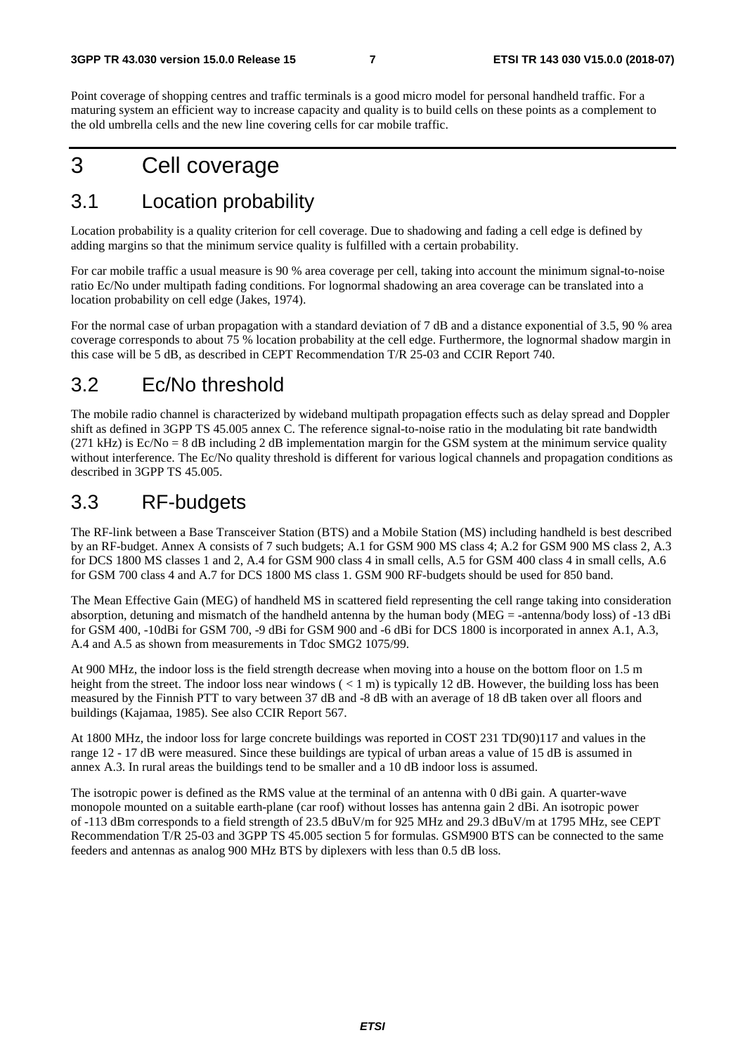Point coverage of shopping centres and traffic terminals is a good micro model for personal handheld traffic. For a maturing system an efficient way to increase capacity and quality is to build cells on these points as a complement to the old umbrella cells and the new line covering cells for car mobile traffic.

# 3 Cell coverage

## 3.1 Location probability

Location probability is a quality criterion for cell coverage. Due to shadowing and fading a cell edge is defined by adding margins so that the minimum service quality is fulfilled with a certain probability.

For car mobile traffic a usual measure is 90 % area coverage per cell, taking into account the minimum signal-to-noise ratio Ec/No under multipath fading conditions. For lognormal shadowing an area coverage can be translated into a location probability on cell edge (Jakes, 1974).

For the normal case of urban propagation with a standard deviation of 7 dB and a distance exponential of 3.5, 90 % area coverage corresponds to about 75 % location probability at the cell edge. Furthermore, the lognormal shadow margin in this case will be 5 dB, as described in CEPT Recommendation T/R 25-03 and CCIR Report 740.

## 3.2 Ec/No threshold

The mobile radio channel is characterized by wideband multipath propagation effects such as delay spread and Doppler shift as defined in 3GPP TS 45.005 annex C. The reference signal-to-noise ratio in the modulating bit rate bandwidth (271 kHz) is Ec/No = 8 dB including 2 dB implementation margin for the GSM system at the minimum service quality without interference. The Ec/No quality threshold is different for various logical channels and propagation conditions as described in 3GPP TS 45.005.

## 3.3 RF-budgets

The RF-link between a Base Transceiver Station (BTS) and a Mobile Station (MS) including handheld is best described by an RF-budget. Annex A consists of 7 such budgets; A.1 for GSM 900 MS class 4; A.2 for GSM 900 MS class 2, A.3 for DCS 1800 MS classes 1 and 2, A.4 for GSM 900 class 4 in small cells, A.5 for GSM 400 class 4 in small cells, A.6 for GSM 700 class 4 and A.7 for DCS 1800 MS class 1. GSM 900 RF-budgets should be used for 850 band.

The Mean Effective Gain (MEG) of handheld MS in scattered field representing the cell range taking into consideration absorption, detuning and mismatch of the handheld antenna by the human body (MEG = -antenna/body loss) of -13 dBi for GSM 400, -10dBi for GSM 700, -9 dBi for GSM 900 and -6 dBi for DCS 1800 is incorporated in annex A.1, A.3, A.4 and A.5 as shown from measurements in Tdoc SMG2 1075/99.

At 900 MHz, the indoor loss is the field strength decrease when moving into a house on the bottom floor on 1.5 m height from the street. The indoor loss near windows ( < 1 m) is typically 12 dB. However, the building loss has been measured by the Finnish PTT to vary between 37 dB and -8 dB with an average of 18 dB taken over all floors and buildings (Kajamaa, 1985). See also CCIR Report 567.

At 1800 MHz, the indoor loss for large concrete buildings was reported in COST 231 TD(90)117 and values in the range 12 - 17 dB were measured. Since these buildings are typical of urban areas a value of 15 dB is assumed in annex A.3. In rural areas the buildings tend to be smaller and a 10 dB indoor loss is assumed.

The isotropic power is defined as the RMS value at the terminal of an antenna with 0 dBi gain. A quarter-wave monopole mounted on a suitable earth-plane (car roof) without losses has antenna gain 2 dBi. An isotropic power of -113 dBm corresponds to a field strength of 23.5 dBuV/m for 925 MHz and 29.3 dBuV/m at 1795 MHz, see CEPT Recommendation T/R 25-03 and 3GPP TS 45.005 section 5 for formulas. GSM900 BTS can be connected to the same feeders and antennas as analog 900 MHz BTS by diplexers with less than 0.5 dB loss.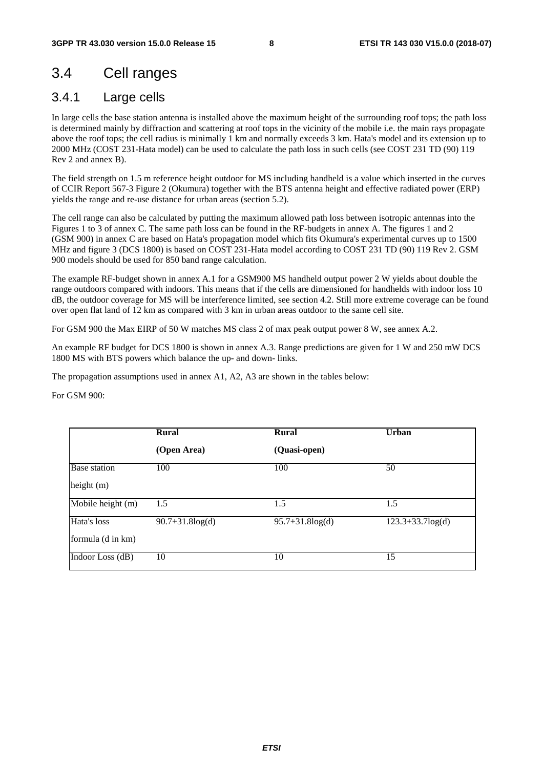## 3.4 Cell ranges

### 3.4.1 Large cells

In large cells the base station antenna is installed above the maximum height of the surrounding roof tops; the path loss is determined mainly by diffraction and scattering at roof tops in the vicinity of the mobile i.e. the main rays propagate above the roof tops; the cell radius is minimally 1 km and normally exceeds 3 km. Hata's model and its extension up to 2000 MHz (COST 231-Hata model) can be used to calculate the path loss in such cells (see COST 231 TD (90) 119 Rev 2 and annex B).

The field strength on 1.5 m reference height outdoor for MS including handheld is a value which inserted in the curves of CCIR Report 567-3 Figure 2 (Okumura) together with the BTS antenna height and effective radiated power (ERP) yields the range and re-use distance for urban areas (section 5.2).

The cell range can also be calculated by putting the maximum allowed path loss between isotropic antennas into the Figures 1 to 3 of annex C. The same path loss can be found in the RF-budgets in annex A. The figures 1 and 2 (GSM 900) in annex C are based on Hata's propagation model which fits Okumura's experimental curves up to 1500 MHz and figure 3 (DCS 1800) is based on COST 231-Hata model according to COST 231 TD (90) 119 Rev 2. GSM 900 models should be used for 850 band range calculation.

The example RF-budget shown in annex A.1 for a GSM900 MS handheld output power 2 W yields about double the range outdoors compared with indoors. This means that if the cells are dimensioned for handhelds with indoor loss 10 dB, the outdoor coverage for MS will be interference limited, see section 4.2. Still more extreme coverage can be found over open flat land of 12 km as compared with 3 km in urban areas outdoor to the same cell site.

For GSM 900 the Max EIRP of 50 W matches MS class 2 of max peak output power 8 W, see annex A.2.

An example RF budget for DCS 1800 is shown in annex A.3. Range predictions are given for 1 W and 250 mW DCS 1800 MS with BTS powers which balance the up- and down- links.

The propagation assumptions used in annex A1, A2, A3 are shown in the tables below:

For GSM 900:

| | **Rural (Open Area)** | **Rural (Quasi-open)** | **Urban** |
|---|---|---|---|
| Base station height (m) | 100 | 100 | 50 |
| Mobile height (m) | 1.5 | 1.5 | 1.5 |
| Hata's loss formula (d in km) | 90.7+31.8log(d) | 95.7+31.8log(d) | 123.3+33.7log(d) |
| Indoor Loss (dB) | 10 | 10 | 15 |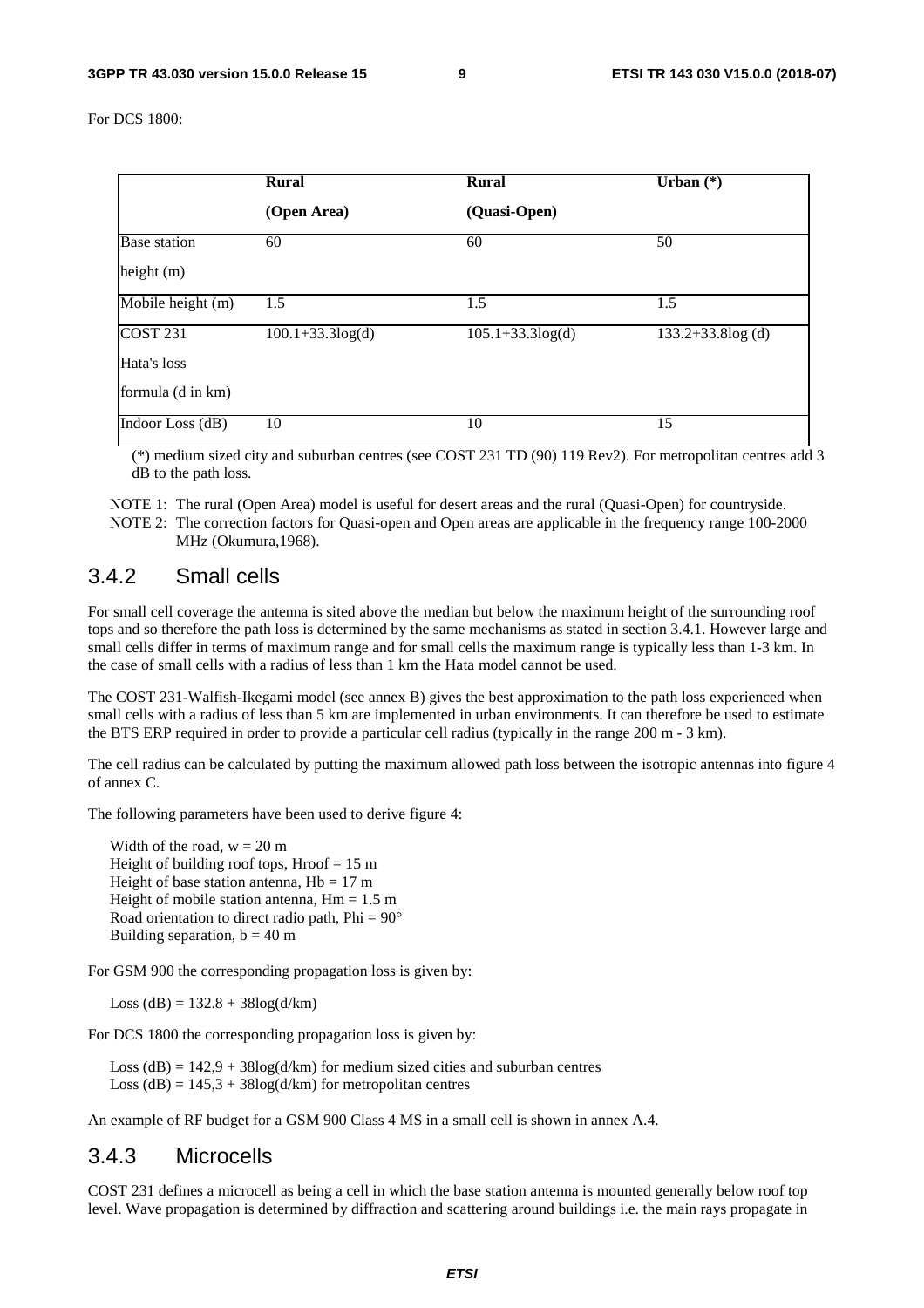For DCS 1800:

| | Rural (Open Area) | Rural (Quasi-Open) | Urban (*) |
|---|---|---|---|
| Base station height (m) | 60 | 60 | 50 |
| Mobile height (m) | 1.5 | 1.5 | 1.5 |
| COST 231 Hata's loss formula (d in km) | 100.1+33.3log(d) | 105.1+33.3log(d) | 133.2+33.8log (d) |
| Indoor Loss (dB) | 10 | 10 | 15 |

(*) medium sized city and suburban centres (see COST 231 TD (90) 119 Rev2). For metropolitan centres add 3 dB to the path loss.

NOTE 1: The rural (Open Area) model is useful for desert areas and the rural (Quasi-Open) for countryside.

NOTE 2: The correction factors for Quasi-open and Open areas are applicable in the frequency range 100-2000 MHz (Okumura,1968).

### 3.4.2 Small cells

For small cell coverage the antenna is sited above the median but below the maximum height of the surrounding roof tops and so therefore the path loss is determined by the same mechanisms as stated in section 3.4.1. However large and small cells differ in terms of maximum range and for small cells the maximum range is typically less than 1-3 km. In the case of small cells with a radius of less than 1 km the Hata model cannot be used.

The COST 231-Walfish-Ikegami model (see annex B) gives the best approximation to the path loss experienced when small cells with a radius of less than 5 km are implemented in urban environments. It can therefore be used to estimate the BTS ERP required in order to provide a particular cell radius (typically in the range 200 m - 3 km).

The cell radius can be calculated by putting the maximum allowed path loss between the isotropic antennas into figure 4 of annex C.

The following parameters have been used to derive figure 4:

Width of the road, w = 20 m
Height of building roof tops, Hroof = 15 m
Height of base station antenna, Hb = 17 m
Height of mobile station antenna, Hm = 1.5 m
Road orientation to direct radio path, Phi = 90°
Building separation, b = 40 m

For GSM 900 the corresponding propagation loss is given by:

Loss (dB) = 132.8 + 38log(d/km)

For DCS 1800 the corresponding propagation loss is given by:

Loss (dB) = 142,9 + 38log(d/km) for medium sized cities and suburban centres
Loss (dB) = 145,3 + 38log(d/km) for metropolitan centres

An example of RF budget for a GSM 900 Class 4 MS in a small cell is shown in annex A.4.

### 3.4.3 Microcells

COST 231 defines a microcell as being a cell in which the base station antenna is mounted generally below roof top level. Wave propagation is determined by diffraction and scattering around buildings i.e. the main rays propagate in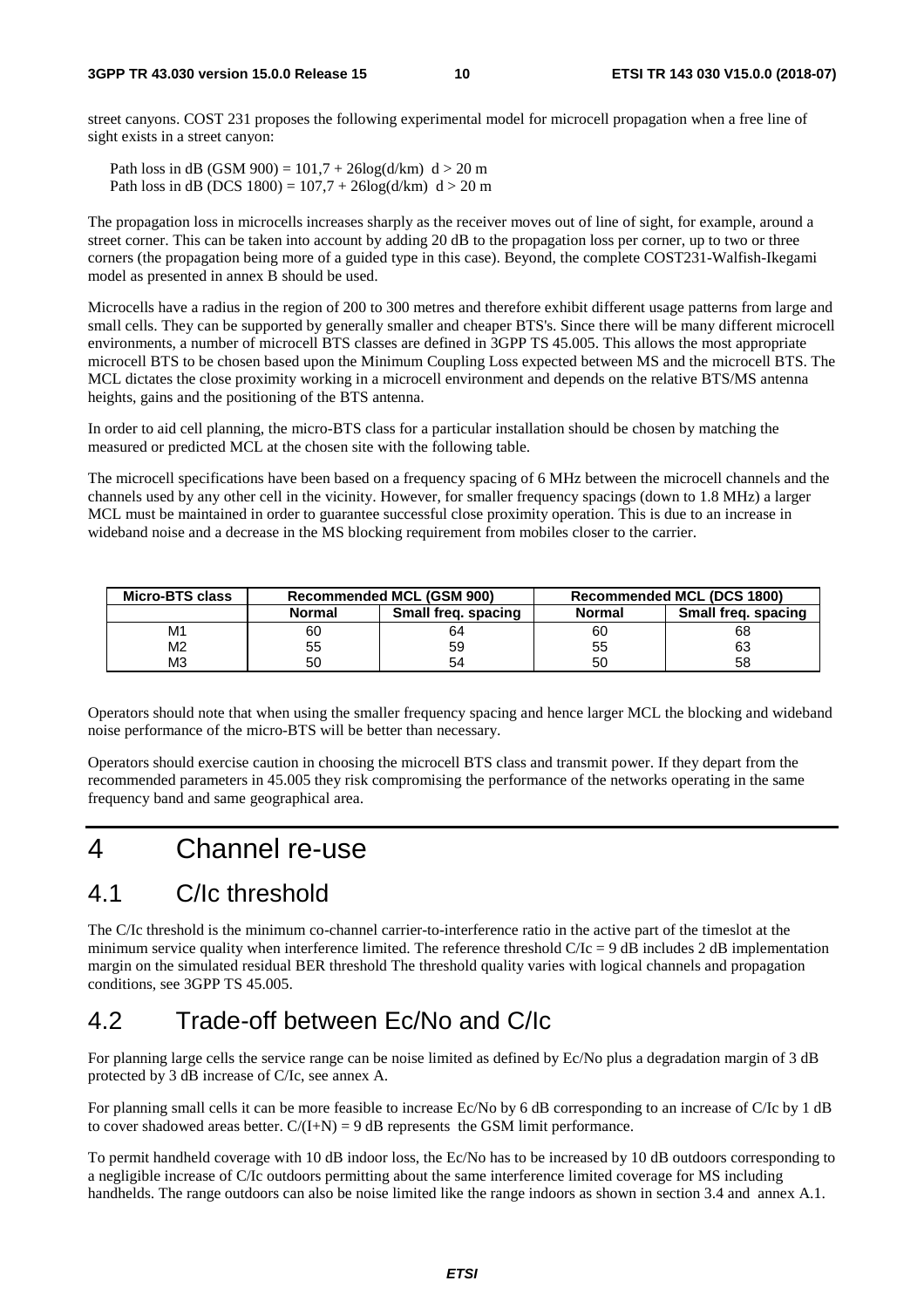street canyons. COST 231 proposes the following experimental model for microcell propagation when a free line of sight exists in a street canyon:

Path loss in dB (GSM 900) = 101,7 + 26log(d/km) d > 20 m
Path loss in dB (DCS 1800) = 107,7 + 26log(d/km) d > 20 m

The propagation loss in microcells increases sharply as the receiver moves out of line of sight, for example, around a street corner. This can be taken into account by adding 20 dB to the propagation loss per corner, up to two or three corners (the propagation being more of a guided type in this case). Beyond, the complete COST231-Walfish-Ikegami model as presented in annex B should be used.

Microcells have a radius in the region of 200 to 300 metres and therefore exhibit different usage patterns from large and small cells. They can be supported by generally smaller and cheaper BTS's. Since there will be many different microcell environments, a number of microcell BTS classes are defined in 3GPP TS 45.005. This allows the most appropriate microcell BTS to be chosen based upon the Minimum Coupling Loss expected between MS and the microcell BTS. The MCL dictates the close proximity working in a microcell environment and depends on the relative BTS/MS antenna heights, gains and the positioning of the BTS antenna.

In order to aid cell planning, the micro-BTS class for a particular installation should be chosen by matching the measured or predicted MCL at the chosen site with the following table.

The microcell specifications have been based on a frequency spacing of 6 MHz between the microcell channels and the channels used by any other cell in the vicinity. However, for smaller frequency spacings (down to 1.8 MHz) a larger MCL must be maintained in order to guarantee successful close proximity operation. This is due to an increase in wideband noise and a decrease in the MS blocking requirement from mobiles closer to the carrier.

| Micro-BTS class | Recommended MCL (GSM 900) | | Recommended MCL (DCS 1800) | |
|---|---|---|---|---|
| | Normal | Small freq. spacing | Normal | Small freq. spacing |
| M1 | 60 | 64 | 60 | 68 |
| M2 | 55 | 59 | 55 | 63 |
| M3 | 50 | 54 | 50 | 58 |

Operators should note that when using the smaller frequency spacing and hence larger MCL the blocking and wideband noise performance of the micro-BTS will be better than necessary.

Operators should exercise caution in choosing the microcell BTS class and transmit power. If they depart from the recommended parameters in 45.005 they risk compromising the performance of the networks operating in the same frequency band and same geographical area.

# 4 Channel re-use

## 4.1 C/Ic threshold

The C/Ic threshold is the minimum co-channel carrier-to-interference ratio in the active part of the timeslot at the minimum service quality when interference limited. The reference threshold C/Ic = 9 dB includes 2 dB implementation margin on the simulated residual BER threshold The threshold quality varies with logical channels and propagation conditions, see 3GPP TS 45.005.

## 4.2 Trade-off between Ec/No and C/Ic

For planning large cells the service range can be noise limited as defined by Ec/No plus a degradation margin of 3 dB protected by 3 dB increase of C/Ic, see annex A.

For planning small cells it can be more feasible to increase Ec/No by 6 dB corresponding to an increase of C/Ic by 1 dB to cover shadowed areas better. C/(I+N) = 9 dB represents the GSM limit performance.

To permit handheld coverage with 10 dB indoor loss, the Ec/No has to be increased by 10 dB outdoors corresponding to a negligible increase of C/Ic outdoors permitting about the same interference limited coverage for MS including handhelds. The range outdoors can also be noise limited like the range indoors as shown in section 3.4 and annex A.1.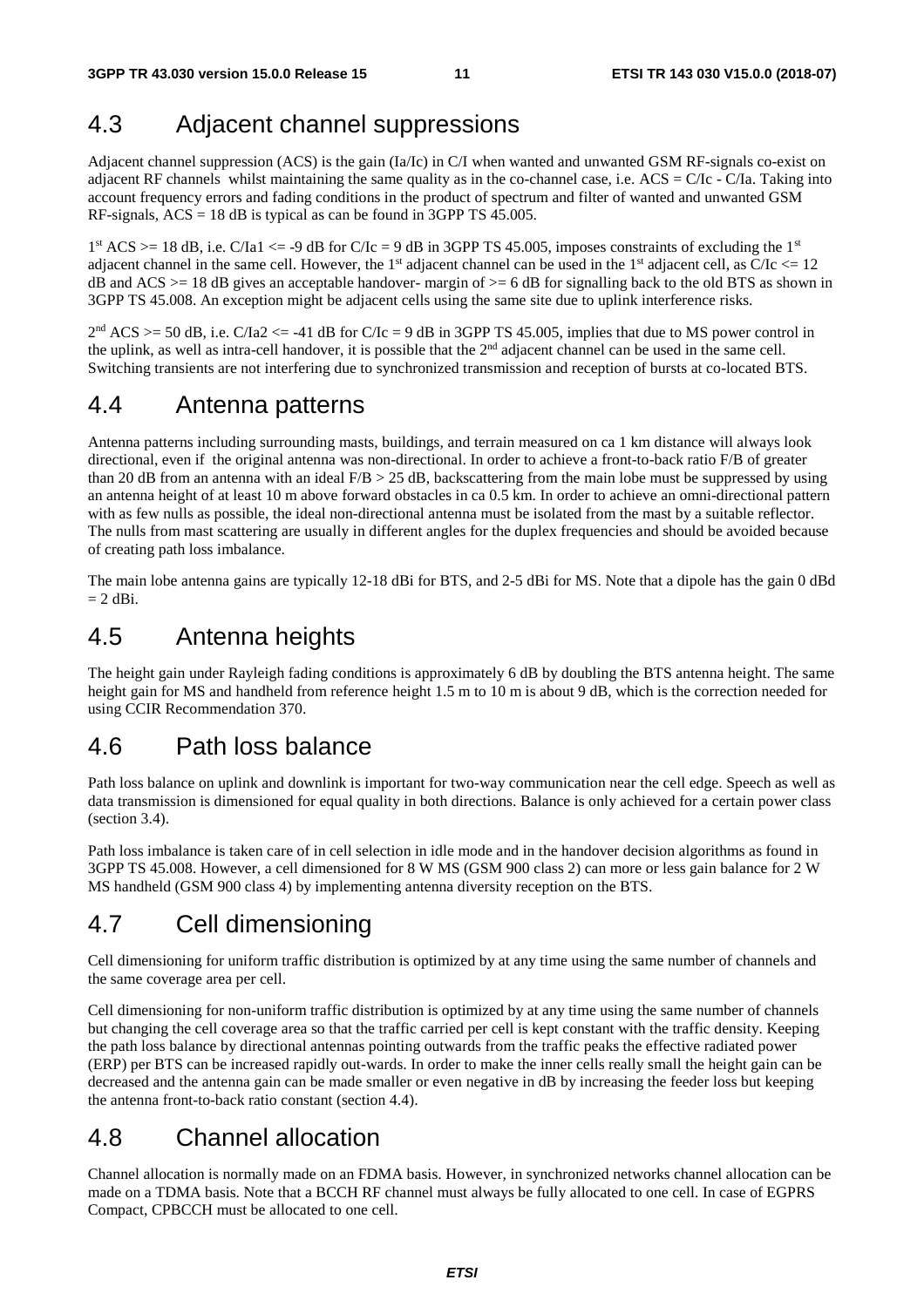## 4.3 Adjacent channel suppressions

Adjacent channel suppression (ACS) is the gain (Ia/Ic) in C/I when wanted and unwanted GSM RF-signals co-exist on adjacent RF channels whilst maintaining the same quality as in the co-channel case, i.e. ACS = C/Ic - C/Ia. Taking into account frequency errors and fading conditions in the product of spectrum and filter of wanted and unwanted GSM RF-signals, ACS = 18 dB is typical as can be found in 3GPP TS 45.005.

1st ACS >= 18 dB, i.e. C/Ia1 <= -9 dB for C/Ic = 9 dB in 3GPP TS 45.005, imposes constraints of excluding the 1st adjacent channel in the same cell. However, the 1st adjacent channel can be used in the 1st adjacent cell, as C/Ic <= 12 dB and ACS >= 18 dB gives an acceptable handover- margin of >= 6 dB for signalling back to the old BTS as shown in 3GPP TS 45.008. An exception might be adjacent cells using the same site due to uplink interference risks.

2nd ACS >= 50 dB, i.e. C/Ia2 <= -41 dB for C/Ic = 9 dB in 3GPP TS 45.005, implies that due to MS power control in the uplink, as well as intra-cell handover, it is possible that the 2nd adjacent channel can be used in the same cell. Switching transients are not interfering due to synchronized transmission and reception of bursts at co-located BTS.

## 4.4 Antenna patterns

Antenna patterns including surrounding masts, buildings, and terrain measured on ca 1 km distance will always look directional, even if the original antenna was non-directional. In order to achieve a front-to-back ratio F/B of greater than 20 dB from an antenna with an ideal F/B > 25 dB, backscattering from the main lobe must be suppressed by using an antenna height of at least 10 m above forward obstacles in ca 0.5 km. In order to achieve an omni-directional pattern with as few nulls as possible, the ideal non-directional antenna must be isolated from the mast by a suitable reflector. The nulls from mast scattering are usually in different angles for the duplex frequencies and should be avoided because of creating path loss imbalance.

The main lobe antenna gains are typically 12-18 dBi for BTS, and 2-5 dBi for MS. Note that a dipole has the gain 0 dBd = 2 dBi.

## 4.5 Antenna heights

The height gain under Rayleigh fading conditions is approximately 6 dB by doubling the BTS antenna height. The same height gain for MS and handheld from reference height 1.5 m to 10 m is about 9 dB, which is the correction needed for using CCIR Recommendation 370.

## 4.6 Path loss balance

Path loss balance on uplink and downlink is important for two-way communication near the cell edge. Speech as well as data transmission is dimensioned for equal quality in both directions. Balance is only achieved for a certain power class (section 3.4).

Path loss imbalance is taken care of in cell selection in idle mode and in the handover decision algorithms as found in 3GPP TS 45.008. However, a cell dimensioned for 8 W MS (GSM 900 class 2) can more or less gain balance for 2 W MS handheld (GSM 900 class 4) by implementing antenna diversity reception on the BTS.

## 4.7 Cell dimensioning

Cell dimensioning for uniform traffic distribution is optimized by at any time using the same number of channels and the same coverage area per cell.

Cell dimensioning for non-uniform traffic distribution is optimized by at any time using the same number of channels but changing the cell coverage area so that the traffic carried per cell is kept constant with the traffic density. Keeping the path loss balance by directional antennas pointing outwards from the traffic peaks the effective radiated power (ERP) per BTS can be increased rapidly out-wards. In order to make the inner cells really small the height gain can be decreased and the antenna gain can be made smaller or even negative in dB by increasing the feeder loss but keeping the antenna front-to-back ratio constant (section 4.4).

## 4.8 Channel allocation

Channel allocation is normally made on an FDMA basis. However, in synchronized networks channel allocation can be made on a TDMA basis. Note that a BCCH RF channel must always be fully allocated to one cell. In case of EGPRS Compact, CPBCCH must be allocated to one cell.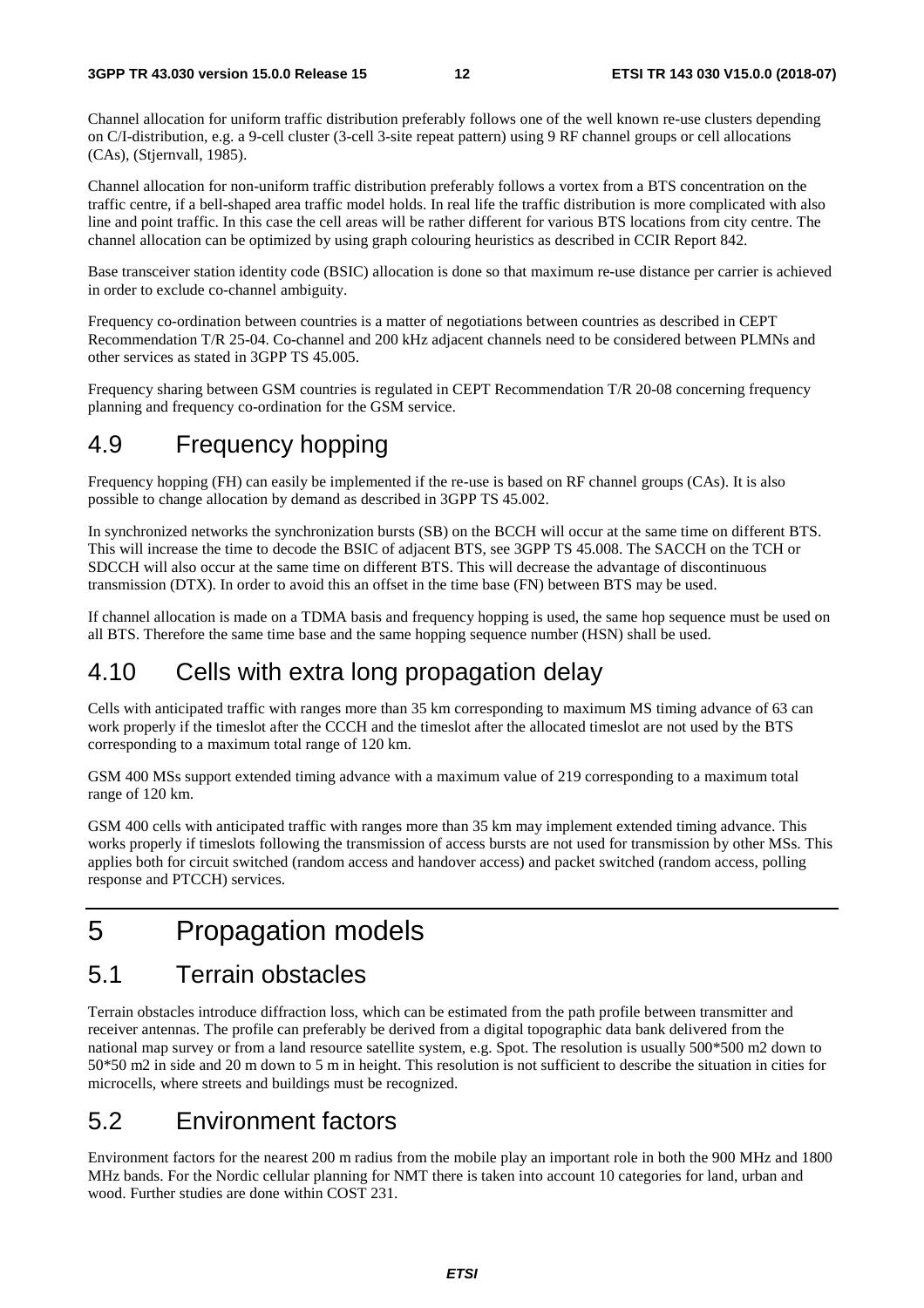Channel allocation for uniform traffic distribution preferably follows one of the well known re-use clusters depending on C/I-distribution, e.g. a 9-cell cluster (3-cell 3-site repeat pattern) using 9 RF channel groups or cell allocations (CAs), (Stjernvall, 1985).

Channel allocation for non-uniform traffic distribution preferably follows a vortex from a BTS concentration on the traffic centre, if a bell-shaped area traffic model holds. In real life the traffic distribution is more complicated with also line and point traffic. In this case the cell areas will be rather different for various BTS locations from city centre. The channel allocation can be optimized by using graph colouring heuristics as described in CCIR Report 842.

Base transceiver station identity code (BSIC) allocation is done so that maximum re-use distance per carrier is achieved in order to exclude co-channel ambiguity.

Frequency co-ordination between countries is a matter of negotiations between countries as described in CEPT Recommendation T/R 25-04. Co-channel and 200 kHz adjacent channels need to be considered between PLMNs and other services as stated in 3GPP TS 45.005.

Frequency sharing between GSM countries is regulated in CEPT Recommendation T/R 20-08 concerning frequency planning and frequency co-ordination for the GSM service.

## 4.9 Frequency hopping

Frequency hopping (FH) can easily be implemented if the re-use is based on RF channel groups (CAs). It is also possible to change allocation by demand as described in 3GPP TS 45.002.

In synchronized networks the synchronization bursts (SB) on the BCCH will occur at the same time on different BTS. This will increase the time to decode the BSIC of adjacent BTS, see 3GPP TS 45.008. The SACCH on the TCH or SDCCH will also occur at the same time on different BTS. This will decrease the advantage of discontinuous transmission (DTX). In order to avoid this an offset in the time base (FN) between BTS may be used.

If channel allocation is made on a TDMA basis and frequency hopping is used, the same hop sequence must be used on all BTS. Therefore the same time base and the same hopping sequence number (HSN) shall be used.

## 4.10 Cells with extra long propagation delay

Cells with anticipated traffic with ranges more than 35 km corresponding to maximum MS timing advance of 63 can work properly if the timeslot after the CCCH and the timeslot after the allocated timeslot are not used by the BTS corresponding to a maximum total range of 120 km.

GSM 400 MSs support extended timing advance with a maximum value of 219 corresponding to a maximum total range of 120 km.

GSM 400 cells with anticipated traffic with ranges more than 35 km may implement extended timing advance. This works properly if timeslots following the transmission of access bursts are not used for transmission by other MSs. This applies both for circuit switched (random access and handover access) and packet switched (random access, polling response and PTCCH) services.

# 5 Propagation models

## 5.1 Terrain obstacles

Terrain obstacles introduce diffraction loss, which can be estimated from the path profile between transmitter and receiver antennas. The profile can preferably be derived from a digital topographic data bank delivered from the national map survey or from a land resource satellite system, e.g. Spot. The resolution is usually 500*500 m2 down to 50*50 m2 in side and 20 m down to 5 m in height. This resolution is not sufficient to describe the situation in cities for microcells, where streets and buildings must be recognized.

## 5.2 Environment factors

Environment factors for the nearest 200 m radius from the mobile play an important role in both the 900 MHz and 1800 MHz bands. For the Nordic cellular planning for NMT there is taken into account 10 categories for land, urban and wood. Further studies are done within COST 231.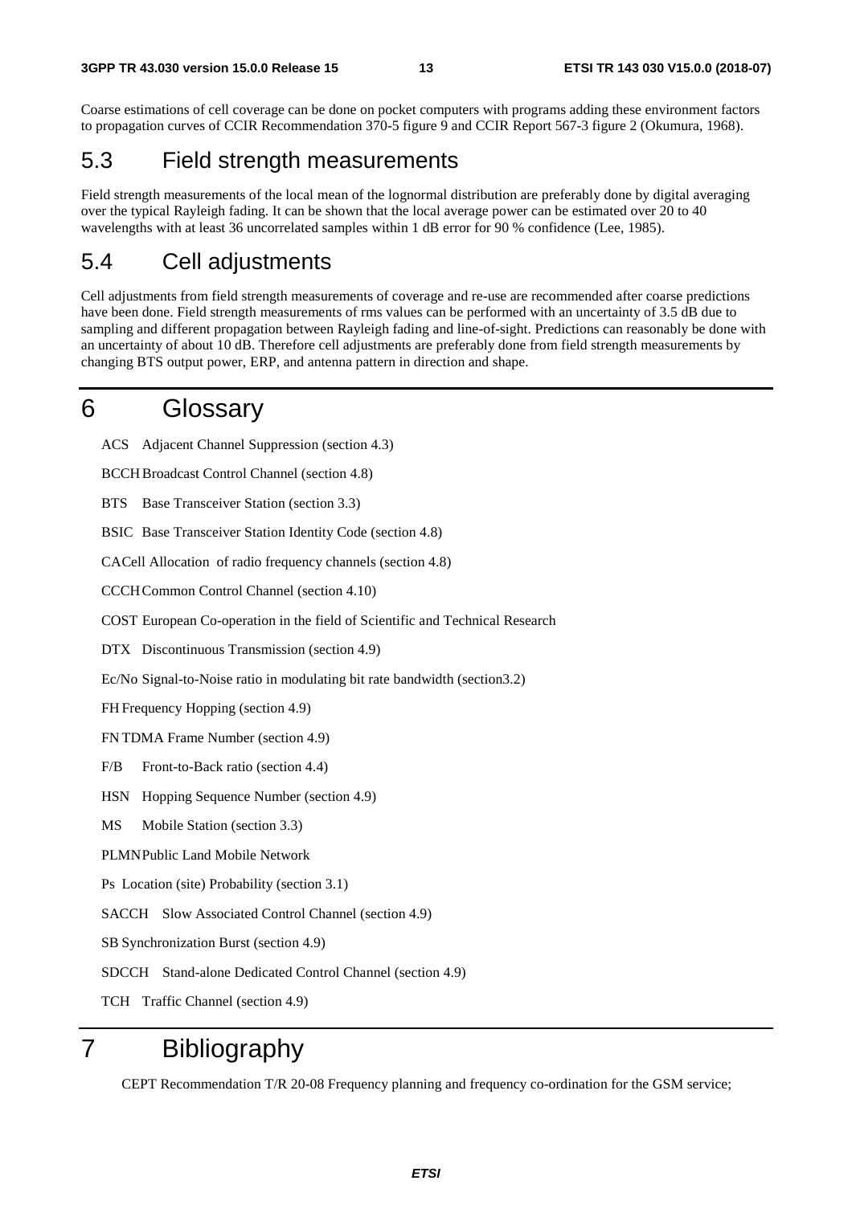Coarse estimations of cell coverage can be done on pocket computers with programs adding these environment factors to propagation curves of CCIR Recommendation 370-5 figure 9 and CCIR Report 567-3 figure 2 (Okumura, 1968).

## 5.3 Field strength measurements

Field strength measurements of the local mean of the lognormal distribution are preferably done by digital averaging over the typical Rayleigh fading. It can be shown that the local average power can be estimated over 20 to 40 wavelengths with at least 36 uncorrelated samples within 1 dB error for 90 % confidence (Lee, 1985).

## 5.4 Cell adjustments

Cell adjustments from field strength measurements of coverage and re-use are recommended after coarse predictions have been done. Field strength measurements of rms values can be performed with an uncertainty of 3.5 dB due to sampling and different propagation between Rayleigh fading and line-of-sight. Predictions can reasonably be done with an uncertainty of about 10 dB. Therefore cell adjustments are preferably done from field strength measurements by changing BTS output power, ERP, and antenna pattern in direction and shape.

# 6 Glossary

ACS Adjacent Channel Suppression (section 4.3)

BCCH Broadcast Control Channel (section 4.8)

BTS Base Transceiver Station (section 3.3)

BSIC Base Transceiver Station Identity Code (section 4.8)

CA Cell Allocation of radio frequency channels (section 4.8)

CCCH Common Control Channel (section 4.10)

COST European Co-operation in the field of Scientific and Technical Research

DTX Discontinuous Transmission (section 4.9)

Ec/No Signal-to-Noise ratio in modulating bit rate bandwidth (section3.2)

FH Frequency Hopping (section 4.9)

FN TDMA Frame Number (section 4.9)

F/B Front-to-Back ratio (section 4.4)

HSN Hopping Sequence Number (section 4.9)

MS Mobile Station (section 3.3)

PLMN Public Land Mobile Network

Ps Location (site) Probability (section 3.1)

SACCH Slow Associated Control Channel (section 4.9)

SB Synchronization Burst (section 4.9)

SDCCH Stand-alone Dedicated Control Channel (section 4.9)

TCH Traffic Channel (section 4.9)

# 7 Bibliography

CEPT Recommendation T/R 20-08 Frequency planning and frequency co-ordination for the GSM service;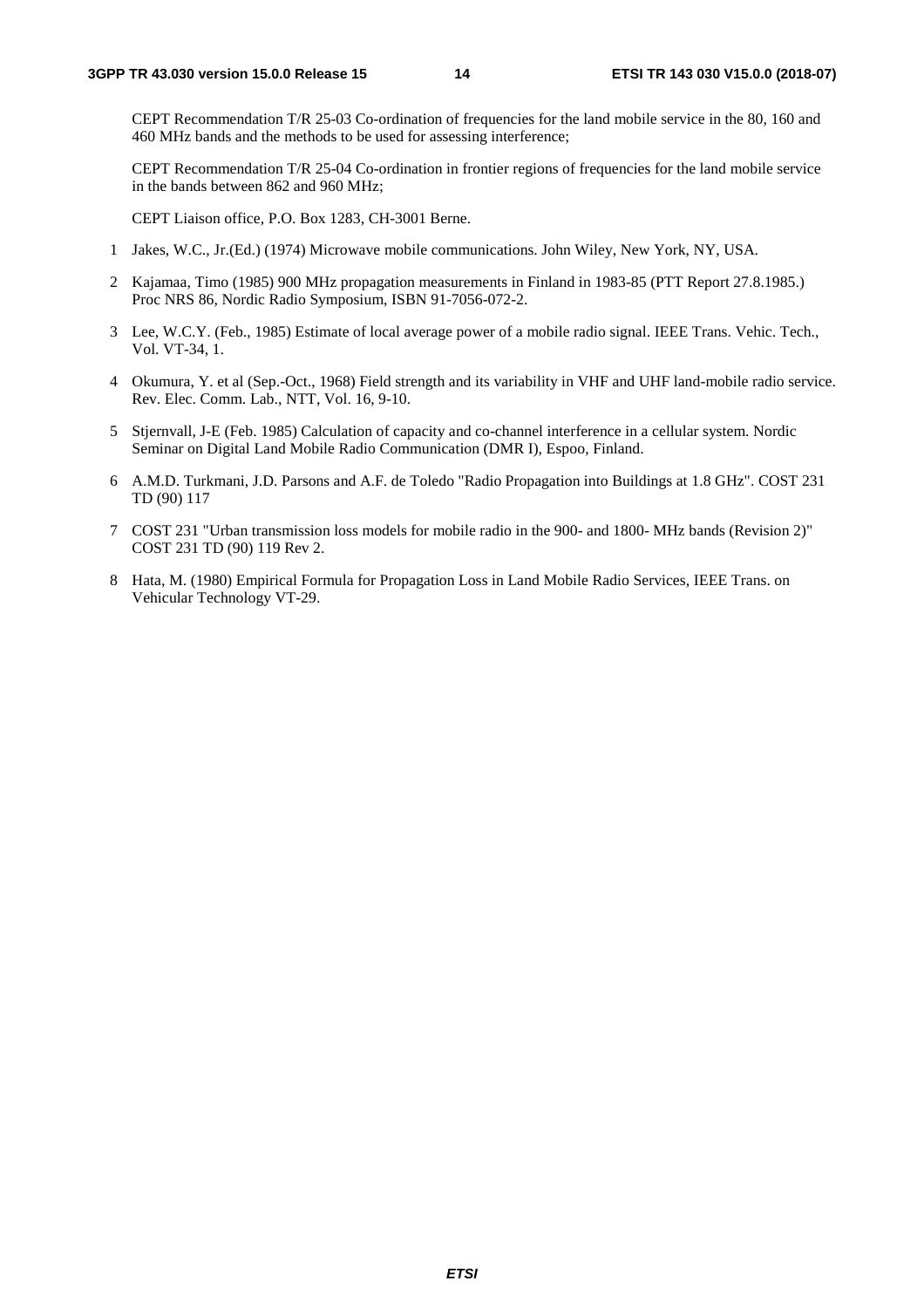CEPT Recommendation T/R 25-03 Co-ordination of frequencies for the land mobile service in the 80, 160 and 460 MHz bands and the methods to be used for assessing interference;

CEPT Recommendation T/R 25-04 Co-ordination in frontier regions of frequencies for the land mobile service in the bands between 862 and 960 MHz;

CEPT Liaison office, P.O. Box 1283, CH-3001 Berne.

1 Jakes, W.C., Jr.(Ed.) (1974) Microwave mobile communications. John Wiley, New York, NY, USA.

2 Kajamaa, Timo (1985) 900 MHz propagation measurements in Finland in 1983-85 (PTT Report 27.8.1985.) Proc NRS 86, Nordic Radio Symposium, ISBN 91-7056-072-2.

3 Lee, W.C.Y. (Feb., 1985) Estimate of local average power of a mobile radio signal. IEEE Trans. Vehic. Tech., Vol. VT-34, 1.

4 Okumura, Y. et al (Sep.-Oct., 1968) Field strength and its variability in VHF and UHF land-mobile radio service. Rev. Elec. Comm. Lab., NTT, Vol. 16, 9-10.

5 Stjernvall, J-E (Feb. 1985) Calculation of capacity and co-channel interference in a cellular system. Nordic Seminar on Digital Land Mobile Radio Communication (DMR I), Espoo, Finland.

6 A.M.D. Turkmani, J.D. Parsons and A.F. de Toledo "Radio Propagation into Buildings at 1.8 GHz". COST 231 TD (90) 117

7 COST 231 "Urban transmission loss models for mobile radio in the 900- and 1800- MHz bands (Revision 2)" COST 231 TD (90) 119 Rev 2.

8 Hata, M. (1980) Empirical Formula for Propagation Loss in Land Mobile Radio Services, IEEE Trans. on Vehicular Technology VT-29.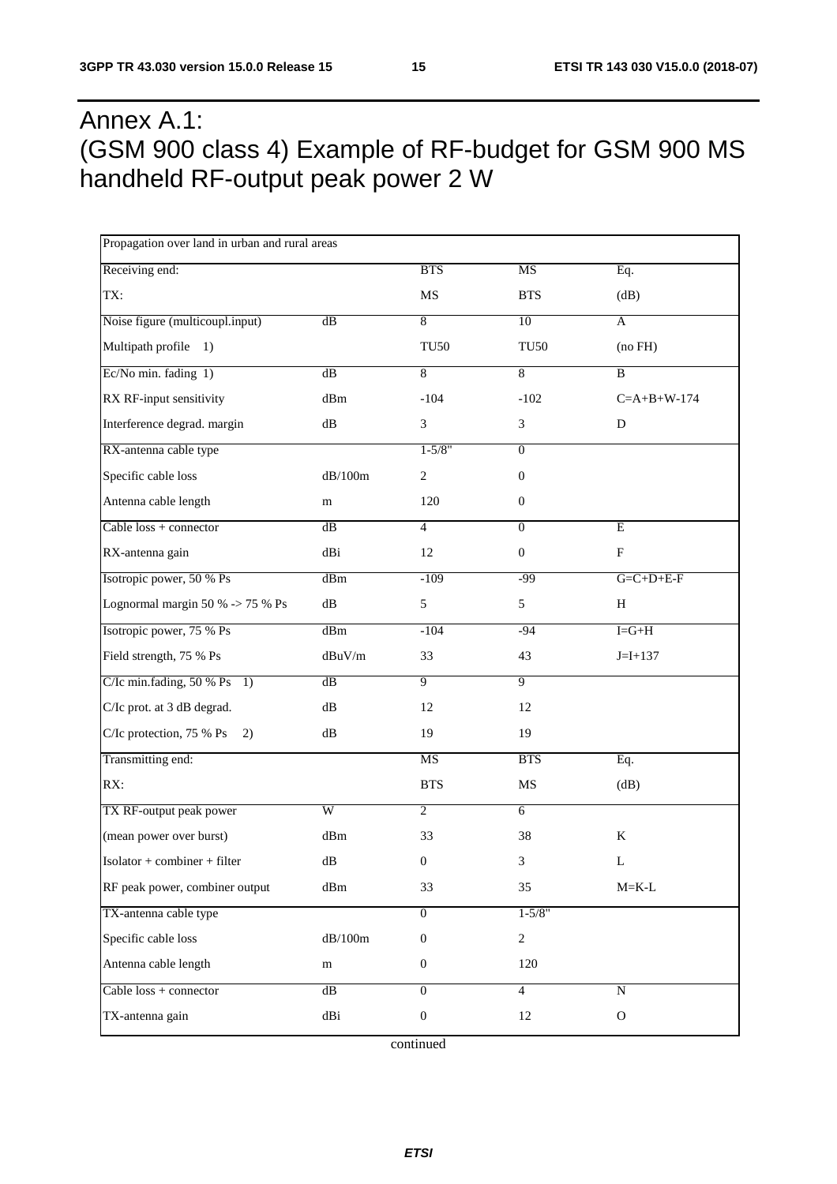# Annex A.1: (GSM 900 class 4) Example of RF-budget for GSM 900 MS handheld RF-output peak power 2 W

| Propagation over land in urban and rural areas | | | | |
|---|---|---|---|---|
| Receiving end: | | BTS | MS | Eq. |
| TX: | | MS | BTS | (dB) |
| Noise figure (multicoupl.input) | dB | 8 | 10 | A |
| Multipath profile 1) | | TU50 | TU50 | (no FH) |
| Ec/No min. fading 1) | dB | 8 | 8 | B |
| RX RF-input sensitivity | dBm | -104 | -102 | C=A+B+W-174 |
| Interference degrad. margin | dB | 3 | 3 | D |
| RX-antenna cable type | | 1-5/8" | 0 | |
| Specific cable loss | dB/100m | 2 | 0 | |
| Antenna cable length | m | 120 | 0 | |
| Cable loss + connector | dB | 4 | 0 | E |
| RX-antenna gain | dBi | 12 | 0 | F |
| Isotropic power, 50 % Ps | dBm | -109 | -99 | G=C+D+E-F |
| Lognormal margin 50 % -> 75 % Ps | dB | 5 | 5 | H |
| Isotropic power, 75 % Ps | dBm | -104 | -94 | I=G+H |
| Field strength, 75 % Ps | dBuV/m | 33 | 43 | J=I+137 |
| C/Ic min.fading, 50 % Ps 1) | dB | 9 | 9 | |
| C/Ic prot. at 3 dB degrad. | dB | 12 | 12 | |
| C/Ic protection, 75 % Ps 2) | dB | 19 | 19 | |
| Transmitting end: | | MS | BTS | Eq. |
| RX: | | BTS | MS | (dB) |
| TX RF-output peak power | W | 2 | 6 | |
| (mean power over burst) | dBm | 33 | 38 | K |
| Isolator + combiner + filter | dB | 0 | 3 | L |
| RF peak power, combiner output | dBm | 33 | 35 | M=K-L |
| TX-antenna cable type | | 0 | 1-5/8" | |
| Specific cable loss | dB/100m | 0 | 2 | |
| Antenna cable length | m | 0 | 120 | |
| Cable loss + connector | dB | 0 | 4 | N |
| TX-antenna gain | dBi | 0 | 12 | O |

continued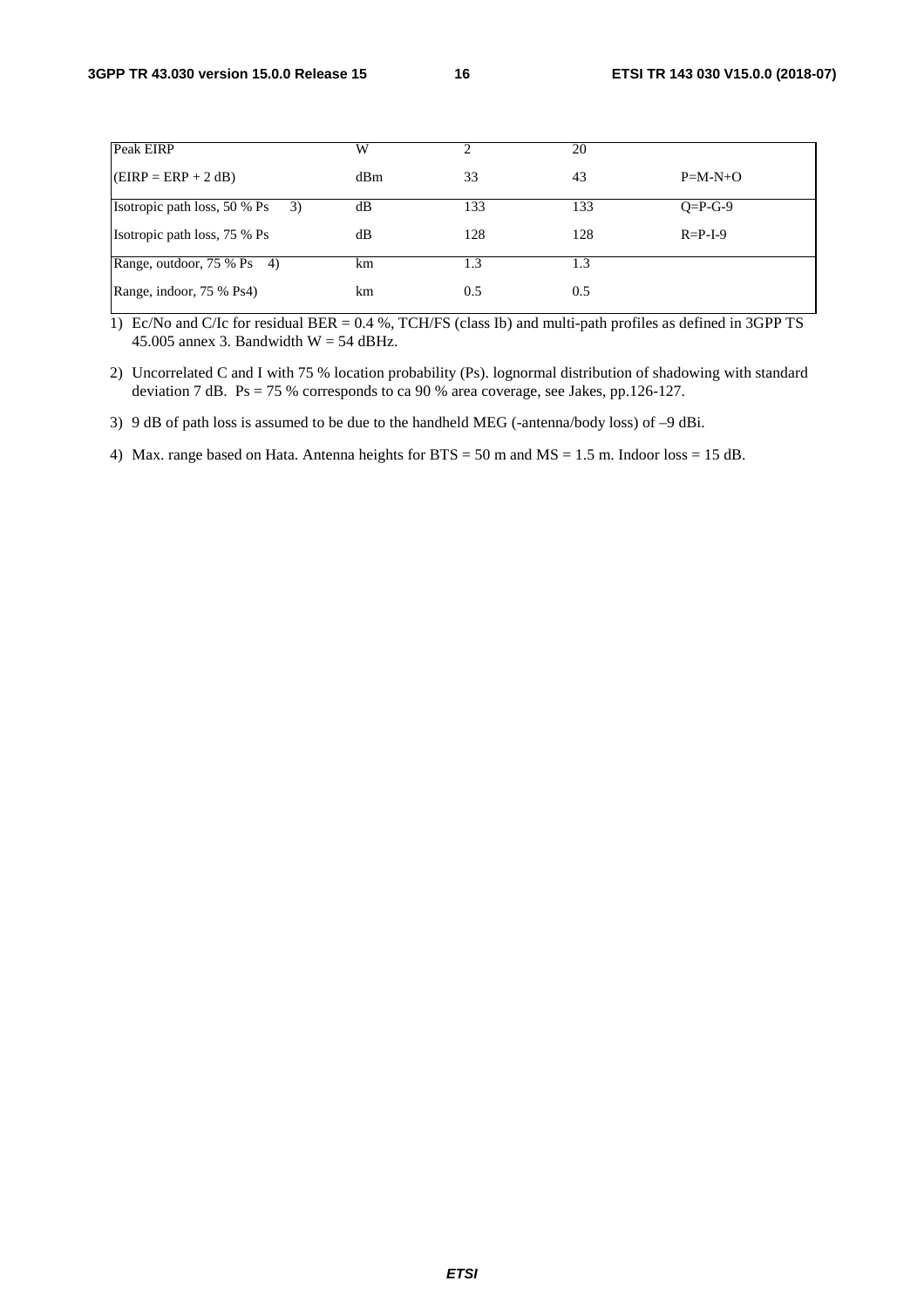| Peak EIRP | W | 2 | 20 | |
|---|---|---|---|---|
| (EIRP = ERP + 2 dB) | dBm | 33 | 43 | P=M-N+O |
| Isotropic path loss, 50 % Ps 3) | dB | 133 | 133 | Q=P-G-9 |
| Isotropic path loss, 75 % Ps | dB | 128 | 128 | R=P-I-9 |
| Range, outdoor, 75 % Ps 4) | km | 1.3 | 1.3 | |
| Range, indoor, 75 % Ps4) | km | 0.5 | 0.5 | |

1) Ec/No and C/Ic for residual BER = 0.4 %, TCH/FS (class Ib) and multi-path profiles as defined in 3GPP TS 45.005 annex 3. Bandwidth W = 54 dBHz.

2) Uncorrelated C and I with 75 % location probability (Ps). lognormal distribution of shadowing with standard deviation 7 dB. Ps = 75 % corresponds to ca 90 % area coverage, see Jakes, pp.126-127.

3) 9 dB of path loss is assumed to be due to the handheld MEG (-antenna/body loss) of –9 dBi.

4) Max. range based on Hata. Antenna heights for BTS = 50 m and MS = 1.5 m. Indoor loss = 15 dB.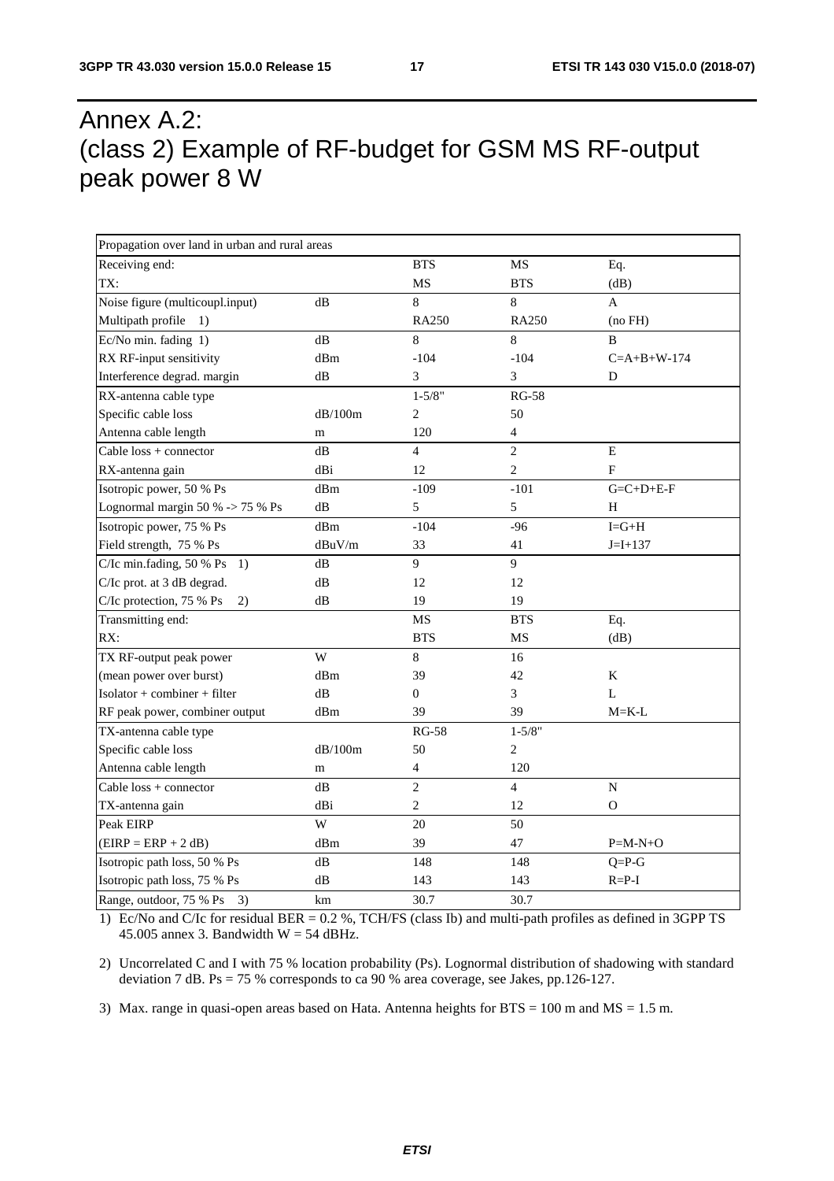# Annex A.2: (class 2) Example of RF-budget for GSM MS RF-output peak power 8 W

| Propagation over land in urban and rural areas | | | | |
|---|---|---|---|---|
| Receiving end: | | BTS | MS | Eq. |
| TX: | | MS | BTS | (dB) |
| Noise figure (multicoupl.input) | dB | 8 | 8 | A |
| Multipath profile 1) | | RA250 | RA250 | (no FH) |
| Ec/No min. fading 1) | dB | 8 | 8 | B |
| RX RF-input sensitivity | dBm | -104 | -104 | C=A+B+W-174 |
| Interference degrad. margin | dB | 3 | 3 | D |
| RX-antenna cable type | | 1-5/8" | RG-58 | |
| Specific cable loss | dB/100m | 2 | 50 | |
| Antenna cable length | m | 120 | 4 | |
| Cable loss + connector | dB | 4 | 2 | E |
| RX-antenna gain | dBi | 12 | 2 | F |
| Isotropic power, 50 % Ps | dBm | -109 | -101 | G=C+D+E-F |
| Lognormal margin 50 % -> 75 % Ps | dB | 5 | 5 | H |
| Isotropic power, 75 % Ps | dBm | -104 | -96 | I=G+H |
| Field strength, 75 % Ps | dBuV/m | 33 | 41 | J=I+137 |
| C/Ic min.fading, 50 % Ps 1) | dB | 9 | 9 | |
| C/Ic prot. at 3 dB degrad. | dB | 12 | 12 | |
| C/Ic protection, 75 % Ps 2) | dB | 19 | 19 | |
| Transmitting end: | | MS | BTS | Eq. |
| RX: | | BTS | MS | (dB) |
| TX RF-output peak power | W | 8 | 16 | |
| (mean power over burst) | dBm | 39 | 42 | K |
| Isolator + combiner + filter | dB | 0 | 3 | L |
| RF peak power, combiner output | dBm | 39 | 39 | M=K-L |
| TX-antenna cable type | | RG-58 | 1-5/8" | |
| Specific cable loss | dB/100m | 50 | 2 | |
| Antenna cable length | m | 4 | 120 | |
| Cable loss + connector | dB | 2 | 4 | N |
| TX-antenna gain | dBi | 2 | 12 | O |
| Peak EIRP | W | 20 | 50 | |
| (EIRP = ERP + 2 dB) | dBm | 39 | 47 | P=M-N+O |
| Isotropic path loss, 50 % Ps | dB | 148 | 148 | Q=P-G |
| Isotropic path loss, 75 % Ps | dB | 143 | 143 | R=P-I |
| Range, outdoor, 75 % Ps 3) | km | 30.7 | 30.7 | |

1) Ec/No and C/Ic for residual BER = 0.2 %, TCH/FS (class Ib) and multi-path profiles as defined in 3GPP TS 45.005 annex 3. Bandwidth W = 54 dBHz.

2) Uncorrelated C and I with 75 % location probability (Ps). Lognormal distribution of shadowing with standard deviation 7 dB. Ps = 75 % corresponds to ca 90 % area coverage, see Jakes, pp.126-127.

3) Max. range in quasi-open areas based on Hata. Antenna heights for BTS = 100 m and MS = 1.5 m.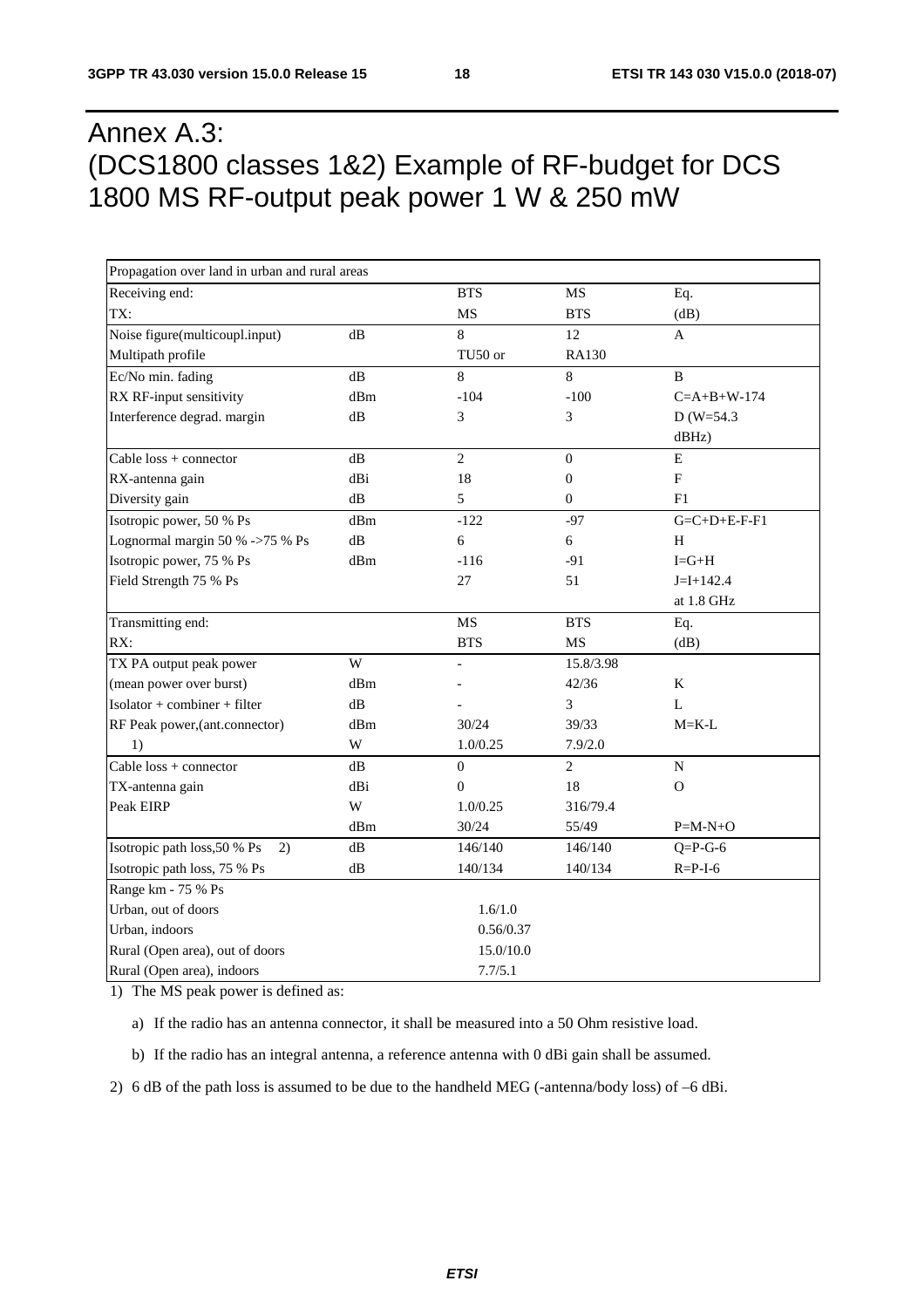# Annex A.3:
# (DCS1800 classes 1&2) Example of RF-budget for DCS 1800 MS RF-output peak power 1 W & 250 mW

| Propagation over land in urban and rural areas | | | | |
|---|---|---|---|---|
| Receiving end: | | BTS | MS | Eq. |
| TX: | | MS | BTS | (dB) |
| Noise figure(multicoupl.input) | dB | 8 | 12 | A |
| Multipath profile | | TU50 or | RA130 | |
| Ec/No min. fading | dB | 8 | 8 | B |
| RX RF-input sensitivity | dBm | -104 | -100 | C=A+B+W-174 |
| Interference degrad. margin | dB | 3 | 3 | D (W=54.3 dBHz) |
| Cable loss + connector | dB | 2 | 0 | E |
| RX-antenna gain | dBi | 18 | 0 | F |
| Diversity gain | dB | 5 | 0 | F1 |
| Isotropic power, 50 % Ps | dBm | -122 | -97 | G=C+D+E-F-F1 |
| Lognormal margin 50 % ->75 % Ps | dB | 6 | 6 | H |
| Isotropic power, 75 % Ps | dBm | -116 | -91 | I=G+H |
| Field Strength 75 % Ps | | 27 | 51 | J=I+142.4 at 1.8 GHz |
| Transmitting end: | | MS | BTS | Eq. |
| RX: | | BTS | MS | (dB) |
| TX PA output peak power | W | - | 15.8/3.98 | |
| (mean power over burst) | dBm | - | 42/36 | K |
| Isolator + combiner + filter | dB | - | 3 | L |
| RF Peak power,(ant.connector) | dBm | 30/24 | 39/33 | M=K-L |
| 1) | W | 1.0/0.25 | 7.9/2.0 | |
| Cable loss + connector | dB | 0 | 2 | N |
| TX-antenna gain | dBi | 0 | 18 | O |
| Peak EIRP | W | 1.0/0.25 | 316/79.4 | |
| | dBm | 30/24 | 55/49 | P=M-N+O |
| Isotropic path loss,50 % Ps 2) | dB | 146/140 | 146/140 | Q=P-G-6 |
| Isotropic path loss, 75 % Ps | dB | 140/134 | 140/134 | R=P-I-6 |
| Range km - 75 % Ps | | | | |
| Urban, out of doors | | 1.6/1.0 | | |
| Urban, indoors | | 0.56/0.37 | | |
| Rural (Open area), out of doors | | 15.0/10.0 | | |
| Rural (Open area), indoors | | 7.7/5.1 | | |

1) The MS peak power is defined as:

   a) If the radio has an antenna connector, it shall be measured into a 50 Ohm resistive load.

   b) If the radio has an integral antenna, a reference antenna with 0 dBi gain shall be assumed.

2) 6 dB of the path loss is assumed to be due to the handheld MEG (-antenna/body loss) of –6 dBi.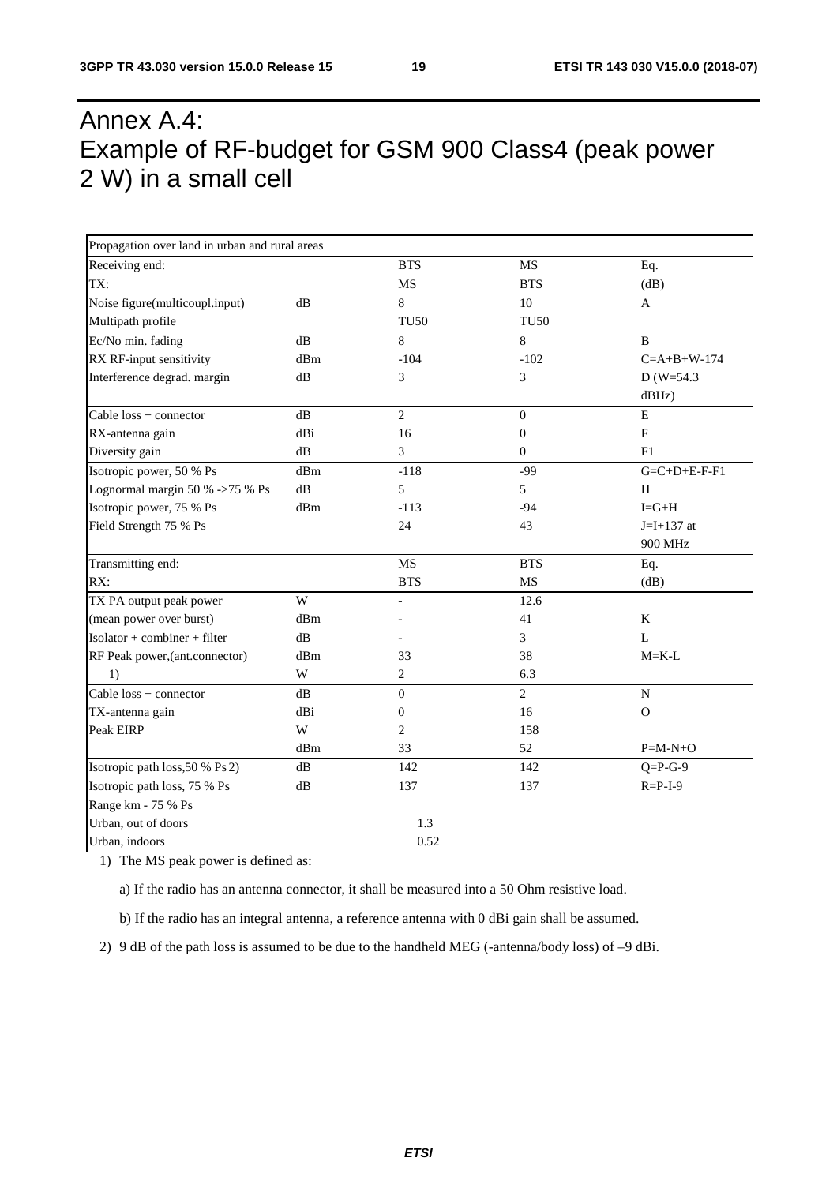# Annex A.4: Example of RF-budget for GSM 900 Class4 (peak power 2 W) in a small cell

| Propagation over land in urban and rural areas | | | | |
|---|---|---|---|---|
| Receiving end: | | BTS | MS | Eq. |
| TX: | | MS | BTS | (dB) |
| Noise figure(multicoupl.input) | dB | 8 | 10 | A |
| Multipath profile | | TU50 | TU50 | |
| Ec/No min. fading | dB | 8 | 8 | B |
| RX RF-input sensitivity | dBm | -104 | -102 | C=A+B+W-174 |
| Interference degrad. margin | dB | 3 | 3 | D (W=54.3 dBHz) |
| Cable loss + connector | dB | 2 | 0 | E |
| RX-antenna gain | dBi | 16 | 0 | F |
| Diversity gain | dB | 3 | 0 | F1 |
| Isotropic power, 50 % Ps | dBm | -118 | -99 | G=C+D+E-F-F1 |
| Lognormal margin 50 % ->75 % Ps | dB | 5 | 5 | H |
| Isotropic power, 75 % Ps | dBm | -113 | -94 | I=G+H |
| Field Strength 75 % Ps | | 24 | 43 | J=I+137 at 900 MHz |
| Transmitting end: | | MS | BTS | Eq. |
| RX: | | BTS | MS | (dB) |
| TX PA output peak power | W | - | 12.6 | |
| (mean power over burst) | dBm | - | 41 | K |
| Isolator + combiner + filter | dB | - | 3 | L |
| RF Peak power,(ant.connector) | dBm | 33 | 38 | M=K-L |
| 1) | W | 2 | 6.3 | |
| Cable loss + connector | dB | 0 | 2 | N |
| TX-antenna gain | dBi | 0 | 16 | O |
| Peak EIRP | W | 2 | 158 | |
| | dBm | 33 | 52 | P=M-N+O |
| Isotropic path loss,50 % Ps 2) | dB | 142 | 142 | Q=P-G-9 |
| Isotropic path loss, 75 % Ps | dB | 137 | 137 | R=P-I-9 |
| Range km - 75 % Ps | | | | |
| Urban, out of doors | | 1.3 | | |
| Urban, indoors | | 0.52 | | |

1) The MS peak power is defined as:

   a) If the radio has an antenna connector, it shall be measured into a 50 Ohm resistive load.

   b) If the radio has an integral antenna, a reference antenna with 0 dBi gain shall be assumed.

2) 9 dB of the path loss is assumed to be due to the handheld MEG (-antenna/body loss) of –9 dBi.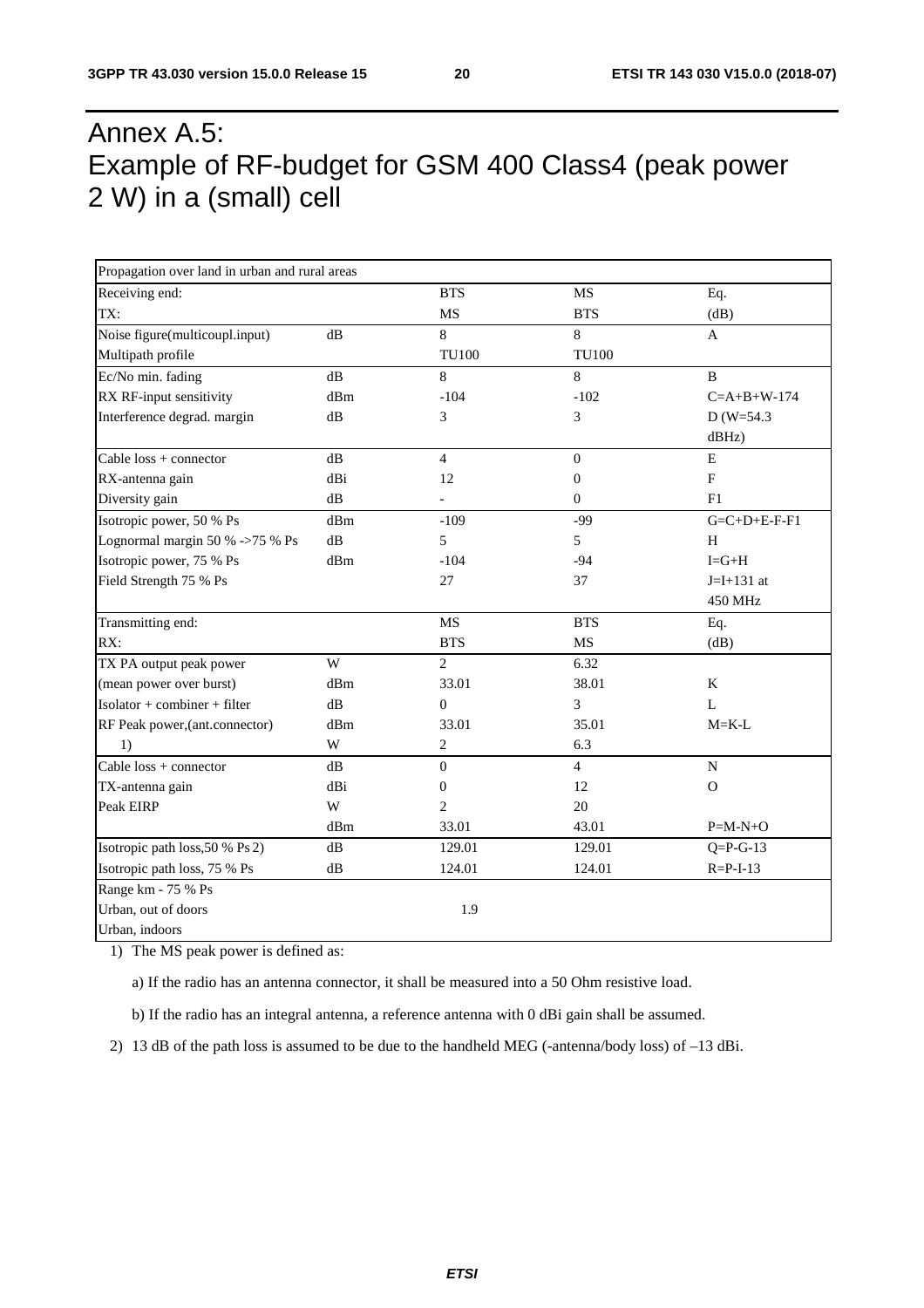# Annex A.5: Example of RF-budget for GSM 400 Class4 (peak power 2 W) in a (small) cell

| Propagation over land in urban and rural areas | | | | |
|---|---|---|---|---|
| Receiving end: | | BTS | MS | Eq. |
| TX: | | MS | BTS | (dB) |
| Noise figure(multicoupl.input) | dB | 8 | 8 | A |
| Multipath profile | | TU100 | TU100 | |
| Ec/No min. fading | dB | 8 | 8 | B |
| RX RF-input sensitivity | dBm | -104 | -102 | C=A+B+W-174 |
| Interference degrad. margin | dB | 3 | 3 | D (W=54.3 dBHz) |
| Cable loss + connector | dB | 4 | 0 | E |
| RX-antenna gain | dBi | 12 | 0 | F |
| Diversity gain | dB | - | 0 | F1 |
| Isotropic power, 50 % Ps | dBm | -109 | -99 | G=C+D+E-F-F1 |
| Lognormal margin 50 % ->75 % Ps | dB | 5 | 5 | H |
| Isotropic power, 75 % Ps | dBm | -104 | -94 | I=G+H |
| Field Strength 75 % Ps | | 27 | 37 | J=I+131 at 450 MHz |
| Transmitting end: | | MS | BTS | Eq. |
| RX: | | BTS | MS | (dB) |
| TX PA output peak power | W | 2 | 6.32 | |
| (mean power over burst) | dBm | 33.01 | 38.01 | K |
| Isolator + combiner + filter | dB | 0 | 3 | L |
| RF Peak power,(ant.connector) | dBm | 33.01 | 35.01 | M=K-L |
| 1) | W | 2 | 6.3 | |
| Cable loss + connector | dB | 0 | 4 | N |
| TX-antenna gain | dBi | 0 | 12 | O |
| Peak EIRP | W | 2 | 20 | |
| | dBm | 33.01 | 43.01 | P=M-N+O |
| Isotropic path loss,50 % Ps 2) | dB | 129.01 | 129.01 | Q=P-G-13 |
| Isotropic path loss, 75 % Ps | dB | 124.01 | 124.01 | R=P-I-13 |
| Range km - 75 % Ps | | | | |
| Urban, out of doors | | 1.9 | | |
| Urban, indoors | | | | |

1) The MS peak power is defined as:

   a) If the radio has an antenna connector, it shall be measured into a 50 Ohm resistive load.

   b) If the radio has an integral antenna, a reference antenna with 0 dBi gain shall be assumed.

2) 13 dB of the path loss is assumed to be due to the handheld MEG (-antenna/body loss) of –13 dBi.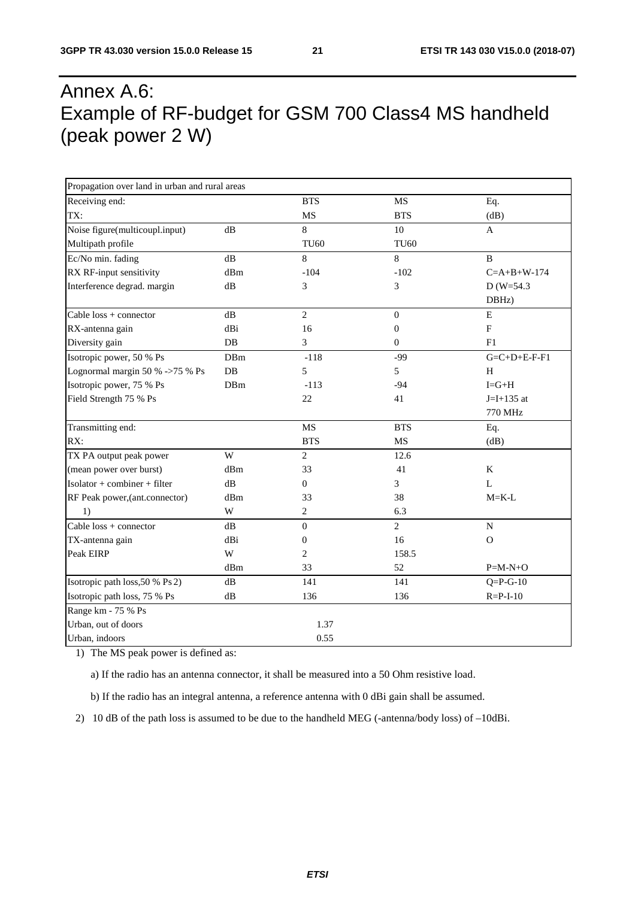# Annex A.6: Example of RF-budget for GSM 700 Class4 MS handheld (peak power 2 W)

| Propagation over land in urban and rural areas | | | | |
|---|---|---|---|---|
| Receiving end: | | BTS | MS | Eq. |
| TX: | | MS | BTS | (dB) |
| Noise figure(multicoupl.input) | dB | 8 | 10 | A |
| Multipath profile | | TU60 | TU60 | |
| Ec/No min. fading | dB | 8 | 8 | B |
| RX RF-input sensitivity | dBm | -104 | -102 | C=A+B+W-174 |
| Interference degrad. margin | dB | 3 | 3 | D (W=54.3 DBHz) |
| Cable loss + connector | dB | 2 | 0 | E |
| RX-antenna gain | dBi | 16 | 0 | F |
| Diversity gain | DB | 3 | 0 | F1 |
| Isotropic power, 50 % Ps | DBm | -118 | -99 | G=C+D+E-F-F1 |
| Lognormal margin 50 % ->75 % Ps | DB | 5 | 5 | H |
| Isotropic power, 75 % Ps | DBm | -113 | -94 | I=G+H |
| Field Strength 75 % Ps | | 22 | 41 | J=I+135 at 770 MHz |
| Transmitting end: | | MS | BTS | Eq. |
| RX: | | BTS | MS | (dB) |
| TX PA output peak power | W | 2 | 12.6 | |
| (mean power over burst) | dBm | 33 | 41 | K |
| Isolator + combiner + filter | dB | 0 | 3 | L |
| RF Peak power,(ant.connector) | dBm | 33 | 38 | M=K-L |
| 1) | W | 2 | 6.3 | |
| Cable loss + connector | dB | 0 | 2 | N |
| TX-antenna gain | dBi | 0 | 16 | O |
| Peak EIRP | W | 2 | 158.5 | |
| | dBm | 33 | 52 | P=M-N+O |
| Isotropic path loss,50 % Ps 2) | dB | 141 | 141 | Q=P-G-10 |
| Isotropic path loss, 75 % Ps | dB | 136 | 136 | R=P-I-10 |
| Range km - 75 % Ps | | | | |
| Urban, out of doors | | 1.37 | | |
| Urban, indoors | | 0.55 | | |

1) The MS peak power is defined as:

   a) If the radio has an antenna connector, it shall be measured into a 50 Ohm resistive load.

   b) If the radio has an integral antenna, a reference antenna with 0 dBi gain shall be assumed.

2) 10 dB of the path loss is assumed to be due to the handheld MEG (-antenna/body loss) of –10dBi.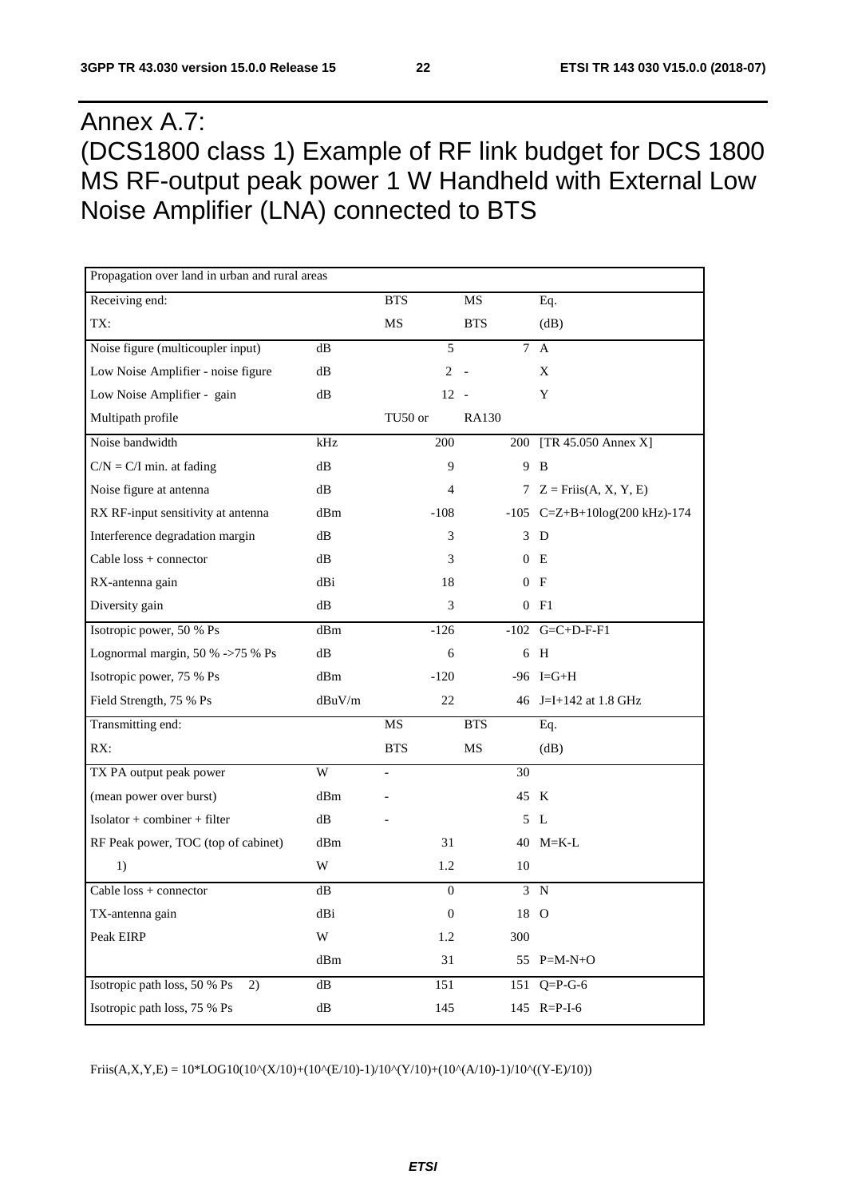# Annex A.7: (DCS1800 class 1) Example of RF link budget for DCS 1800 MS RF-output peak power 1 W Handheld with External Low Noise Amplifier (LNA) connected to BTS

| Propagation over land in urban and rural areas | | | | |
|---|---|---|---|---|
| Receiving end: | | BTS | MS | Eq. |
| TX: | | MS | BTS | (dB) |
| Noise figure (multicoupler input) | dB | 5 | 7 | A |
| Low Noise Amplifier - noise figure | dB | 2 | - | X |
| Low Noise Amplifier - gain | dB | 12 | - | Y |
| Multipath profile | | TU50 or | RA130 | |
| Noise bandwidth | kHz | 200 | 200 | [TR 45.050 Annex X] |
| C/N = C/I min. at fading | dB | 9 | 9 | B |
| Noise figure at antenna | dB | 4 | 7 | Z = Friis(A, X, Y, E) |
| RX RF-input sensitivity at antenna | dBm | -108 | -105 | C=Z+B+10log(200 kHz)-174 |
| Interference degradation margin | dB | 3 | 3 | D |
| Cable loss + connector | dB | 3 | 0 | E |
| RX-antenna gain | dBi | 18 | 0 | F |
| Diversity gain | dB | 3 | 0 | F1 |
| Isotropic power, 50 % Ps | dBm | -126 | -102 | G=C+D-F-F1 |
| Lognormal margin, 50 % ->75 % Ps | dB | 6 | 6 | H |
| Isotropic power, 75 % Ps | dBm | -120 | -96 | I=G+H |
| Field Strength, 75 % Ps | dBuV/m | 22 | 46 | J=I+142 at 1.8 GHz |
| Transmitting end: | | MS | BTS | Eq. |
| RX: | | BTS | MS | (dB) |
| TX PA output peak power | W | - | 30 | |
| (mean power over burst) | dBm | - | 45 | K |
| Isolator + combiner + filter | dB | - | 5 | L |
| RF Peak power, TOC (top of cabinet) | dBm | 31 | 40 | M=K-L |
| 1) | W | 1.2 | 10 | |
| Cable loss + connector | dB | 0 | 3 | N |
| TX-antenna gain | dBi | 0 | 18 | O |
| Peak EIRP | W | 1.2 | 300 | |
| | dBm | 31 | 55 | P=M-N+O |
| Isotropic path loss, 50 % Ps 2) | dB | 151 | 151 | Q=P-G-6 |
| Isotropic path loss, 75 % Ps | dB | 145 | 145 | R=P-I-6 |

Friis(A,X,Y,E) = 10*LOG10(10^(X/10)+(10^(E/10)-1)/10^(Y/10)+(10^(A/10)-1)/10^((Y-E)/10))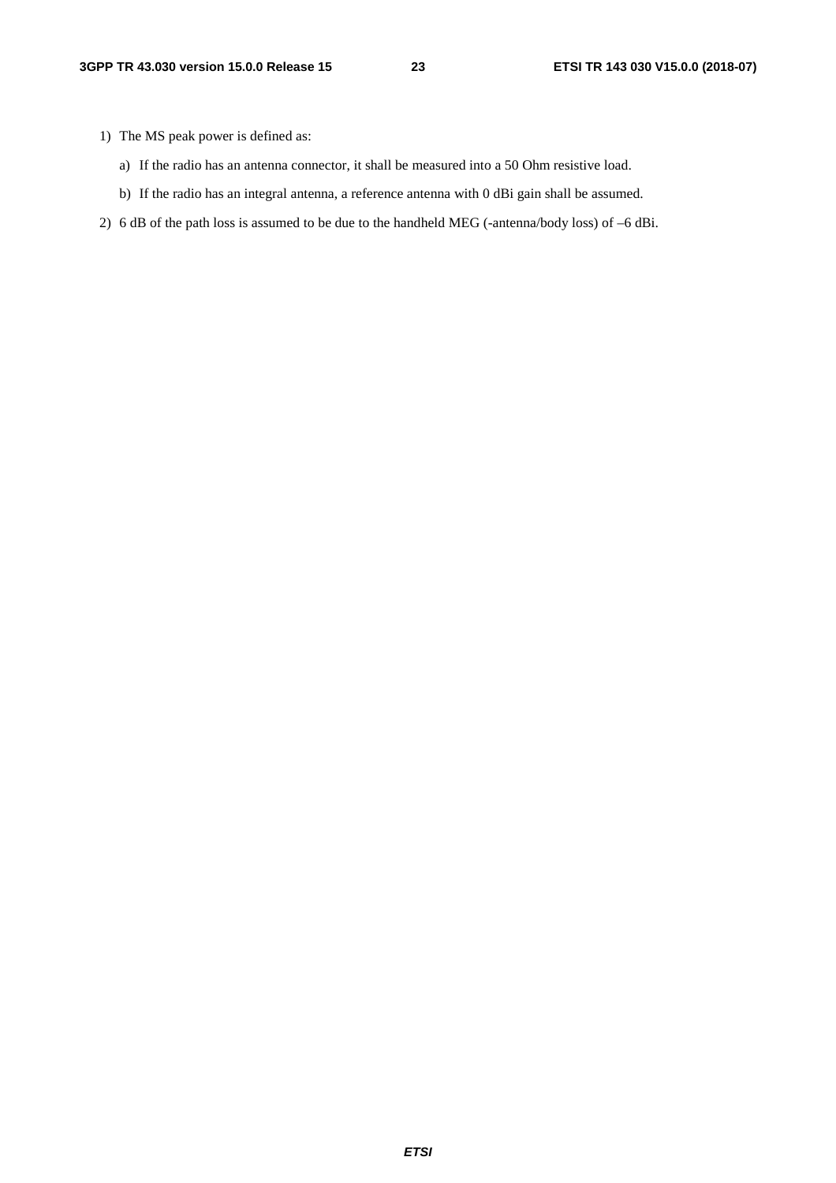1) The MS peak power is defined as:

   a) If the radio has an antenna connector, it shall be measured into a 50 Ohm resistive load.

   b) If the radio has an integral antenna, a reference antenna with 0 dBi gain shall be assumed.

2) 6 dB of the path loss is assumed to be due to the handheld MEG (-antenna/body loss) of –6 dBi.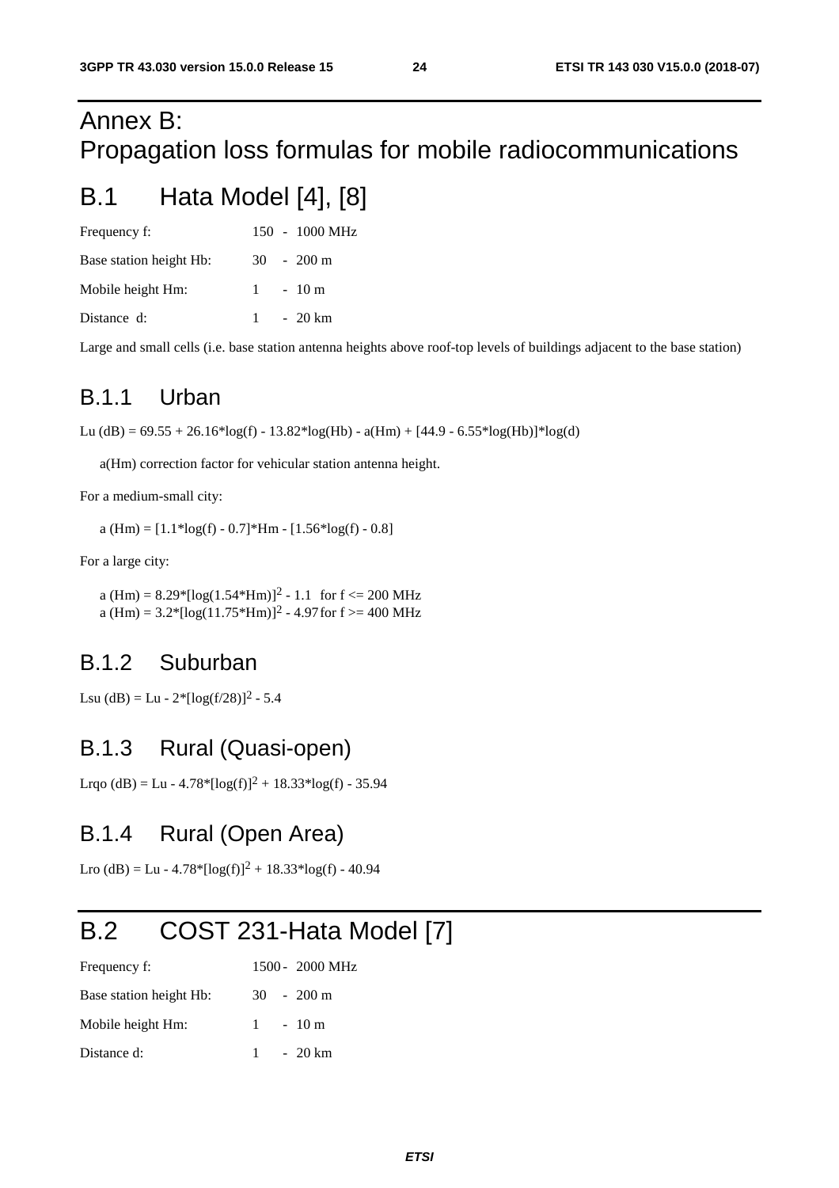# Annex B: Propagation loss formulas for mobile radiocommunications

## B.1 Hata Model [4], [8]

| | |
|---|---|
| Frequency f: | 150 - 1000 MHz |
| Base station height Hb: | 30 - 200 m |
| Mobile height Hm: | 1 - 10 m |
| Distance d: | 1 - 20 km |

Large and small cells (i.e. base station antenna heights above roof-top levels of buildings adjacent to the base station)

### B.1.1 Urban

$$Lu\ (dB) = 69.55 + 26.16 \cdot \log(f) - 13.82 \cdot \log(Hb) - a(Hm) + [44.9 - 6.55 \cdot \log(Hb)] \cdot \log(d)$$

a(Hm) correction factor for vehicular station antenna height.

For a medium-small city:

$$a(Hm) = [1.1 \cdot \log(f) - 0.7] \cdot Hm - [1.56 \cdot \log(f) - 0.8]$$

For a large city:

$$a(Hm) = 8.29 \cdot [\log(1.54 \cdot Hm)]^2 - 1.1 \quad \text{for } f \le 200 \text{ MHz}$$
$$a(Hm) = 3.2 \cdot [\log(11.75 \cdot Hm)]^2 - 4.97 \quad \text{for } f \ge 400 \text{ MHz}$$

### B.1.2 Suburban

$$Lsu\ (dB) = Lu - 2 \cdot [\log(f/28)]^2 - 5.4$$

### B.1.3 Rural (Quasi-open)

$$Lrqo\ (dB) = Lu - 4.78 \cdot [\log(f)]^2 + 18.33 \cdot \log(f) - 35.94$$

### B.1.4 Rural (Open Area)

$$Lro\ (dB) = Lu - 4.78 \cdot [\log(f)]^2 + 18.33 \cdot \log(f) - 40.94$$

## B.2 COST 231-Hata Model [7]

| | |
|---|---|
| Frequency f: | 1500 - 2000 MHz |
| Base station height Hb: | 30 - 200 m |
| Mobile height Hm: | 1 - 10 m |
| Distance d: | 1 - 20 km |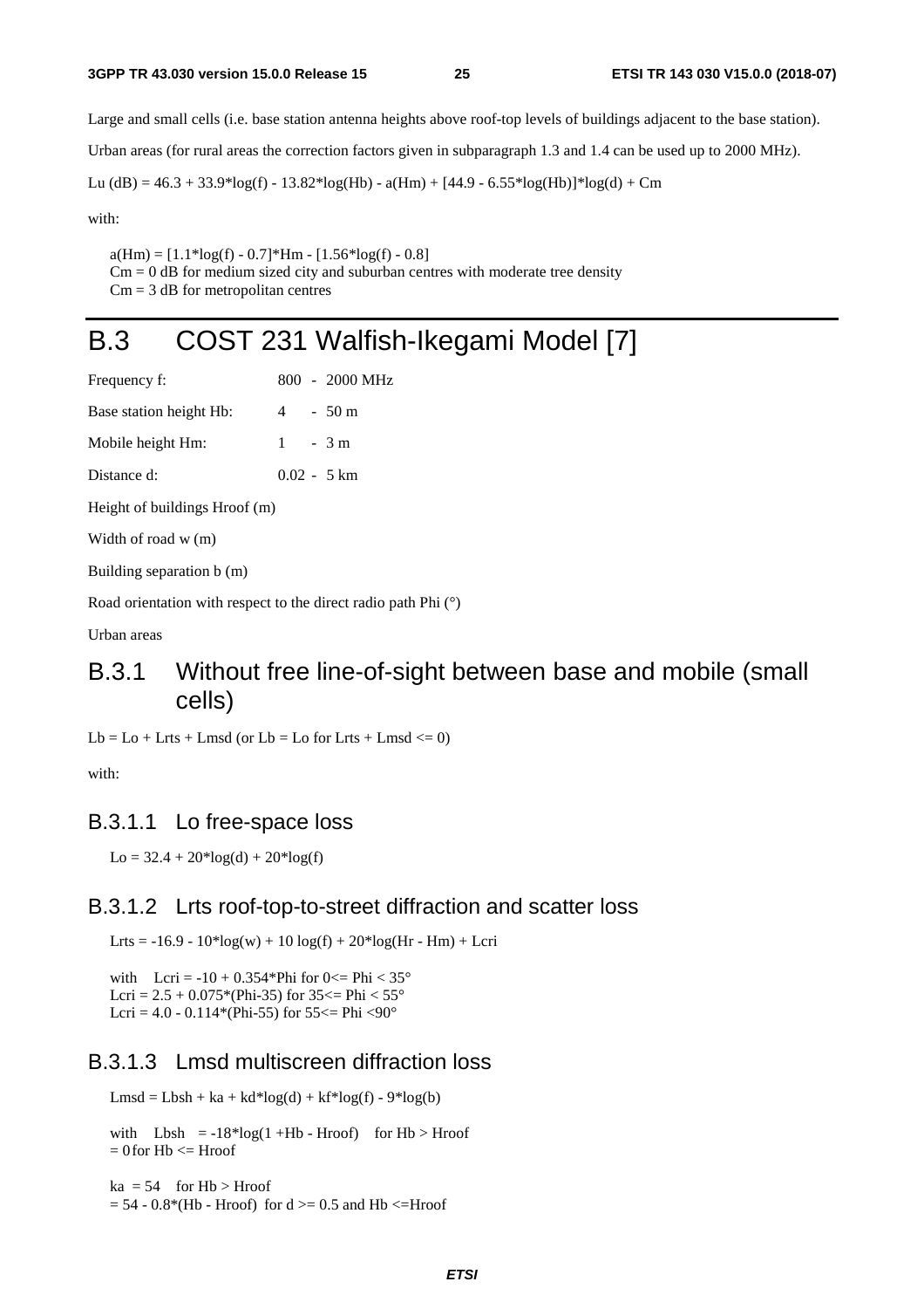Large and small cells (i.e. base station antenna heights above roof-top levels of buildings adjacent to the base station).

Urban areas (for rural areas the correction factors given in subparagraph 1.3 and 1.4 can be used up to 2000 MHz).

$$Lu\ (dB) = 46.3 + 33.9 \cdot \log(f) - 13.82 \cdot \log(Hb) - a(Hm) + [44.9 - 6.55 \cdot \log(Hb)] \cdot \log(d) + Cm$$

with:

$a(Hm) = [1.1 \cdot \log(f) - 0.7] \cdot Hm - [1.56 \cdot \log(f) - 0.8]$
$Cm = 0$ dB for medium sized city and suburban centres with moderate tree density
$Cm = 3$ dB for metropolitan centres

# B.3 COST 231 Walfish-Ikegami Model [7]

| | |
|---|---|
| Frequency f: | 800 - 2000 MHz |
| Base station height Hb: | 4 - 50 m |
| Mobile height Hm: | 1 - 3 m |
| Distance d: | 0.02 - 5 km |

Height of buildings Hroof (m)

Width of road w (m)

Building separation b (m)

Road orientation with respect to the direct radio path Phi (°)

Urban areas

## B.3.1 Without free line-of-sight between base and mobile (small cells)

$Lb = Lo + Lrts + Lmsd$ (or $Lb = Lo$ for $Lrts + Lmsd \le 0$)

with:

### B.3.1.1 Lo free-space loss

$$Lo = 32.4 + 20 \cdot \log(d) + 20 \cdot \log(f)$$

### B.3.1.2 Lrts roof-top-to-street diffraction and scatter loss

$$Lrts = -16.9 - 10 \cdot \log(w) + 10 \log(f) + 20 \cdot \log(Hr - Hm) + Lcri$$

with $Lcri = -10 + 0.354 \cdot Phi$ for $0 \le Phi < 35°$
$Lcri = 2.5 + 0.075 \cdot (Phi - 35)$ for $35 \le Phi < 55°$
$Lcri = 4.0 - 0.114 \cdot (Phi - 55)$ for $55 \le Phi < 90°$

### B.3.1.3 Lmsd multiscreen diffraction loss

$$Lmsd = Lbsh + ka + kd \cdot \log(d) + kf \cdot \log(f) - 9 \cdot \log(b)$$

with $Lbsh = -18 \cdot \log(1 + Hb - Hroof)$ for $Hb > Hroof$
$= 0$ for $Hb \le Hroof$

$ka = 54$ for $Hb > Hroof$
$= 54 - 0.8 \cdot (Hb - Hroof)$ for $d \ge 0.5$ and $Hb \le Hroof$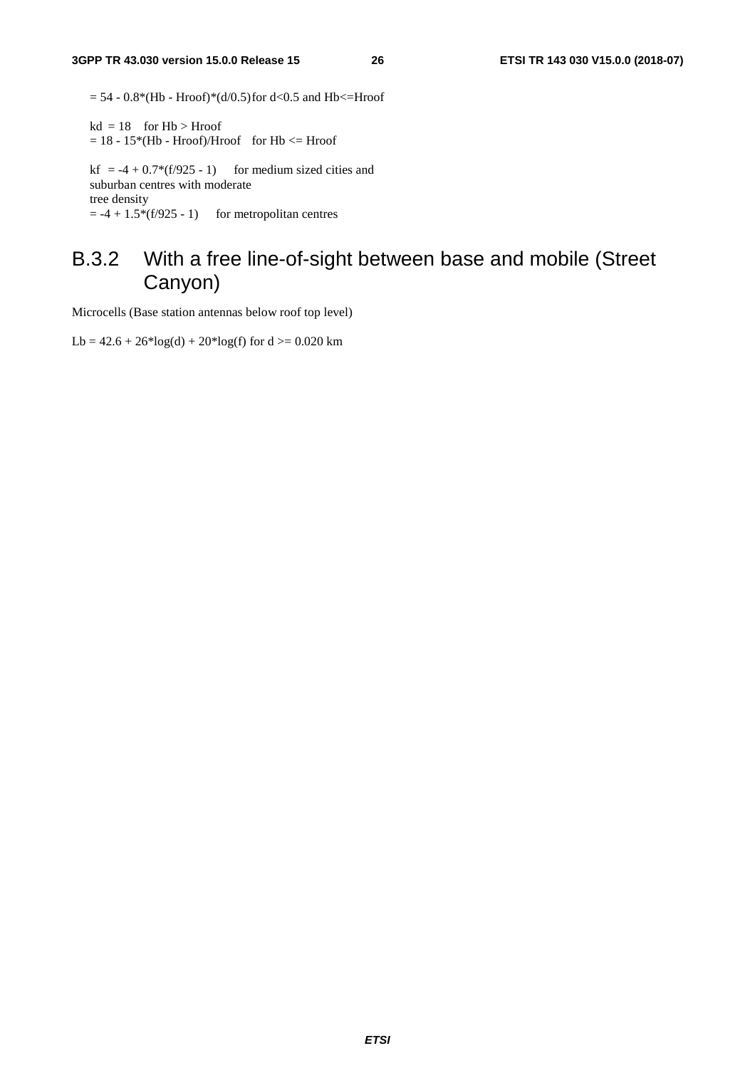$= 54 - 0.8*(Hb - Hroof)*(d/0.5)$ for $d<0.5$ and $Hb<=Hroof$

$kd = 18$ for $Hb > Hroof$
$= 18 - 15*(Hb - Hroof)/Hroof$ for $Hb <= Hroof$

$kf = -4 + 0.7*(f/925 - 1)$ for medium sized cities and suburban centres with moderate tree density
$= -4 + 1.5*(f/925 - 1)$ for metropolitan centres

## B.3.2 With a free line-of-sight between base and mobile (Street Canyon)

Microcells (Base station antennas below roof top level)

$Lb = 42.6 + 26*\log(d) + 20*\log(f)$ for $d >= 0.020$ km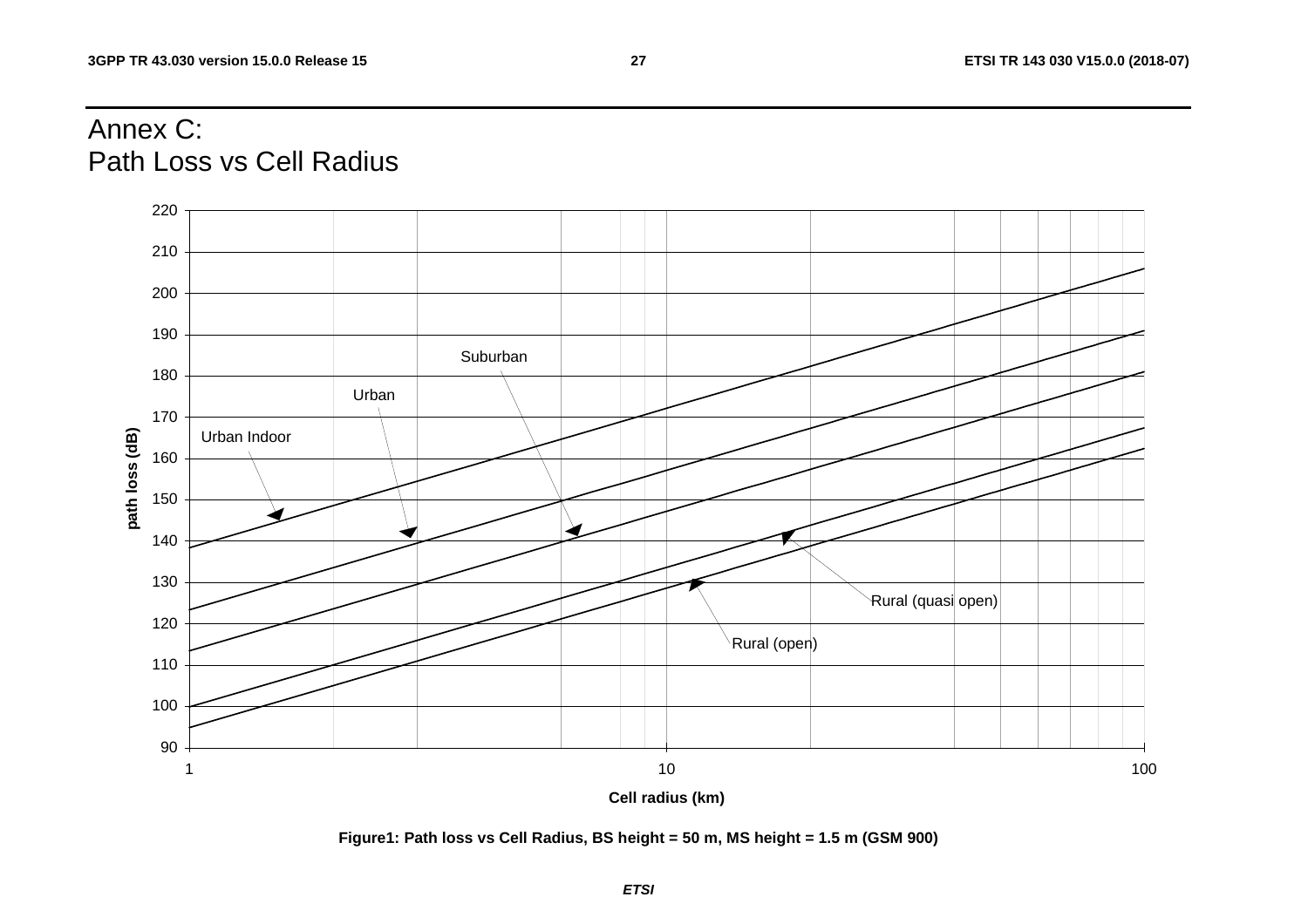# Annex C: Path Loss vs Cell Radius

Figure1: Path loss vs Cell Radius, BS height = 50 m, MS height = 1.5 m (GSM 900)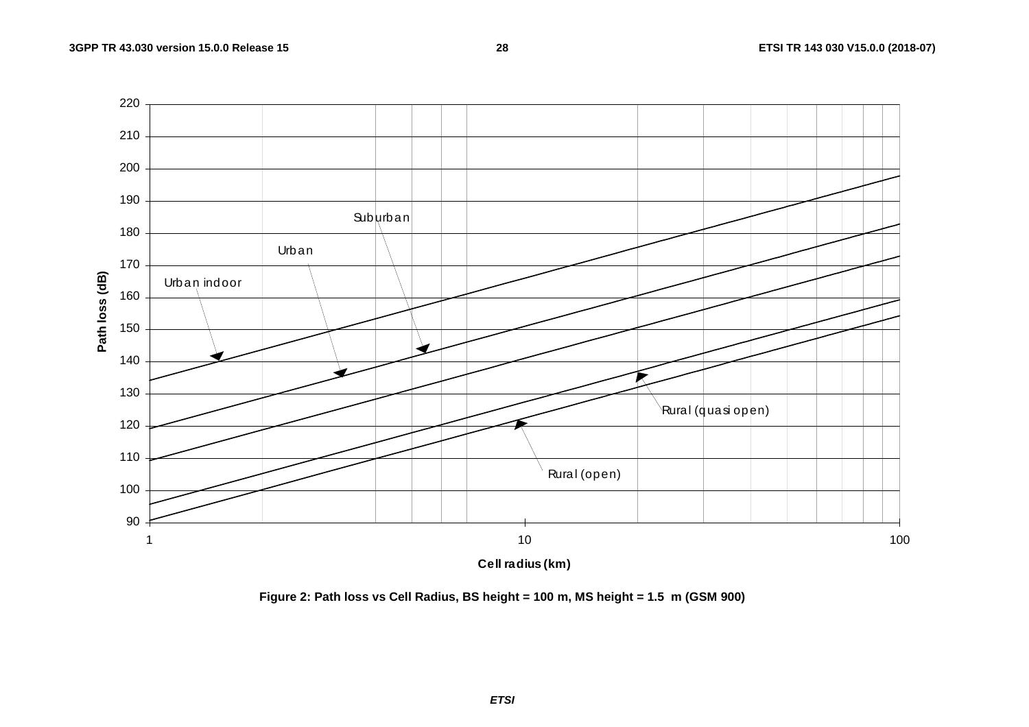Figure 2: Path loss vs Cell Radius, BS height = 100 m, MS height = 1.5 m (GSM 900)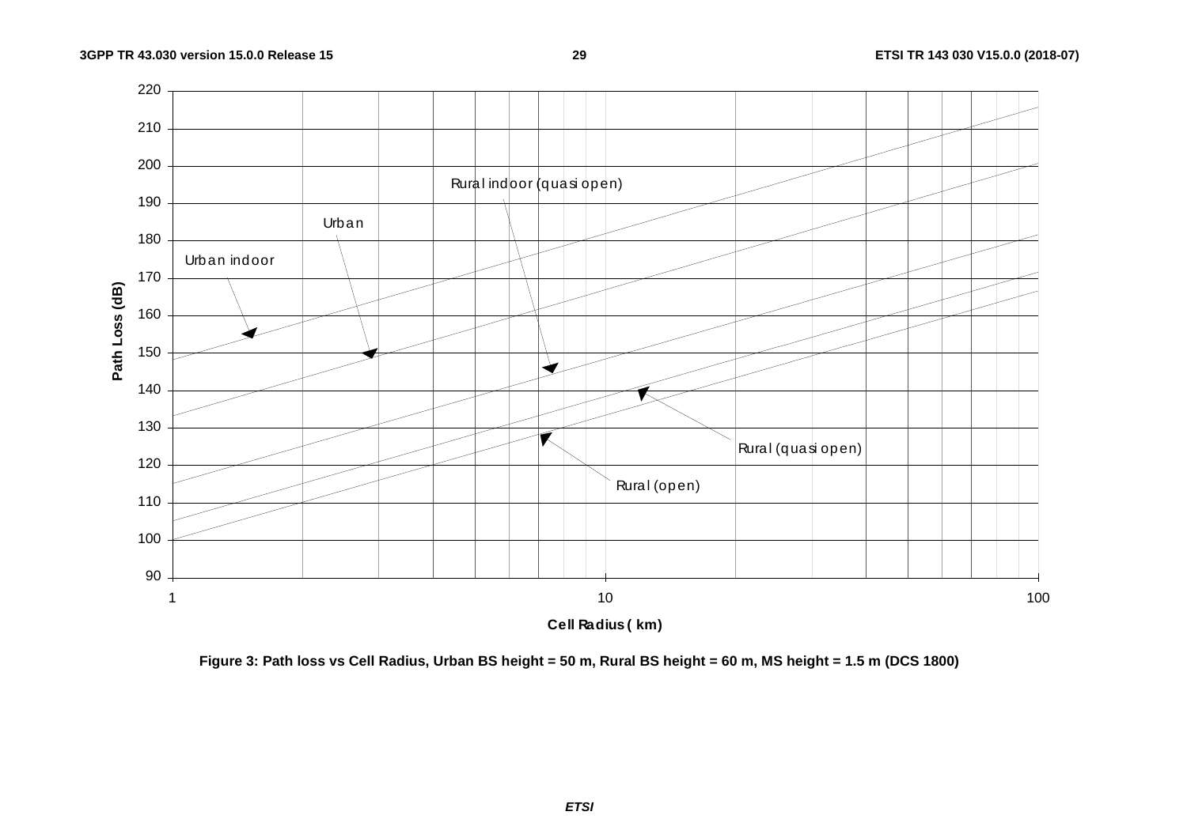Figure 3: Path loss vs Cell Radius, Urban BS height = 50 m, Rural BS height = 60 m, MS height = 1.5 m (DCS 1800)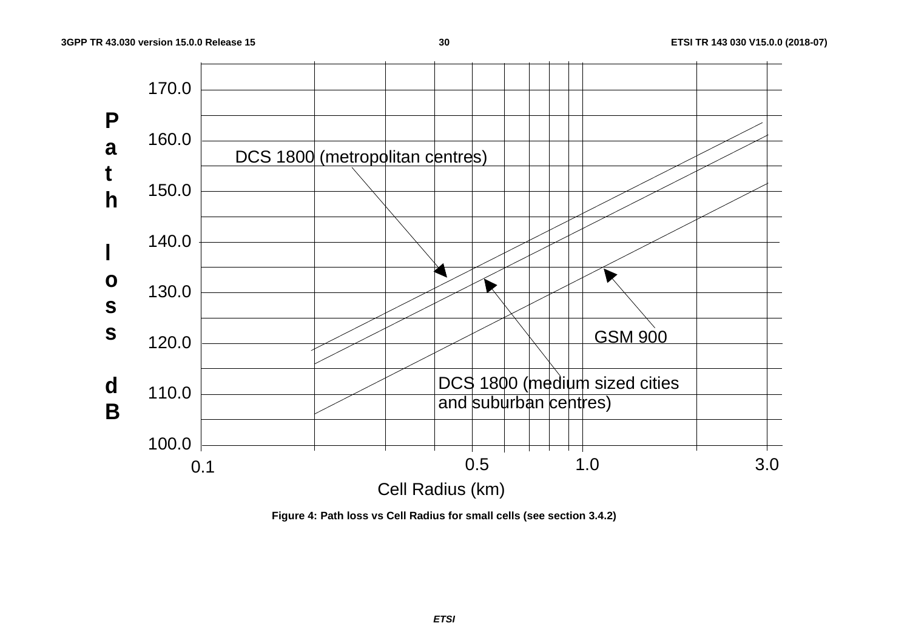Figure 4: Path loss vs Cell Radius for small cells (see section 3.4.2)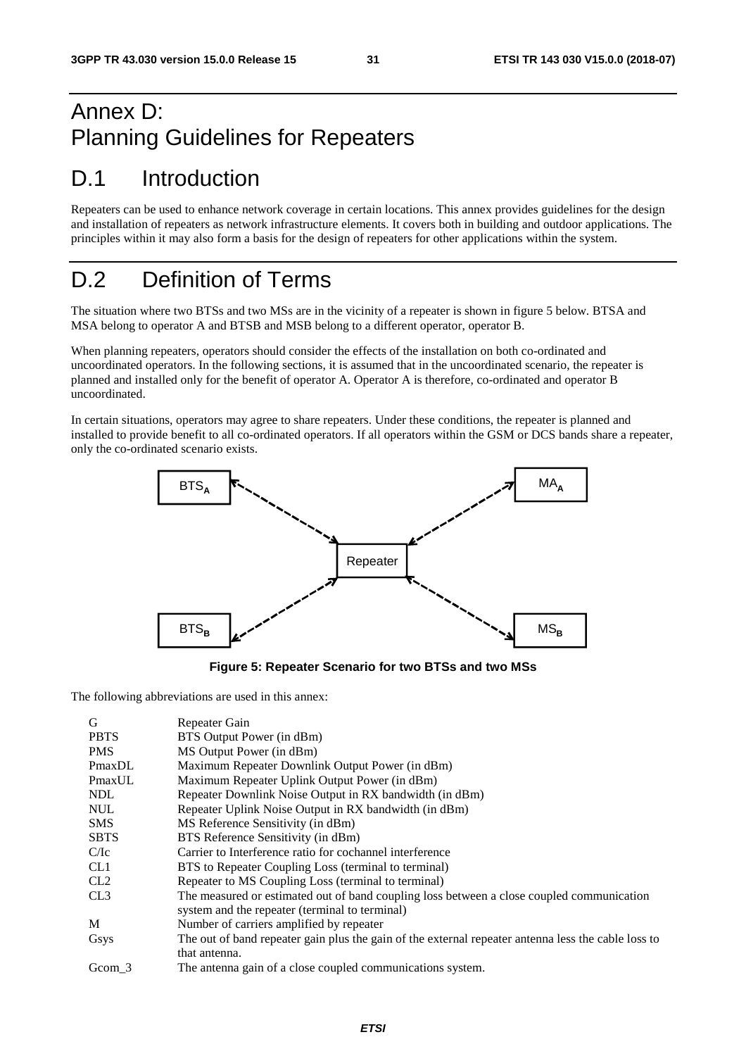# Annex D: Planning Guidelines for Repeaters

# D.1 Introduction

Repeaters can be used to enhance network coverage in certain locations. This annex provides guidelines for the design and installation of repeaters as network infrastructure elements. It covers both in building and outdoor applications. The principles within it may also form a basis for the design of repeaters for other applications within the system.

# D.2 Definition of Terms

The situation where two BTSs and two MSs are in the vicinity of a repeater is shown in figure 5 below. BTSA and MSA belong to operator A and BTSB and MSB belong to a different operator, operator B.

When planning repeaters, operators should consider the effects of the installation on both co-ordinated and uncoordinated operators. In the following sections, it is assumed that in the uncoordinated scenario, the repeater is planned and installed only for the benefit of operator A. Operator A is therefore, co-ordinated and operator B uncoordinated.

In certain situations, operators may agree to share repeaters. Under these conditions, the repeater is planned and installed to provide benefit to all co-ordinated operators. If all operators within the GSM or DCS bands share a repeater, only the co-ordinated scenario exists.

**Figure 5: Repeater Scenario for two BTSs and two MSs**

The following abbreviations are used in this annex:

| | |
|---|---|
| G | Repeater Gain |
| PBTS | BTS Output Power (in dBm) |
| PMS | MS Output Power (in dBm) |
| PmaxDL | Maximum Repeater Downlink Output Power (in dBm) |
| PmaxUL | Maximum Repeater Uplink Output Power (in dBm) |
| NDL | Repeater Downlink Noise Output in RX bandwidth (in dBm) |
| NUL | Repeater Uplink Noise Output in RX bandwidth (in dBm) |
| SMS | MS Reference Sensitivity (in dBm) |
| SBTS | BTS Reference Sensitivity (in dBm) |
| C/Ic | Carrier to Interference ratio for cochannel interference |
| CL1 | BTS to Repeater Coupling Loss (terminal to terminal) |
| CL2 | Repeater to MS Coupling Loss (terminal to terminal) |
| CL3 | The measured or estimated out of band coupling loss between a close coupled communication system and the repeater (terminal to terminal) |
| M | Number of carriers amplified by repeater |
| Gsys | The out of band repeater gain plus the gain of the external repeater antenna less the cable loss to that antenna. |
| Gcom_3 | The antenna gain of a close coupled communications system. |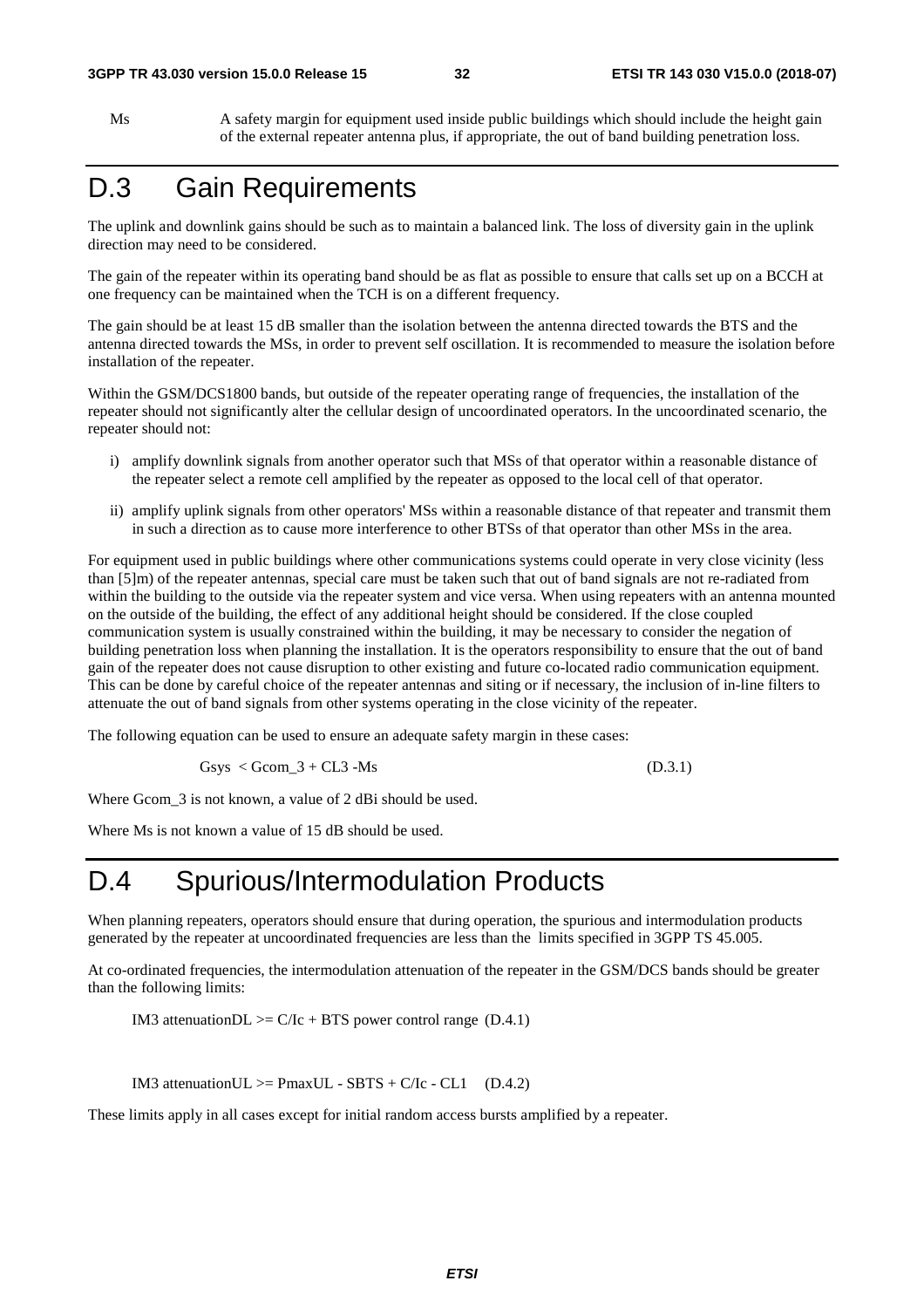Ms A safety margin for equipment used inside public buildings which should include the height gain of the external repeater antenna plus, if appropriate, the out of band building penetration loss.

# D.3 Gain Requirements

The uplink and downlink gains should be such as to maintain a balanced link. The loss of diversity gain in the uplink direction may need to be considered.

The gain of the repeater within its operating band should be as flat as possible to ensure that calls set up on a BCCH at one frequency can be maintained when the TCH is on a different frequency.

The gain should be at least 15 dB smaller than the isolation between the antenna directed towards the BTS and the antenna directed towards the MSs, in order to prevent self oscillation. It is recommended to measure the isolation before installation of the repeater.

Within the GSM/DCS1800 bands, but outside of the repeater operating range of frequencies, the installation of the repeater should not significantly alter the cellular design of uncoordinated operators. In the uncoordinated scenario, the repeater should not:

i) amplify downlink signals from another operator such that MSs of that operator within a reasonable distance of the repeater select a remote cell amplified by the repeater as opposed to the local cell of that operator.

ii) amplify uplink signals from other operators' MSs within a reasonable distance of that repeater and transmit them in such a direction as to cause more interference to other BTSs of that operator than other MSs in the area.

For equipment used in public buildings where other communications systems could operate in very close vicinity (less than [5]m) of the repeater antennas, special care must be taken such that out of band signals are not re-radiated from within the building to the outside via the repeater system and vice versa. When using repeaters with an antenna mounted on the outside of the building, the effect of any additional height should be considered. If the close coupled communication system is usually constrained within the building, it may be necessary to consider the negation of building penetration loss when planning the installation. It is the operators responsibility to ensure that the out of band gain of the repeater does not cause disruption to other existing and future co-located radio communication equipment. This can be done by careful choice of the repeater antennas and siting or if necessary, the inclusion of in-line filters to attenuate the out of band signals from other systems operating in the close vicinity of the repeater.

The following equation can be used to ensure an adequate safety margin in these cases:

$$Gsys < Gcom\_3 + CL3 - Ms \qquad (D.3.1)$$

Where Gcom_3 is not known, a value of 2 dBi should be used.

Where Ms is not known a value of 15 dB should be used.

# D.4 Spurious/Intermodulation Products

When planning repeaters, operators should ensure that during operation, the spurious and intermodulation products generated by the repeater at uncoordinated frequencies are less than the limits specified in 3GPP TS 45.005.

At co-ordinated frequencies, the intermodulation attenuation of the repeater in the GSM/DCS bands should be greater than the following limits:

$$\text{IM3 attenuation}_{DL} \geq C/Ic + \text{BTS power control range} \quad (D.4.1)$$

$$\text{IM3 attenuation}_{UL} \geq PmaxUL - SBTS + C/Ic - CL1 \quad (D.4.2)$$

These limits apply in all cases except for initial random access bursts amplified by a repeater.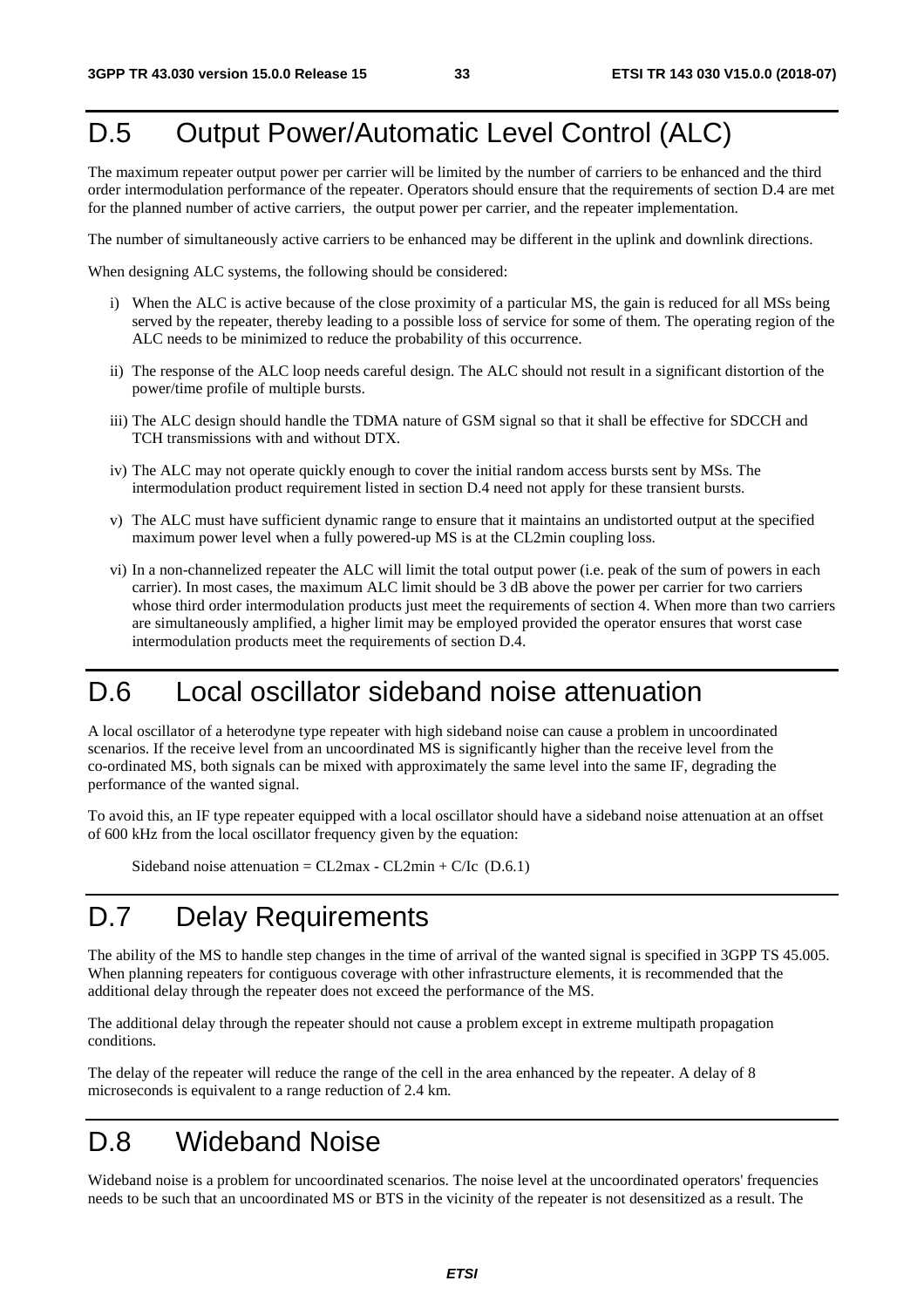# D.5 Output Power/Automatic Level Control (ALC)

The maximum repeater output power per carrier will be limited by the number of carriers to be enhanced and the third order intermodulation performance of the repeater. Operators should ensure that the requirements of section D.4 are met for the planned number of active carriers, the output power per carrier, and the repeater implementation.

The number of simultaneously active carriers to be enhanced may be different in the uplink and downlink directions.

When designing ALC systems, the following should be considered:

i) When the ALC is active because of the close proximity of a particular MS, the gain is reduced for all MSs being served by the repeater, thereby leading to a possible loss of service for some of them. The operating region of the ALC needs to be minimized to reduce the probability of this occurrence.

ii) The response of the ALC loop needs careful design. The ALC should not result in a significant distortion of the power/time profile of multiple bursts.

iii) The ALC design should handle the TDMA nature of GSM signal so that it shall be effective for SDCCH and TCH transmissions with and without DTX.

iv) The ALC may not operate quickly enough to cover the initial random access bursts sent by MSs. The intermodulation product requirement listed in section D.4 need not apply for these transient bursts.

v) The ALC must have sufficient dynamic range to ensure that it maintains an undistorted output at the specified maximum power level when a fully powered-up MS is at the CL2min coupling loss.

vi) In a non-channelized repeater the ALC will limit the total output power (i.e. peak of the sum of powers in each carrier). In most cases, the maximum ALC limit should be 3 dB above the power per carrier for two carriers whose third order intermodulation products just meet the requirements of section 4. When more than two carriers are simultaneously amplified, a higher limit may be employed provided the operator ensures that worst case intermodulation products meet the requirements of section D.4.

# D.6 Local oscillator sideband noise attenuation

A local oscillator of a heterodyne type repeater with high sideband noise can cause a problem in uncoordinated scenarios. If the receive level from an uncoordinated MS is significantly higher than the receive level from the co-ordinated MS, both signals can be mixed with approximately the same level into the same IF, degrading the performance of the wanted signal.

To avoid this, an IF type repeater equipped with a local oscillator should have a sideband noise attenuation at an offset of 600 kHz from the local oscillator frequency given by the equation:

Sideband noise attenuation = CL2max - CL2min + C/Ic (D.6.1)

# D.7 Delay Requirements

The ability of the MS to handle step changes in the time of arrival of the wanted signal is specified in 3GPP TS 45.005. When planning repeaters for contiguous coverage with other infrastructure elements, it is recommended that the additional delay through the repeater does not exceed the performance of the MS.

The additional delay through the repeater should not cause a problem except in extreme multipath propagation conditions.

The delay of the repeater will reduce the range of the cell in the area enhanced by the repeater. A delay of 8 microseconds is equivalent to a range reduction of 2.4 km.

# D.8 Wideband Noise

Wideband noise is a problem for uncoordinated scenarios. The noise level at the uncoordinated operators' frequencies needs to be such that an uncoordinated MS or BTS in the vicinity of the repeater is not desensitized as a result. The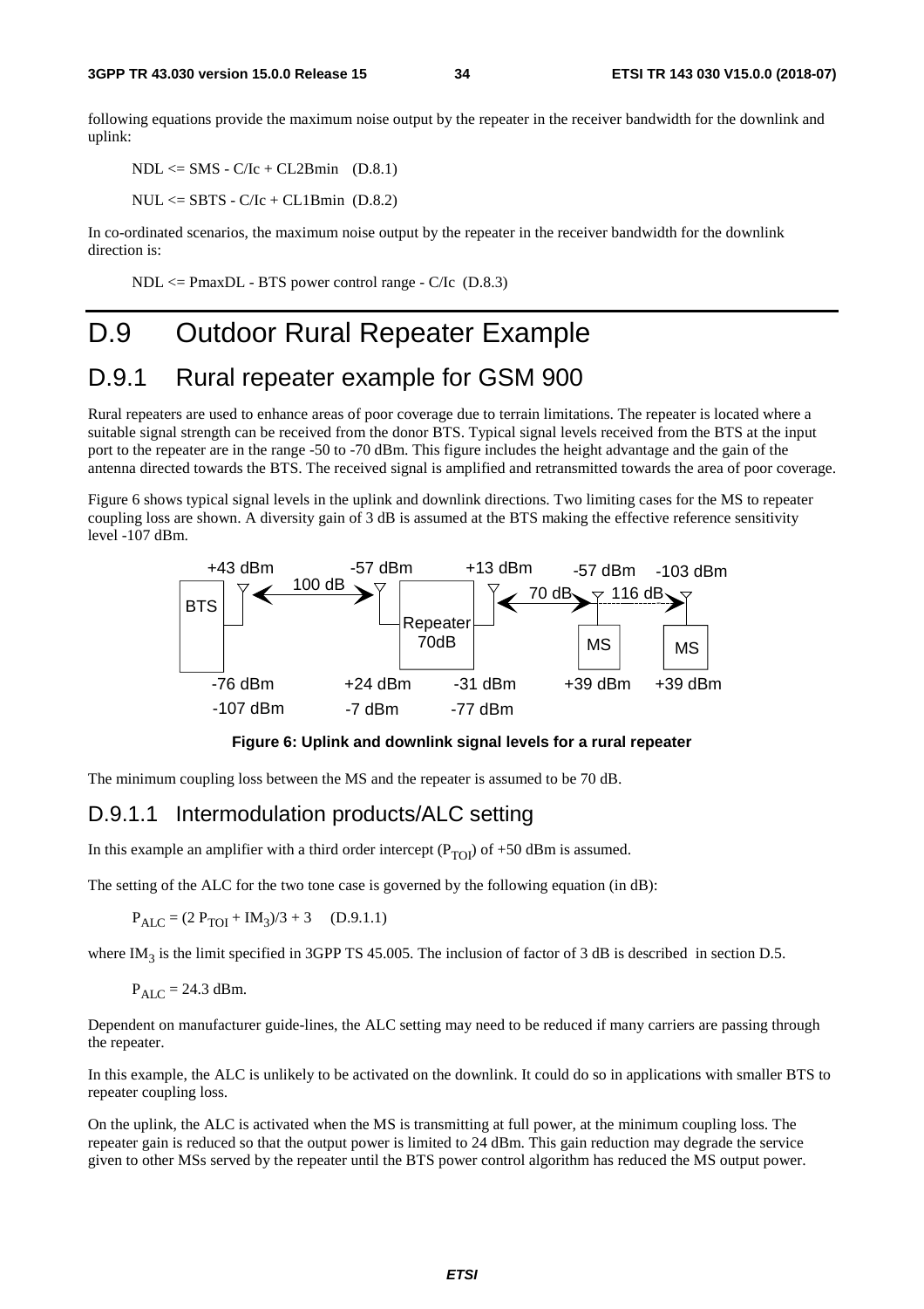following equations provide the maximum noise output by the repeater in the receiver bandwidth for the downlink and uplink:

NDL <= SMS - C/Ic + CL2Bmin (D.8.1)

NUL <= SBTS - C/Ic + CL1Bmin (D.8.2)

In co-ordinated scenarios, the maximum noise output by the repeater in the receiver bandwidth for the downlink direction is:

NDL <= PmaxDL - BTS power control range - C/Ic (D.8.3)

# D.9 Outdoor Rural Repeater Example

## D.9.1 Rural repeater example for GSM 900

Rural repeaters are used to enhance areas of poor coverage due to terrain limitations. The repeater is located where a suitable signal strength can be received from the donor BTS. Typical signal levels received from the BTS at the input port to the repeater are in the range -50 to -70 dBm. This figure includes the height advantage and the gain of the antenna directed towards the BTS. The received signal is amplified and retransmitted towards the area of poor coverage.

Figure 6 shows typical signal levels in the uplink and downlink directions. Two limiting cases for the MS to repeater coupling loss are shown. A diversity gain of 3 dB is assumed at the BTS making the effective reference sensitivity level -107 dBm.

**Figure 6: Uplink and downlink signal levels for a rural repeater**

The minimum coupling loss between the MS and the repeater is assumed to be 70 dB.

### D.9.1.1 Intermodulation products/ALC setting

In this example an amplifier with a third order intercept ($P_{TOI}$) of +50 dBm is assumed.

The setting of the ALC for the two tone case is governed by the following equation (in dB):

$P_{ALC} = (2\,P_{TOI} + IM_3)/3 + 3$ (D.9.1.1)

where $IM_3$ is the limit specified in 3GPP TS 45.005. The inclusion of factor of 3 dB is described in section D.5.

$P_{ALC} = 24.3$ dBm.

Dependent on manufacturer guide-lines, the ALC setting may need to be reduced if many carriers are passing through the repeater.

In this example, the ALC is unlikely to be activated on the downlink. It could do so in applications with smaller BTS to repeater coupling loss.

On the uplink, the ALC is activated when the MS is transmitting at full power, at the minimum coupling loss. The repeater gain is reduced so that the output power is limited to 24 dBm. This gain reduction may degrade the service given to other MSs served by the repeater until the BTS power control algorithm has reduced the MS output power.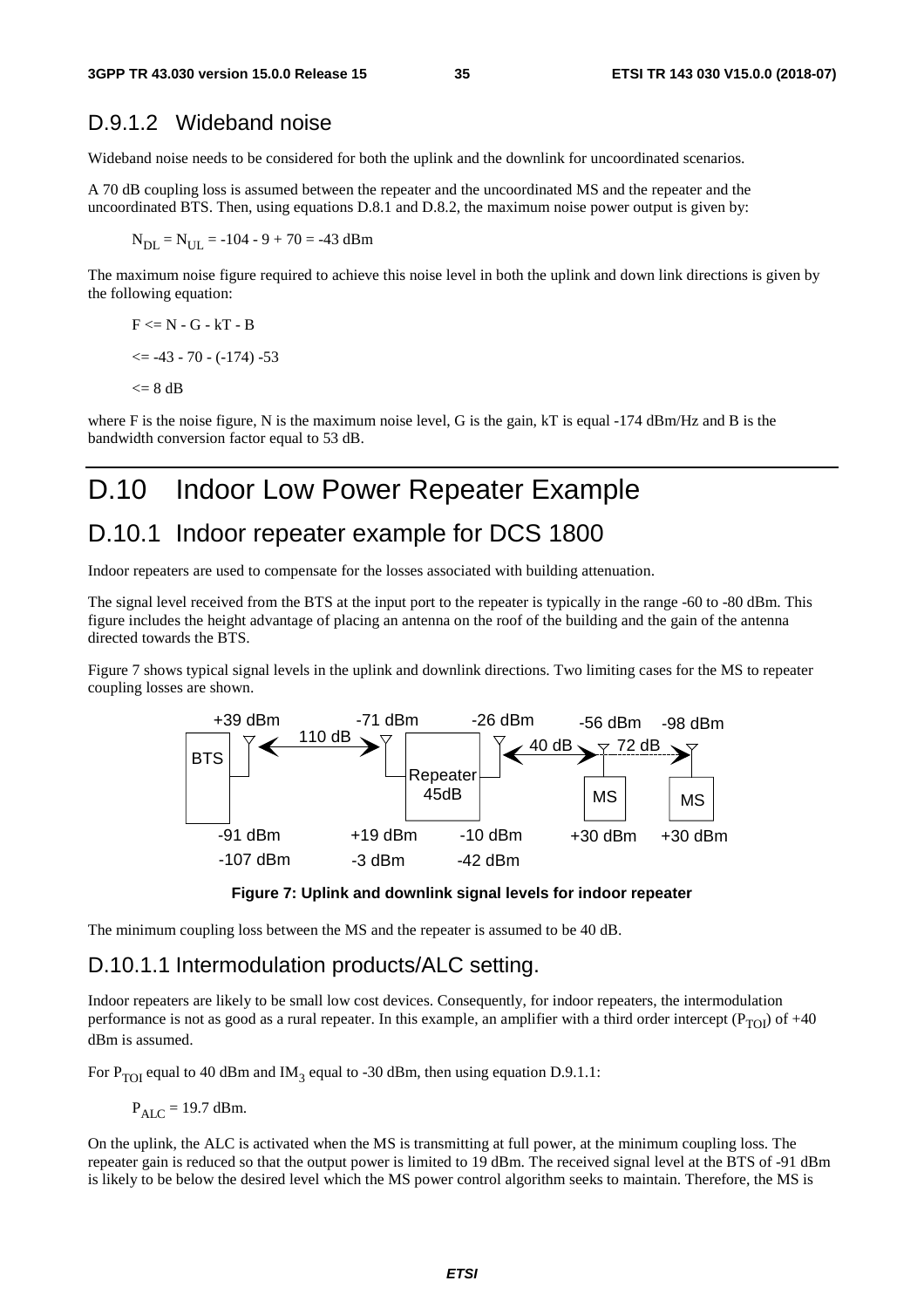### D.9.1.2 Wideband noise

Wideband noise needs to be considered for both the uplink and the downlink for uncoordinated scenarios.

A 70 dB coupling loss is assumed between the repeater and the uncoordinated MS and the repeater and the uncoordinated BTS. Then, using equations D.8.1 and D.8.2, the maximum noise power output is given by:

$$N_{DL} = N_{UL} = -104 - 9 + 70 = -43 \text{ dBm}$$

The maximum noise figure required to achieve this noise level in both the uplink and down link directions is given by the following equation:

$$F <= N - G - kT - B$$

$$<= -43 - 70 - (-174) -53$$

$$<= 8 \text{ dB}$$

where F is the noise figure, N is the maximum noise level, G is the gain, kT is equal -174 dBm/Hz and B is the bandwidth conversion factor equal to 53 dB.

# D.10 Indoor Low Power Repeater Example

## D.10.1 Indoor repeater example for DCS 1800

Indoor repeaters are used to compensate for the losses associated with building attenuation.

The signal level received from the BTS at the input port to the repeater is typically in the range -60 to -80 dBm. This figure includes the height advantage of placing an antenna on the roof of the building and the gain of the antenna directed towards the BTS.

Figure 7 shows typical signal levels in the uplink and downlink directions. Two limiting cases for the MS to repeater coupling losses are shown.

+39 dBm, -71 dBm, -26 dBm, -56 dBm, -98 dBm
BTS ↔ 110 dB ↔ Repeater 45dB ↔ 40 dB ↔ MS, 72 dB ↔ MS
-91 dBm, +19 dBm, -10 dBm, +30 dBm, +30 dBm
-107 dBm, -3 dBm, -42 dBm

**Figure 7: Uplink and downlink signal levels for indoor repeater**

The minimum coupling loss between the MS and the repeater is assumed to be 40 dB.

### D.10.1.1 Intermodulation products/ALC setting.

Indoor repeaters are likely to be small low cost devices. Consequently, for indoor repeaters, the intermodulation performance is not as good as a rural repeater. In this example, an amplifier with a third order intercept ($P_{TOI}$) of +40 dBm is assumed.

For $P_{TOI}$ equal to 40 dBm and $IM_3$ equal to -30 dBm, then using equation D.9.1.1:

$$P_{ALC} = 19.7 \text{ dBm.}$$

On the uplink, the ALC is activated when the MS is transmitting at full power, at the minimum coupling loss. The repeater gain is reduced so that the output power is limited to 19 dBm. The received signal level at the BTS of -91 dBm is likely to be below the desired level which the MS power control algorithm seeks to maintain. Therefore, the MS is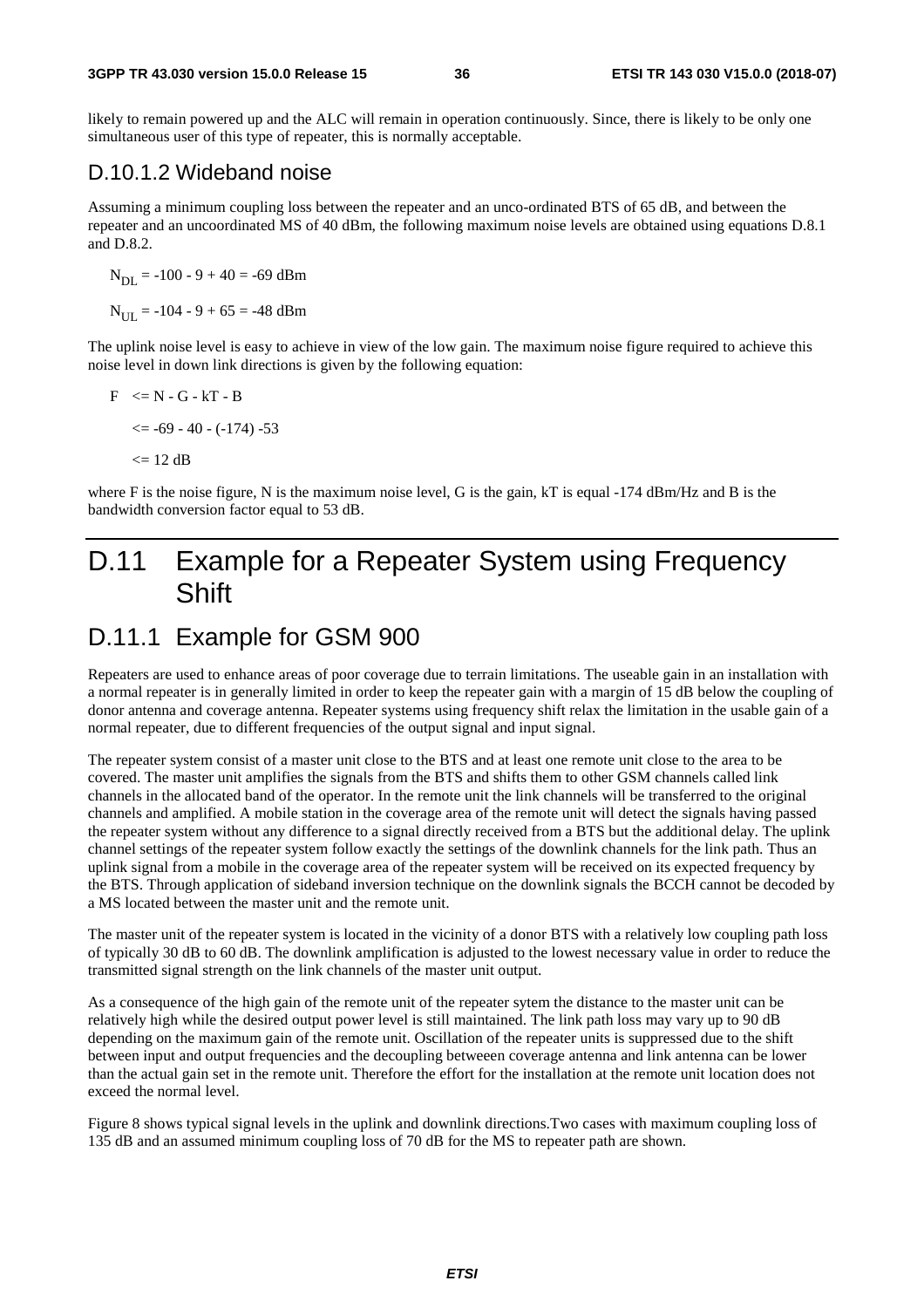likely to remain powered up and the ALC will remain in operation continuously. Since, there is likely to be only one simultaneous user of this type of repeater, this is normally acceptable.

### D.10.1.2 Wideband noise

Assuming a minimum coupling loss between the repeater and an unco-ordinated BTS of 65 dB, and between the repeater and an uncoordinated MS of 40 dBm, the following maximum noise levels are obtained using equations D.8.1 and D.8.2.

$N_{DL}$ = -100 - 9 + 40 = -69 dBm

$N_{UL}$ = -104 - 9 + 65 = -48 dBm

The uplink noise level is easy to achieve in view of the low gain. The maximum noise figure required to achieve this noise level in down link directions is given by the following equation:

F <= N - G - kT - B

<= -69 - 40 - (-174) -53

<= 12 dB

where F is the noise figure, N is the maximum noise level, G is the gain, kT is equal -174 dBm/Hz and B is the bandwidth conversion factor equal to 53 dB.

# D.11 Example for a Repeater System using Frequency Shift

## D.11.1 Example for GSM 900

Repeaters are used to enhance areas of poor coverage due to terrain limitations. The useable gain in an installation with a normal repeater is in generally limited in order to keep the repeater gain with a margin of 15 dB below the coupling of donor antenna and coverage antenna. Repeater systems using frequency shift relax the limitation in the usable gain of a normal repeater, due to different frequencies of the output signal and input signal.

The repeater system consist of a master unit close to the BTS and at least one remote unit close to the area to be covered. The master unit amplifies the signals from the BTS and shifts them to other GSM channels called link channels in the allocated band of the operator. In the remote unit the link channels will be transferred to the original channels and amplified. A mobile station in the coverage area of the remote unit will detect the signals having passed the repeater system without any difference to a signal directly received from a BTS but the additional delay. The uplink channel settings of the repeater system follow exactly the settings of the downlink channels for the link path. Thus an uplink signal from a mobile in the coverage area of the repeater system will be received on its expected frequency by the BTS. Through application of sideband inversion technique on the downlink signals the BCCH cannot be decoded by a MS located between the master unit and the remote unit.

The master unit of the repeater system is located in the vicinity of a donor BTS with a relatively low coupling path loss of typically 30 dB to 60 dB. The downlink amplification is adjusted to the lowest necessary value in order to reduce the transmitted signal strength on the link channels of the master unit output.

As a consequence of the high gain of the remote unit of the repeater sytem the distance to the master unit can be relatively high while the desired output power level is still maintained. The link path loss may vary up to 90 dB depending on the maximum gain of the remote unit. Oscillation of the repeater units is suppressed due to the shift between input and output frequencies and the decoupling betweeen coverage antenna and link antenna can be lower than the actual gain set in the remote unit. Therefore the effort for the installation at the remote unit location does not exceed the normal level.

Figure 8 shows typical signal levels in the uplink and downlink directions.Two cases with maximum coupling loss of 135 dB and an assumed minimum coupling loss of 70 dB for the MS to repeater path are shown.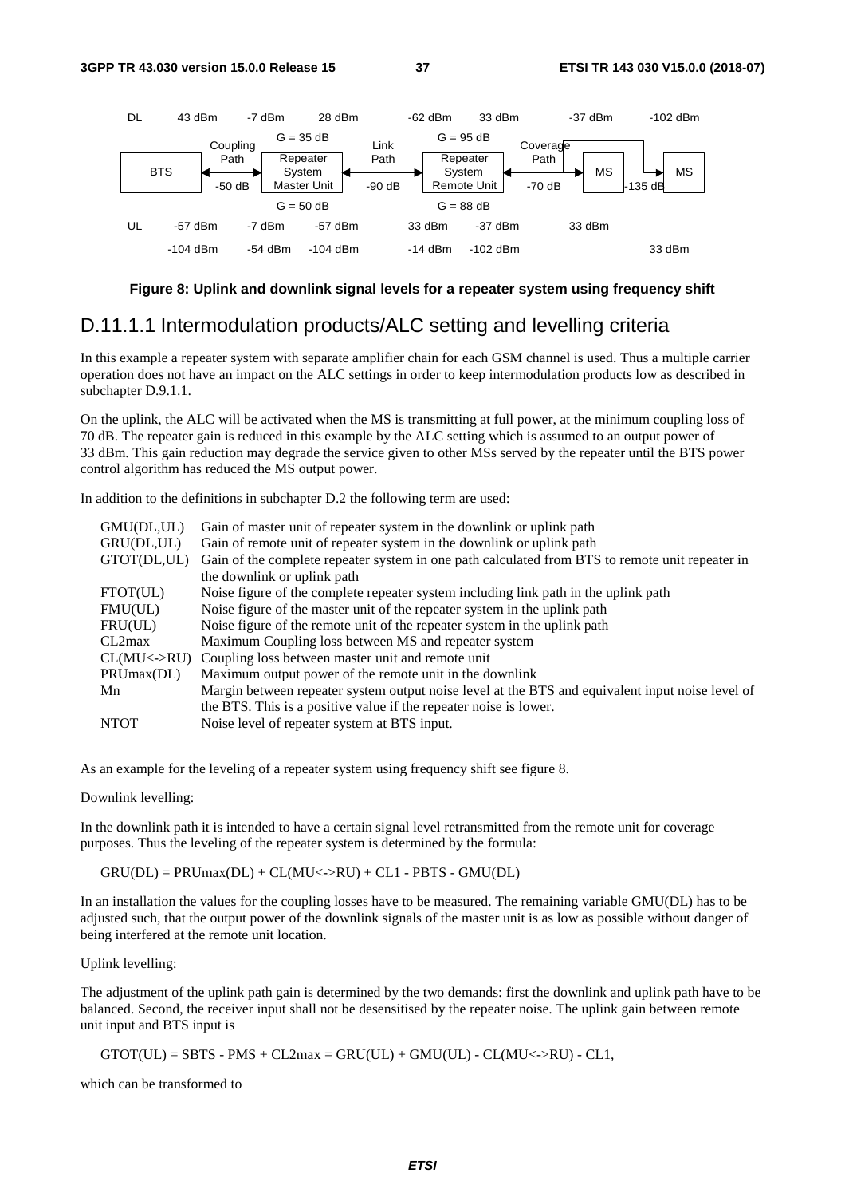| DL | 43 dBm | -7 dBm | 28 dBm | | -62 dBm | 33 dBm | | -37 dBm | | -102 dBm |
|---|---|---|---|---|---|---|---|---|---|---|
| | | Coupling Path | G = 35 dB | Link Path | | G = 95 dB | Coverage Path | | | |
| | BTS | -50 dB | Repeater System Master Unit | -90 dB | | Repeater System Remote Unit | -70 dB | MS | -135 dB | MS |
| | | | G = 50 dB | | | G = 88 dB | | | | |
| UL | -57 dBm | -7 dBm | -57 dBm | | 33 dBm | -37 dBm | | 33 dBm | | |
| | -104 dBm | -54 dBm | -104 dBm | | -14 dBm | -102 dBm | | | | 33 dBm |

**Figure 8: Uplink and downlink signal levels for a repeater system using frequency shift**

## D.11.1.1 Intermodulation products/ALC setting and levelling criteria

In this example a repeater system with separate amplifier chain for each GSM channel is used. Thus a multiple carrier operation does not have an impact on the ALC settings in order to keep intermodulation products low as described in subchapter D.9.1.1.

On the uplink, the ALC will be activated when the MS is transmitting at full power, at the minimum coupling loss of 70 dB. The repeater gain is reduced in this example by the ALC setting which is assumed to an output power of 33 dBm. This gain reduction may degrade the service given to other MSs served by the repeater until the BTS power control algorithm has reduced the MS output power.

In addition to the definitions in subchapter D.2 the following term are used:

| | |
|---|---|
| GMU(DL,UL) | Gain of master unit of repeater system in the downlink or uplink path |
| GRU(DL,UL) | Gain of remote unit of repeater system in the downlink or uplink path |
| GTOT(DL,UL) | Gain of the complete repeater system in one path calculated from BTS to remote unit repeater in the downlink or uplink path |
| FTOT(UL) | Noise figure of the complete repeater system including link path in the uplink path |
| FMU(UL) | Noise figure of the master unit of the repeater system in the uplink path |
| FRU(UL) | Noise figure of the remote unit of the repeater system in the uplink path |
| CL2max | Maximum Coupling loss between MS and repeater system |
| CL(MU<->RU) | Coupling loss between master unit and remote unit |
| PRUmax(DL) | Maximum output power of the remote unit in the downlink |
| Mn | Margin between repeater system output noise level at the BTS and equivalent input noise level of the BTS. This is a positive value if the repeater noise is lower. |
| NTOT | Noise level of repeater system at BTS input. |

As an example for the leveling of a repeater system using frequency shift see figure 8.

Downlink levelling:

In the downlink path it is intended to have a certain signal level retransmitted from the remote unit for coverage purposes. Thus the leveling of the repeater system is determined by the formula:

GRU(DL) = PRUmax(DL) + CL(MU<->RU) + CL1 - PBTS - GMU(DL)

In an installation the values for the coupling losses have to be measured. The remaining variable GMU(DL) has to be adjusted such, that the output power of the downlink signals of the master unit is as low as possible without danger of being interfered at the remote unit location.

Uplink levelling:

The adjustment of the uplink path gain is determined by the two demands: first the downlink and uplink path have to be balanced. Second, the receiver input shall not be desensitised by the repeater noise. The uplink gain between remote unit input and BTS input is

GTOT(UL) = SBTS - PMS + CL2max = GRU(UL) + GMU(UL) - CL(MU<->RU) - CL1,

which can be transformed to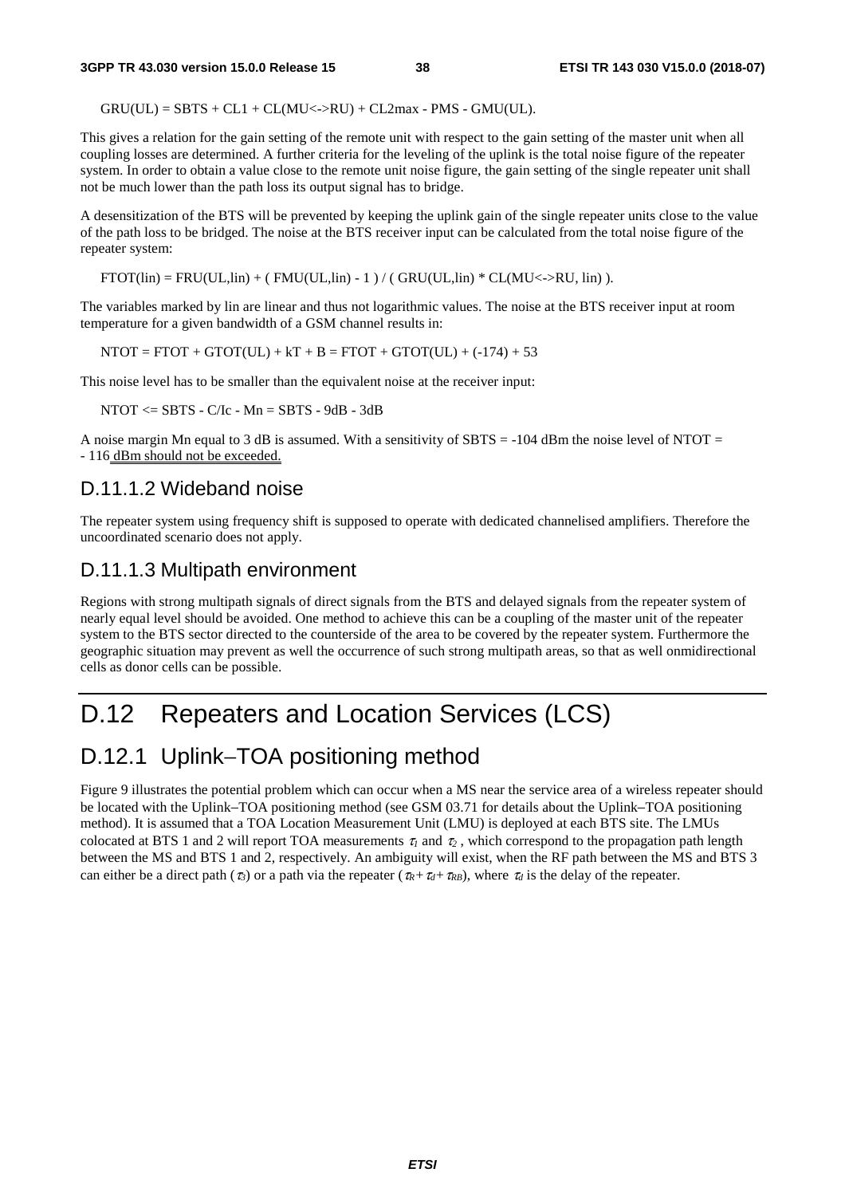GRU(UL) = SBTS + CL1 + CL(MU<->RU) + CL2max - PMS - GMU(UL).

This gives a relation for the gain setting of the remote unit with respect to the gain setting of the master unit when all coupling losses are determined. A further criteria for the leveling of the uplink is the total noise figure of the repeater system. In order to obtain a value close to the remote unit noise figure, the gain setting of the single repeater unit shall not be much lower than the path loss its output signal has to bridge.

A desensitization of the BTS will be prevented by keeping the uplink gain of the single repeater units close to the value of the path loss to be bridged. The noise at the BTS receiver input can be calculated from the total noise figure of the repeater system:

FTOT(lin) = FRU(UL,lin) + ( FMU(UL,lin) - 1 ) / ( GRU(UL,lin) * CL(MU<->RU, lin) ).

The variables marked by lin are linear and thus not logarithmic values. The noise at the BTS receiver input at room temperature for a given bandwidth of a GSM channel results in:

NTOT = FTOT + GTOT(UL) + kT + B = FTOT + GTOT(UL) + (-174) + 53

This noise level has to be smaller than the equivalent noise at the receiver input:

NTOT <= SBTS - C/Ic - Mn = SBTS - 9dB - 3dB

A noise margin Mn equal to 3 dB is assumed. With a sensitivity of SBTS = -104 dBm the noise level of NTOT = - 116 dBm should not be exceeded.

### D.11.1.2 Wideband noise

The repeater system using frequency shift is supposed to operate with dedicated channelised amplifiers. Therefore the uncoordinated scenario does not apply.

### D.11.1.3 Multipath environment

Regions with strong multipath signals of direct signals from the BTS and delayed signals from the repeater system of nearly equal level should be avoided. One method to achieve this can be a coupling of the master unit of the repeater system to the BTS sector directed to the counterside of the area to be covered by the repeater system. Furthermore the geographic situation may prevent as well the occurrence of such strong multipath areas, so that as well onmidirectional cells as donor cells can be possible.

# D.12 Repeaters and Location Services (LCS)

## D.12.1 Uplink–TOA positioning method

Figure 9 illustrates the potential problem which can occur when a MS near the service area of a wireless repeater should be located with the Uplink–TOA positioning method (see GSM 03.71 for details about the Uplink–TOA positioning method). It is assumed that a TOA Location Measurement Unit (LMU) is deployed at each BTS site. The LMUs colocated at BTS 1 and 2 will report TOA measurements $\tau_1$ and $\tau_2$ , which correspond to the propagation path length between the MS and BTS 1 and 2, respectively. An ambiguity will exist, when the RF path between the MS and BTS 3 can either be a direct path ($\tau_3$) or a path via the repeater ($\tau_R + \tau_d + \tau_{RB}$), where $\tau_d$ is the delay of the repeater.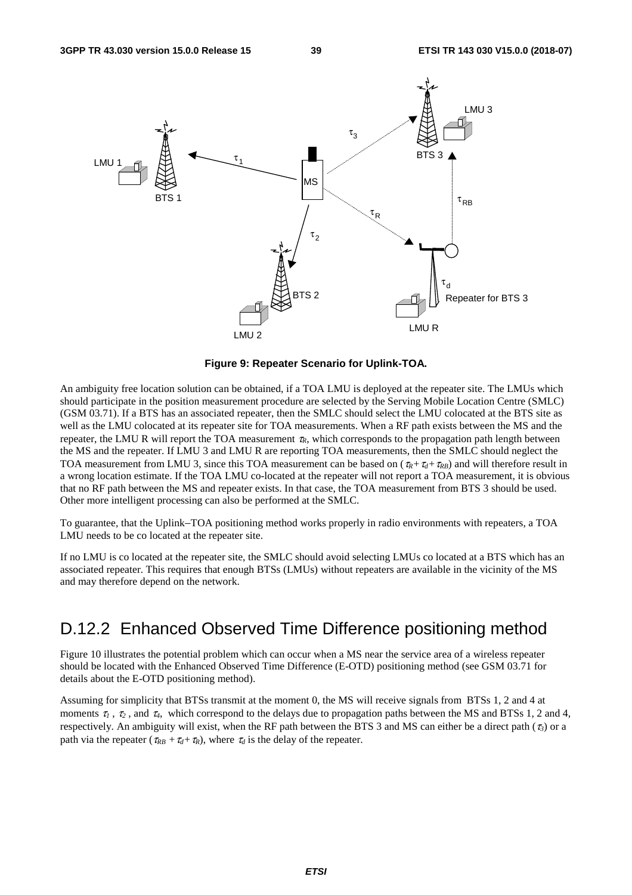**Figure 9: Repeater Scenario for Uplink-TOA.**

An ambiguity free location solution can be obtained, if a TOA LMU is deployed at the repeater site. The LMUs which should participate in the position measurement procedure are selected by the Serving Mobile Location Centre (SMLC) (GSM 03.71). If a BTS has an associated repeater, then the SMLC should select the LMU colocated at the BTS site as well as the LMU colocated at its repeater site for TOA measurements. When a RF path exists between the MS and the repeater, the LMU R will report the TOA measurement $\tau_R$, which corresponds to the propagation path length between the MS and the repeater. If LMU 3 and LMU R are reporting TOA measurements, then the SMLC should neglect the TOA measurement from LMU 3, since this TOA measurement can be based on ( $\tau_R + \tau_d + \tau_{RB}$) and will therefore result in a wrong location estimate. If the TOA LMU co-located at the repeater will not report a TOA measurement, it is obvious that no RF path between the MS and repeater exists. In that case, the TOA measurement from BTS 3 should be used. Other more intelligent processing can also be performed at the SMLC.

To guarantee, that the Uplink–TOA positioning method works properly in radio environments with repeaters, a TOA LMU needs to be co located at the repeater site.

If no LMU is co located at the repeater site, the SMLC should avoid selecting LMUs co located at a BTS which has an associated repeater. This requires that enough BTSs (LMUs) without repeaters are available in the vicinity of the MS and may therefore depend on the network.

## D.12.2 Enhanced Observed Time Difference positioning method

Figure 10 illustrates the potential problem which can occur when a MS near the service area of a wireless repeater should be located with the Enhanced Observed Time Difference (E-OTD) positioning method (see GSM 03.71 for details about the E-OTD positioning method).

Assuming for simplicity that BTSs transmit at the moment 0, the MS will receive signals from BTSs 1, 2 and 4 at moments $\tau_1$ , $\tau_2$ , and $\tau_4$, which correspond to the delays due to propagation paths between the MS and BTSs 1, 2 and 4, respectively. An ambiguity will exist, when the RF path between the BTS 3 and MS can either be a direct path ($\tau_3$) or a path via the repeater ($\tau_{RB} + \tau_d + \tau_R$), where $\tau_d$ is the delay of the repeater.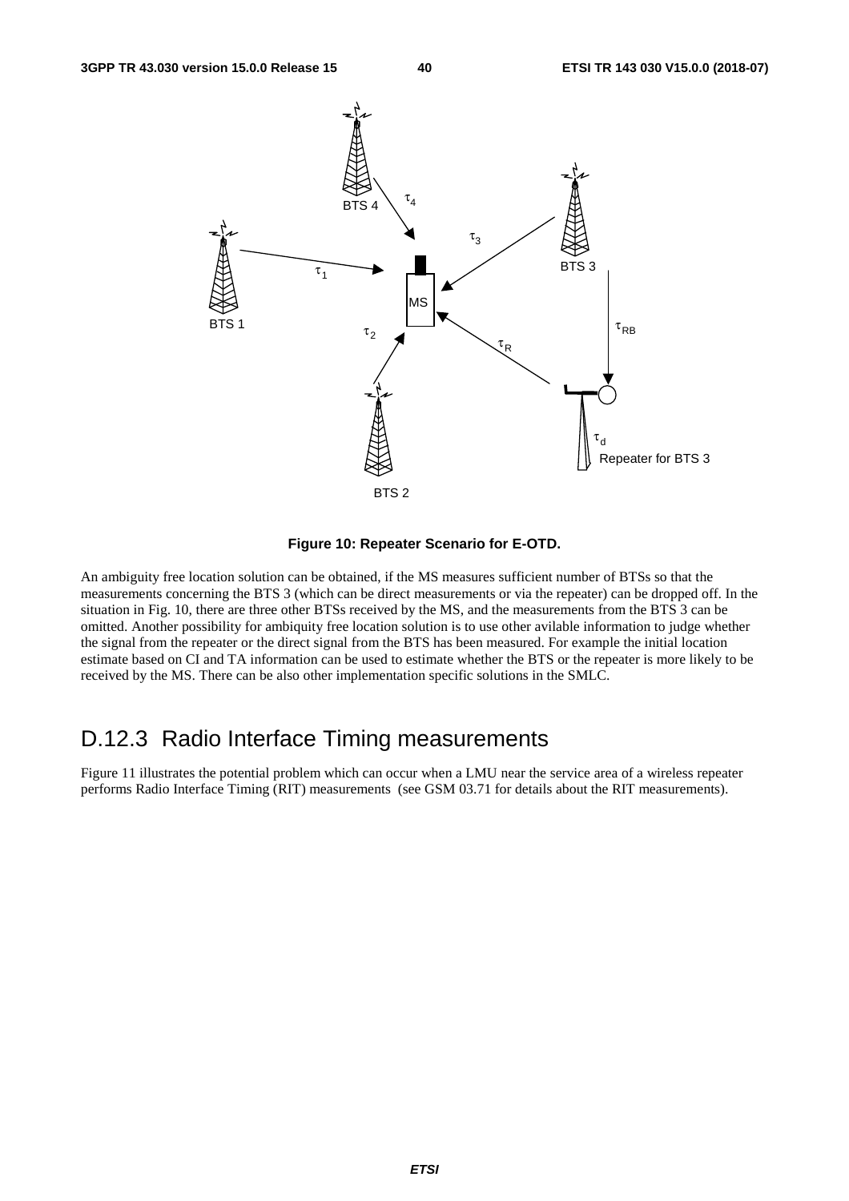**Figure 10: Repeater Scenario for E-OTD.**

An ambiguity free location solution can be obtained, if the MS measures sufficient number of BTSs so that the measurements concerning the BTS 3 (which can be direct measurements or via the repeater) can be dropped off. In the situation in Fig. 10, there are three other BTSs received by the MS, and the measurements from the BTS 3 can be omitted. Another possibility for ambiquity free location solution is to use other avilable information to judge whether the signal from the repeater or the direct signal from the BTS has been measured. For example the initial location estimate based on CI and TA information can be used to estimate whether the BTS or the repeater is more likely to be received by the MS. There can be also other implementation specific solutions in the SMLC.

## D.12.3 Radio Interface Timing measurements

Figure 11 illustrates the potential problem which can occur when a LMU near the service area of a wireless repeater performs Radio Interface Timing (RIT) measurements (see GSM 03.71 for details about the RIT measurements).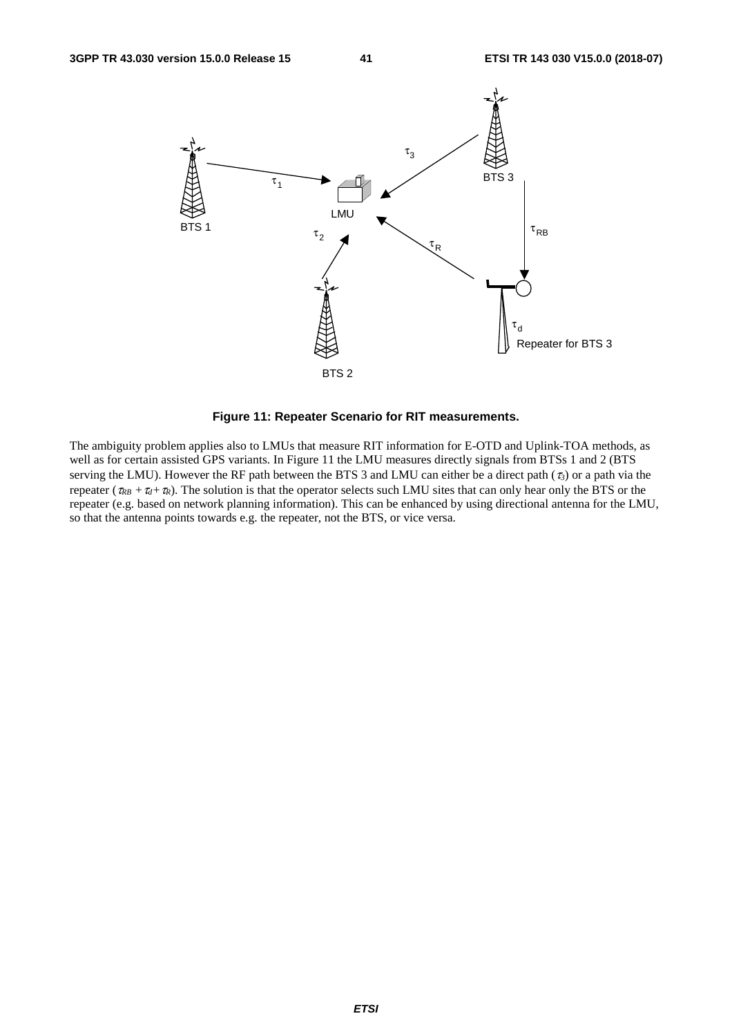**Figure 11: Repeater Scenario for RIT measurements.**

The ambiguity problem applies also to LMUs that measure RIT information for E-OTD and Uplink-TOA methods, as well as for certain assisted GPS variants. In Figure 11 the LMU measures directly signals from BTSs 1 and 2 (BTS serving the LMU). However the RF path between the BTS 3 and LMU can either be a direct path ($\tau_3$) or a path via the repeater ($\tau_{RB} + \tau_d + \tau_R$). The solution is that the operator selects such LMU sites that can only hear only the BTS or the repeater (e.g. based on network planning information). This can be enhanced by using directional antenna for the LMU, so that the antenna points towards e.g. the repeater, not the BTS, or vice versa.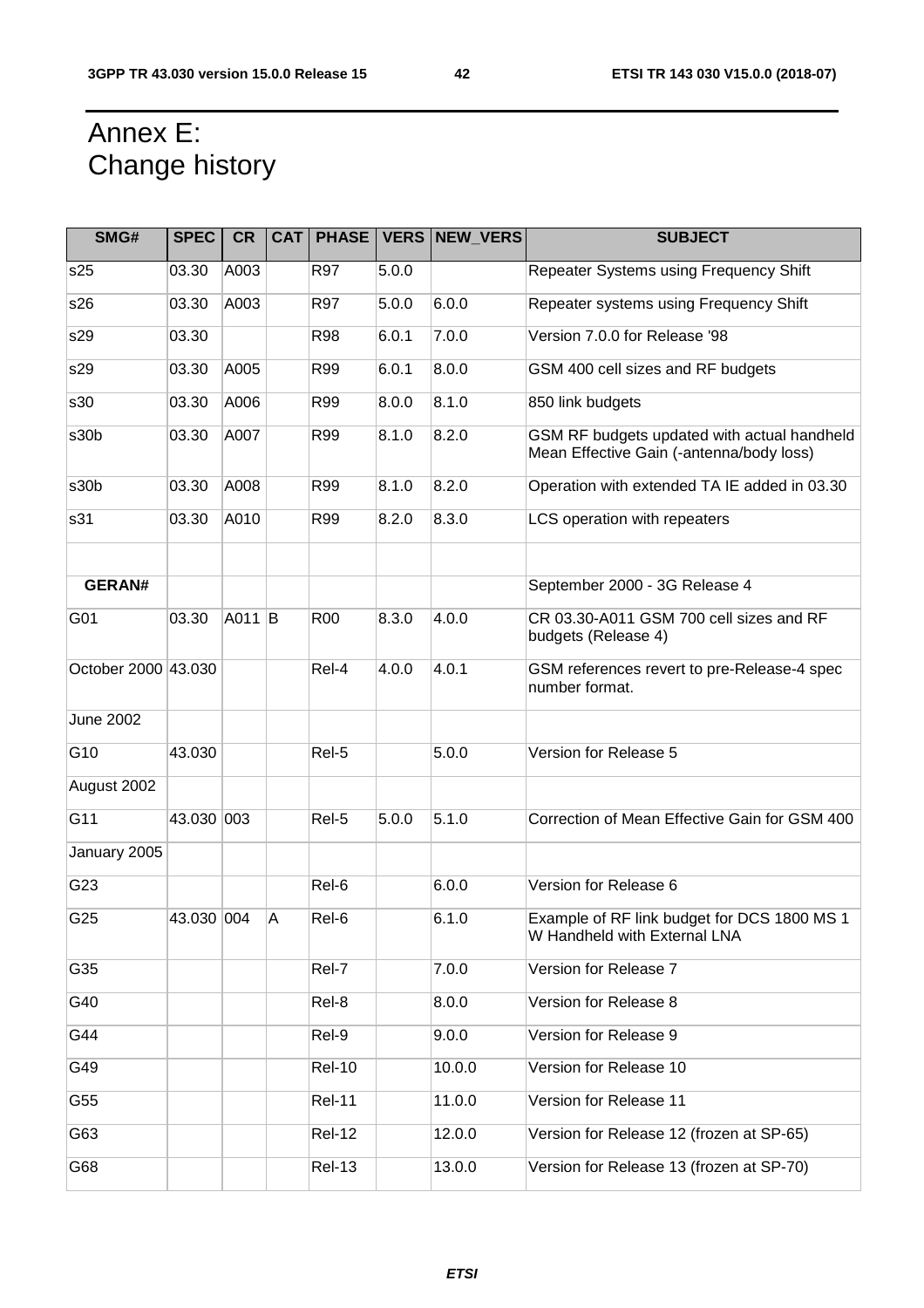# Annex E: Change history

| SMG# | SPEC | CR | CAT | PHASE | VERS | NEW_VERS | SUBJECT |
|---|---|---|---|---|---|---|---|
| s25 | 03.30 | A003 | | R97 | 5.0.0 | | Repeater Systems using Frequency Shift |
| s26 | 03.30 | A003 | | R97 | 5.0.0 | 6.0.0 | Repeater systems using Frequency Shift |
| s29 | 03.30 | | | R98 | 6.0.1 | 7.0.0 | Version 7.0.0 for Release '98 |
| s29 | 03.30 | A005 | | R99 | 6.0.1 | 8.0.0 | GSM 400 cell sizes and RF budgets |
| s30 | 03.30 | A006 | | R99 | 8.0.0 | 8.1.0 | 850 link budgets |
| s30b | 03.30 | A007 | | R99 | 8.1.0 | 8.2.0 | GSM RF budgets updated with actual handheld Mean Effective Gain (-antenna/body loss) |
| s30b | 03.30 | A008 | | R99 | 8.1.0 | 8.2.0 | Operation with extended TA IE added in 03.30 |
| s31 | 03.30 | A010 | | R99 | 8.2.0 | 8.3.0 | LCS operation with repeaters |
| | | | | | | | |
| **GERAN#** | | | | | | | September 2000 - 3G Release 4 |
| G01 | 03.30 | A011 | B | R00 | 8.3.0 | 4.0.0 | CR 03.30-A011 GSM 700 cell sizes and RF budgets (Release 4) |
| October 2000 | 43.030 | | | Rel-4 | 4.0.0 | 4.0.1 | GSM references revert to pre-Release-4 spec number format. |
| June 2002 | | | | | | | |
| G10 | 43.030 | | | Rel-5 | | 5.0.0 | Version for Release 5 |
| August 2002 | | | | | | | |
| G11 | 43.030 | 003 | | Rel-5 | 5.0.0 | 5.1.0 | Correction of Mean Effective Gain for GSM 400 |
| January 2005 | | | | | | | |
| G23 | | | | Rel-6 | | 6.0.0 | Version for Release 6 |
| G25 | 43.030 | 004 | A | Rel-6 | | 6.1.0 | Example of RF link budget for DCS 1800 MS 1 W Handheld with External LNA |
| G35 | | | | Rel-7 | | 7.0.0 | Version for Release 7 |
| G40 | | | | Rel-8 | | 8.0.0 | Version for Release 8 |
| G44 | | | | Rel-9 | | 9.0.0 | Version for Release 9 |
| G49 | | | | Rel-10 | | 10.0.0 | Version for Release 10 |
| G55 | | | | Rel-11 | | 11.0.0 | Version for Release 11 |
| G63 | | | | Rel-12 | | 12.0.0 | Version for Release 12 (frozen at SP-65) |
| G68 | | | | Rel-13 | | 13.0.0 | Version for Release 13 (frozen at SP-70) |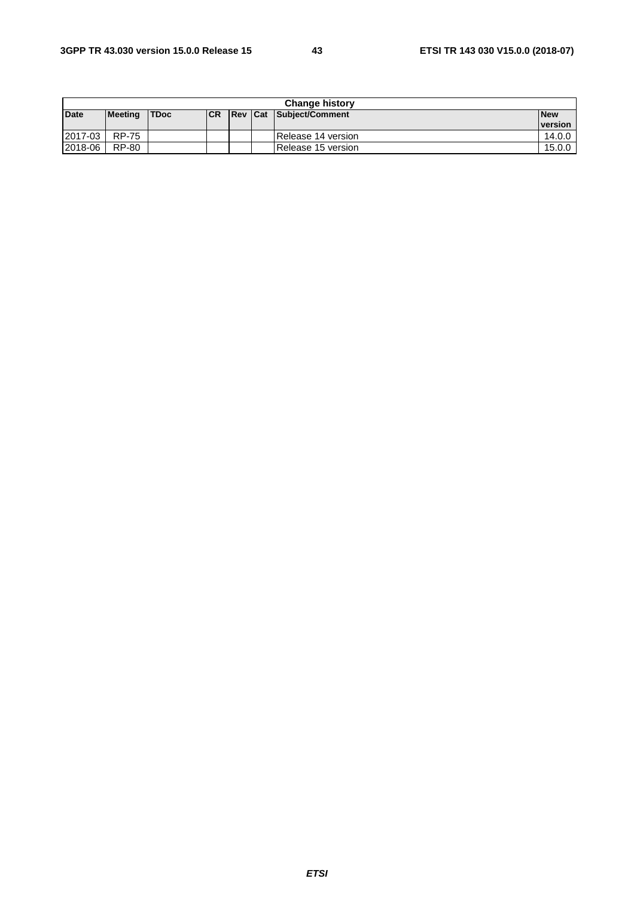| Change history | | | | | | | |
|---|---|---|---|---|---|---|---|
| **Date** | **Meeting** | **TDoc** | **CR** | **Rev** | **Cat** | **Subject/Comment** | **New version** |
| 2017-03 | RP-75 | | | | | Release 14 version | 14.0.0 |
| 2018-06 | RP-80 | | | | | Release 15 version | 15.0.0 |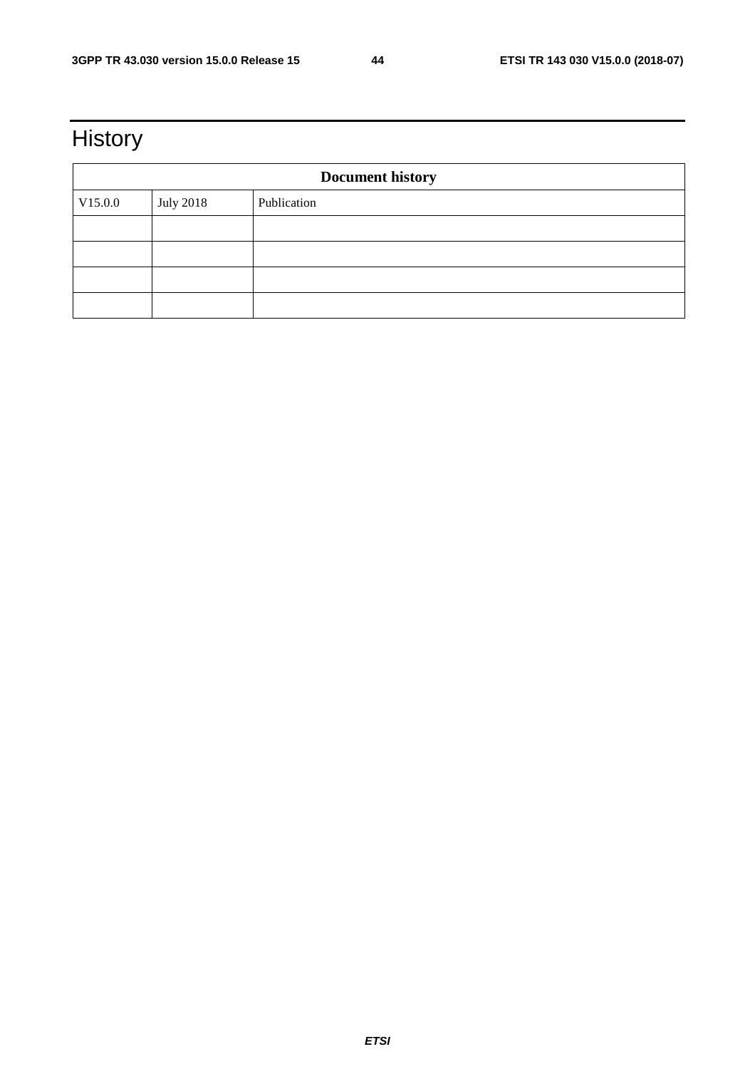# History

| Document history | | |
|---|---|---|
| V15.0.0 | July 2018 | Publication |
| | | |
| | | |
| | | |
| | | |